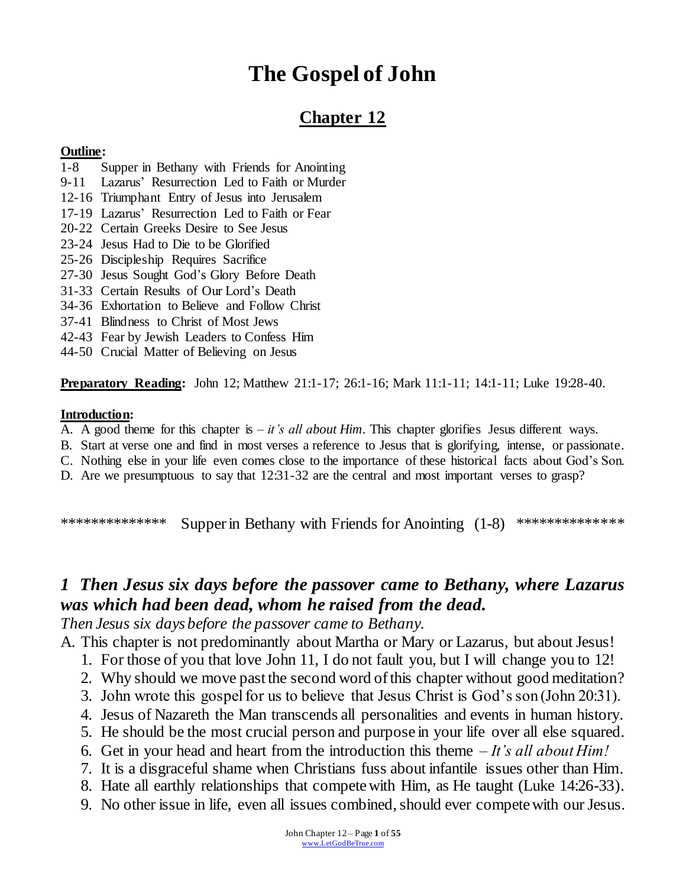# The Gospel of John

## Chapter 12

**Outline:**

1-8 Supper in Bethany with Friends for Anointing
9-11 Lazarus' Resurrection Led to Faith or Murder
12-16 Triumphant Entry of Jesus into Jerusalem
17-19 Lazarus' Resurrection Led to Faith or Fear
20-22 Certain Greeks Desire to See Jesus
23-24 Jesus Had to Die to be Glorified
25-26 Discipleship Requires Sacrifice
27-30 Jesus Sought God's Glory Before Death
31-33 Certain Results of Our Lord's Death
34-36 Exhortation to Believe and Follow Christ
37-41 Blindness to Christ of Most Jews
42-43 Fear by Jewish Leaders to Confess Him
44-50 Crucial Matter of Believing on Jesus

**Preparatory Reading:** John 12; Matthew 21:1-17; 26:1-16; Mark 11:1-11; 14:1-11; Luke 19:28-40.

**Introduction:**

A. A good theme for this chapter is – *it's all about Him*. This chapter glorifies Jesus different ways.
B. Start at verse one and find in most verses a reference to Jesus that is glorifying, intense, or passionate.
C. Nothing else in your life even comes close to the importance of these historical facts about God's Son.
D. Are we presumptuous to say that 12:31-32 are the central and most important verses to grasp?

************** Supper in Bethany with Friends for Anointing (1-8) **************

### *1 Then Jesus six days before the passover came to Bethany, where Lazarus was which had been dead, whom he raised from the dead.*

*Then Jesus six days before the passover came to Bethany.*

A. This chapter is not predominantly about Martha or Mary or Lazarus, but about Jesus!
   1. For those of you that love John 11, I do not fault you, but I will change you to 12!
   2. Why should we move past the second word of this chapter without good meditation?
   3. John wrote this gospel for us to believe that Jesus Christ is God's son (John 20:31).
   4. Jesus of Nazareth the Man transcends all personalities and events in human history.
   5. He should be the most crucial person and purpose in your life over all else squared.
   6. Get in your head and heart from the introduction this theme – *It's all about Him!*
   7. It is a disgraceful shame when Christians fuss about infantile issues other than Him.
   8. Hate all earthly relationships that compete with Him, as He taught (Luke 14:26-33).
   9. No other issue in life, even all issues combined, should ever compete with our Jesus.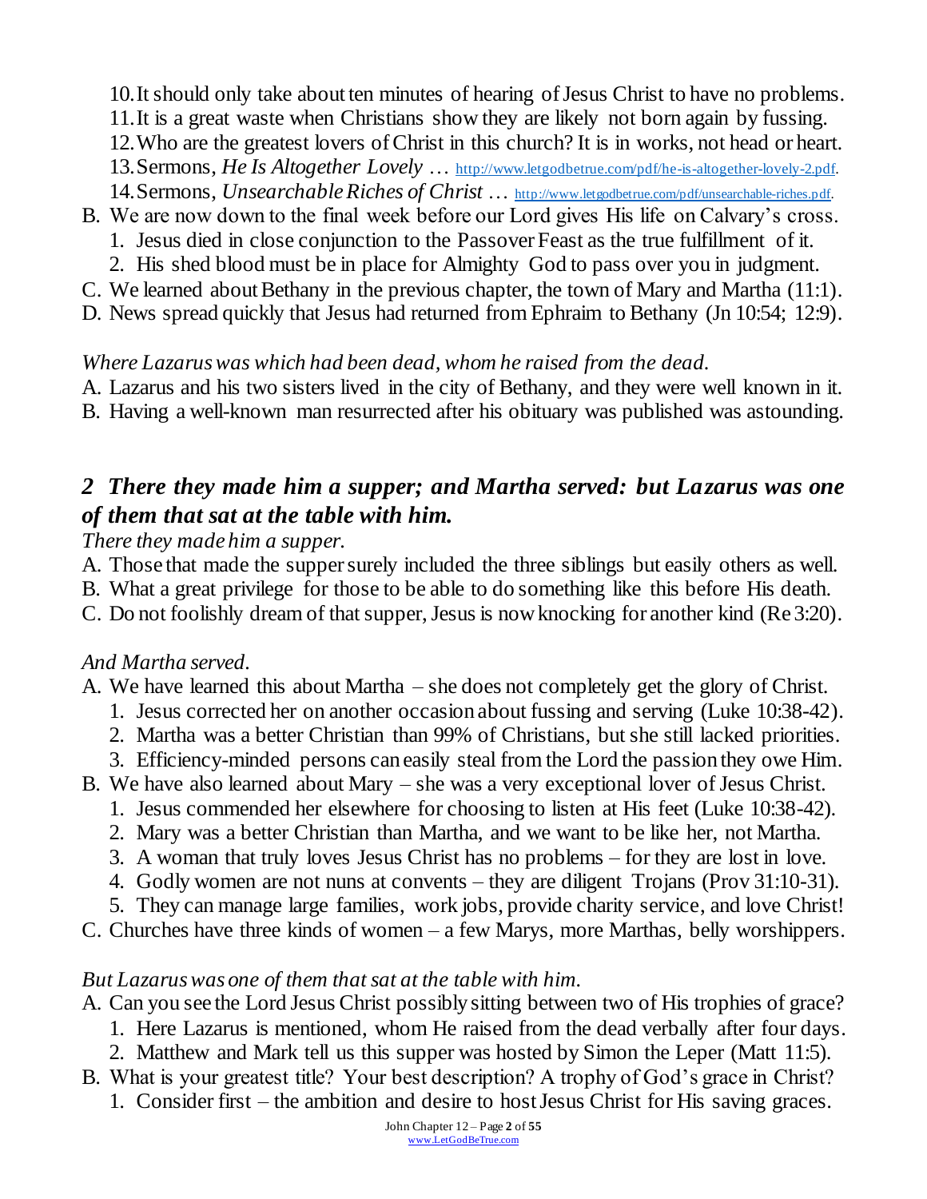10. It should only take about ten minutes of hearing of Jesus Christ to have no problems.
11. It is a great waste when Christians show they are likely not born again by fussing.
12. Who are the greatest lovers of Christ in this church? It is in works, not head or heart.
13. Sermons, *He Is Altogether Lovely* … http://www.letgodbetrue.com/pdf/he-is-altogether-lovely-2.pdf.
14. Sermons, *Unsearchable Riches of Christ* … http://www.letgodbetrue.com/pdf/unsearchable-riches.pdf.

B. We are now down to the final week before our Lord gives His life on Calvary's cross.
   1. Jesus died in close conjunction to the Passover Feast as the true fulfillment of it.
   2. His shed blood must be in place for Almighty God to pass over you in judgment.

C. We learned about Bethany in the previous chapter, the town of Mary and Martha (11:1).

D. News spread quickly that Jesus had returned from Ephraim to Bethany (Jn 10:54; 12:9).

*Where Lazarus was which had been dead, whom he raised from the dead.*

A. Lazarus and his two sisters lived in the city of Bethany, and they were well known in it.

B. Having a well-known man resurrected after his obituary was published was astounding.

## *2 There they made him a supper; and Martha served: but Lazarus was one of them that sat at the table with him.*

*There they made him a supper.*

A. Those that made the supper surely included the three siblings but easily others as well.

B. What a great privilege for those to be able to do something like this before His death.

C. Do not foolishly dream of that supper, Jesus is now knocking for another kind (Re 3:20).

*And Martha served.*

A. We have learned this about Martha – she does not completely get the glory of Christ.
   1. Jesus corrected her on another occasion about fussing and serving (Luke 10:38-42).
   2. Martha was a better Christian than 99% of Christians, but she still lacked priorities.
   3. Efficiency-minded persons can easily steal from the Lord the passion they owe Him.

B. We have also learned about Mary – she was a very exceptional lover of Jesus Christ.
   1. Jesus commended her elsewhere for choosing to listen at His feet (Luke 10:38-42).
   2. Mary was a better Christian than Martha, and we want to be like her, not Martha.
   3. A woman that truly loves Jesus Christ has no problems – for they are lost in love.
   4. Godly women are not nuns at convents – they are diligent Trojans (Prov 31:10-31).
   5. They can manage large families, work jobs, provide charity service, and love Christ!

C. Churches have three kinds of women – a few Marys, more Marthas, belly worshippers.

*But Lazarus was one of them that sat at the table with him.*

A. Can you see the Lord Jesus Christ possibly sitting between two of His trophies of grace?
   1. Here Lazarus is mentioned, whom He raised from the dead verbally after four days.
   2. Matthew and Mark tell us this supper was hosted by Simon the Leper (Matt 11:5).

B. What is your greatest title? Your best description? A trophy of God's grace in Christ?
   1. Consider first – the ambition and desire to host Jesus Christ for His saving graces.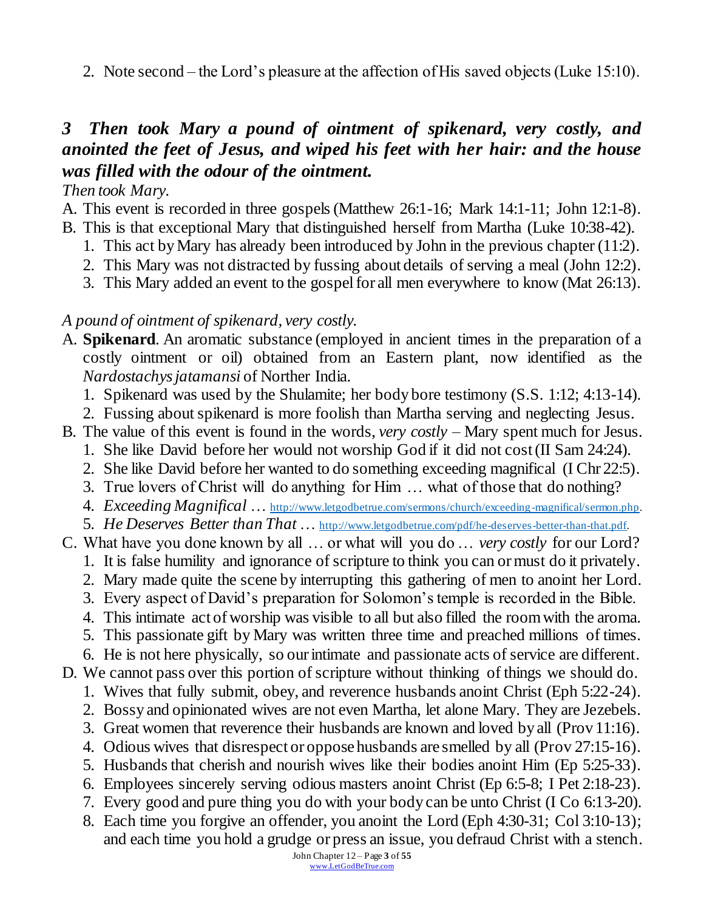2. Note second – the Lord's pleasure at the affection of His saved objects (Luke 15:10).

### *3 Then took Mary a pound of ointment of spikenard, very costly, and anointed the feet of Jesus, and wiped his feet with her hair: and the house was filled with the odour of the ointment.*

*Then took Mary.*

A. This event is recorded in three gospels (Matthew 26:1-16; Mark 14:1-11; John 12:1-8).
B. This is that exceptional Mary that distinguished herself from Martha (Luke 10:38-42).
   1. This act by Mary has already been introduced by John in the previous chapter (11:2).
   2. This Mary was not distracted by fussing about details of serving a meal (John 12:2).
   3. This Mary added an event to the gospel for all men everywhere to know (Mat 26:13).

*A pound of ointment of spikenard, very costly.*

A. **Spikenard**. An aromatic substance (employed in ancient times in the preparation of a costly ointment or oil) obtained from an Eastern plant, now identified as the *Nardostachys jatamansi* of Norther India.
   1. Spikenard was used by the Shulamite; her body bore testimony (S.S. 1:12; 4:13-14).
   2. Fussing about spikenard is more foolish than Martha serving and neglecting Jesus.
B. The value of this event is found in the words, *very costly* – Mary spent much for Jesus.
   1. She like David before her would not worship God if it did not cost (II Sam 24:24).
   2. She like David before her wanted to do something exceeding magnifical (I Chr 22:5).
   3. True lovers of Christ will do anything for Him … what of those that do nothing?
   4. *Exceeding Magnifical* … http://www.letgodbetrue.com/sermons/church/exceeding-magnifical/sermon.php.
   5. *He Deserves Better than That* … http://www.letgodbetrue.com/pdf/he-deserves-better-than-that.pdf.
C. What have you done known by all … or what will you do … *very costly* for our Lord?
   1. It is false humility and ignorance of scripture to think you can or must do it privately.
   2. Mary made quite the scene by interrupting this gathering of men to anoint her Lord.
   3. Every aspect of David's preparation for Solomon's temple is recorded in the Bible.
   4. This intimate act of worship was visible to all but also filled the room with the aroma.
   5. This passionate gift by Mary was written three time and preached millions of times.
   6. He is not here physically, so our intimate and passionate acts of service are different.
D. We cannot pass over this portion of scripture without thinking of things we should do.
   1. Wives that fully submit, obey, and reverence husbands anoint Christ (Eph 5:22-24).
   2. Bossy and opinionated wives are not even Martha, let alone Mary. They are Jezebels.
   3. Great women that reverence their husbands are known and loved by all (Prov 11:16).
   4. Odious wives that disrespect or oppose husbands are smelled by all (Prov 27:15-16).
   5. Husbands that cherish and nourish wives like their bodies anoint Him (Ep 5:25-33).
   6. Employees sincerely serving odious masters anoint Christ (Ep 6:5-8; I Pet 2:18-23).
   7. Every good and pure thing you do with your body can be unto Christ (I Co 6:13-20).
   8. Each time you forgive an offender, you anoint the Lord (Eph 4:30-31; Col 3:10-13); and each time you hold a grudge or press an issue, you defraud Christ with a stench.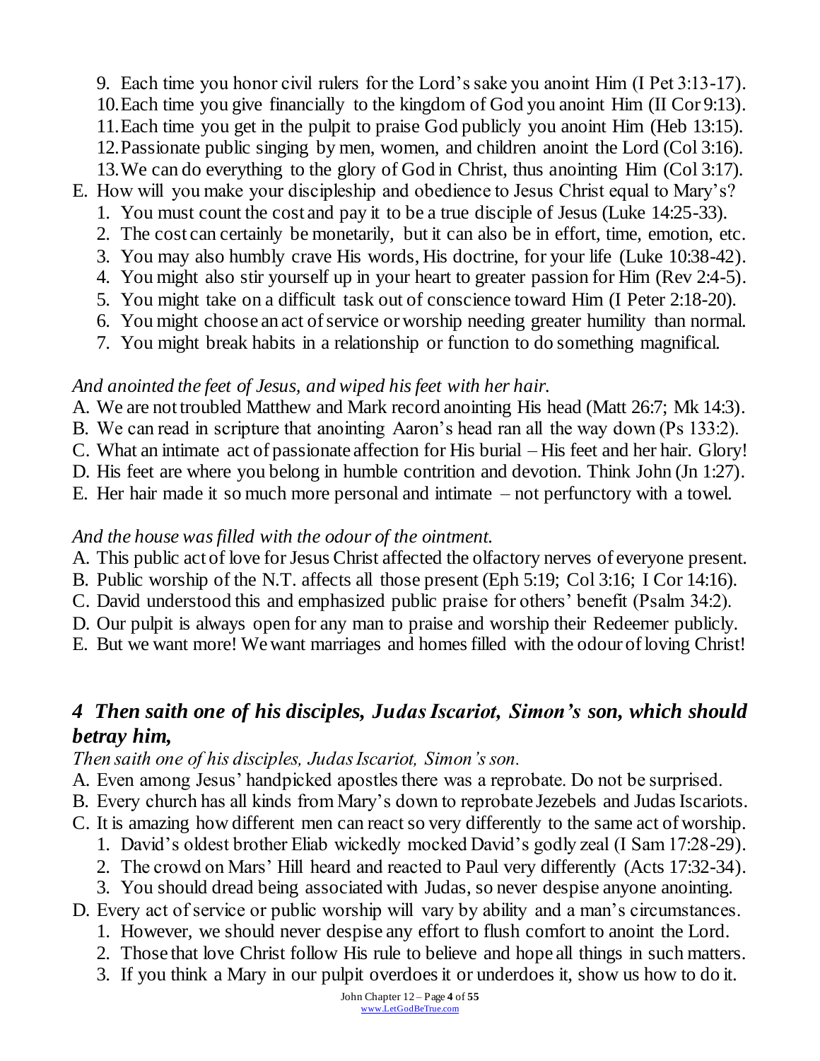9. Each time you honor civil rulers for the Lord's sake you anoint Him (I Pet 3:13-17).
10. Each time you give financially to the kingdom of God you anoint Him (II Cor 9:13).
11. Each time you get in the pulpit to praise God publicly you anoint Him (Heb 13:15).
12. Passionate public singing by men, women, and children anoint the Lord (Col 3:16).
13. We can do everything to the glory of God in Christ, thus anointing Him (Col 3:17).

E. How will you make your discipleship and obedience to Jesus Christ equal to Mary's?
   1. You must count the cost and pay it to be a true disciple of Jesus (Luke 14:25-33).
   2. The cost can certainly be monetarily, but it can also be in effort, time, emotion, etc.
   3. You may also humbly crave His words, His doctrine, for your life (Luke 10:38-42).
   4. You might also stir yourself up in your heart to greater passion for Him (Rev 2:4-5).
   5. You might take on a difficult task out of conscience toward Him (I Peter 2:18-20).
   6. You might choose an act of service or worship needing greater humility than normal.
   7. You might break habits in a relationship or function to do something magnifical.

*And anointed the feet of Jesus, and wiped his feet with her hair.*

A. We are not troubled Matthew and Mark record anointing His head (Matt 26:7; Mk 14:3).
B. We can read in scripture that anointing Aaron's head ran all the way down (Ps 133:2).
C. What an intimate act of passionate affection for His burial – His feet and her hair. Glory!
D. His feet are where you belong in humble contrition and devotion. Think John (Jn 1:27).
E. Her hair made it so much more personal and intimate – not perfunctory with a towel.

*And the house was filled with the odour of the ointment.*

A. This public act of love for Jesus Christ affected the olfactory nerves of everyone present.
B. Public worship of the N.T. affects all those present (Eph 5:19; Col 3:16; I Cor 14:16).
C. David understood this and emphasized public praise for others' benefit (Psalm 34:2).
D. Our pulpit is always open for any man to praise and worship their Redeemer publicly.
E. But we want more! We want marriages and homes filled with the odour of loving Christ!

## *4 Then saith one of his disciples, Judas Iscariot, Simon's son, which should betray him,*

*Then saith one of his disciples, Judas Iscariot, Simon's son.*

A. Even among Jesus' handpicked apostles there was a reprobate. Do not be surprised.
B. Every church has all kinds from Mary's down to reprobate Jezebels and Judas Iscariots.
C. It is amazing how different men can react so very differently to the same act of worship.
   1. David's oldest brother Eliab wickedly mocked David's godly zeal (I Sam 17:28-29).
   2. The crowd on Mars' Hill heard and reacted to Paul very differently (Acts 17:32-34).
   3. You should dread being associated with Judas, so never despise anyone anointing.
D. Every act of service or public worship will vary by ability and a man's circumstances.
   1. However, we should never despise any effort to flush comfort to anoint the Lord.
   2. Those that love Christ follow His rule to believe and hope all things in such matters.
   3. If you think a Mary in our pulpit overdoes it or underdoes it, show us how to do it.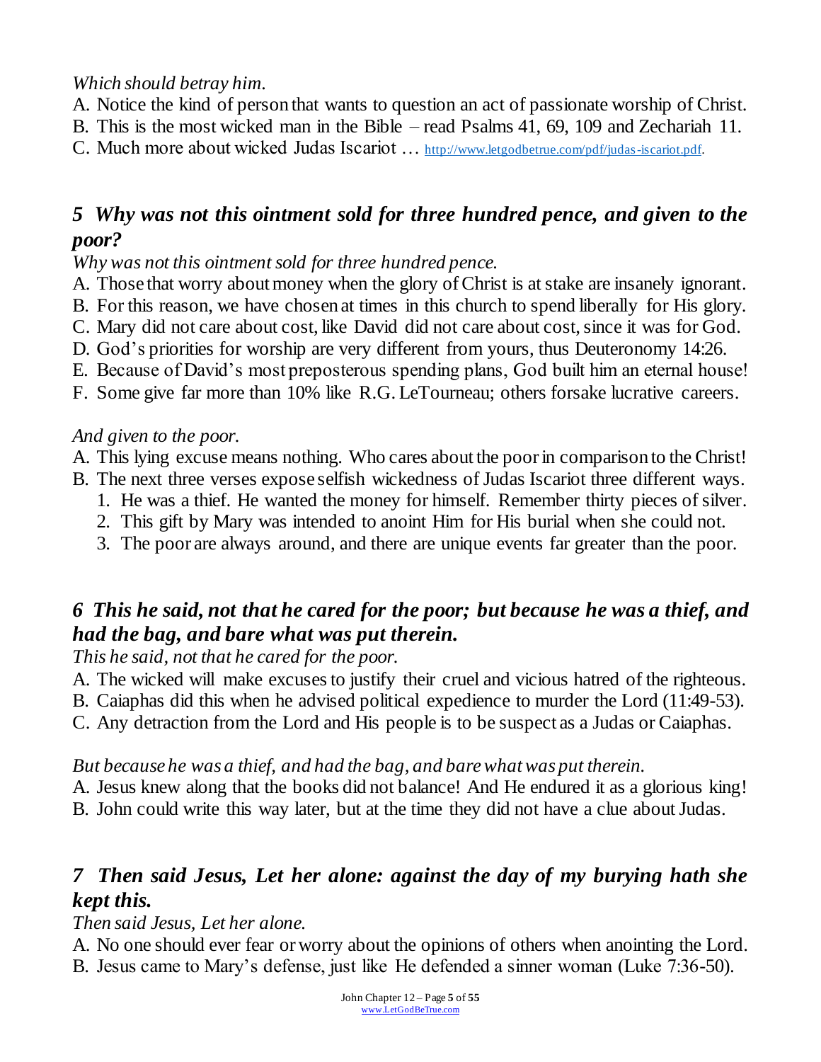*Which should betray him.*

A. Notice the kind of person that wants to question an act of passionate worship of Christ.
B. This is the most wicked man in the Bible – read Psalms 41, 69, 109 and Zechariah 11.
C. Much more about wicked Judas Iscariot … http://www.letgodbetrue.com/pdf/judas-iscariot.pdf.

### *5 Why was not this ointment sold for three hundred pence, and given to the poor?*

*Why was not this ointment sold for three hundred pence.*

A. Those that worry about money when the glory of Christ is at stake are insanely ignorant.
B. For this reason, we have chosen at times in this church to spend liberally for His glory.
C. Mary did not care about cost, like David did not care about cost, since it was for God.
D. God's priorities for worship are very different from yours, thus Deuteronomy 14:26.
E. Because of David's most preposterous spending plans, God built him an eternal house!
F. Some give far more than 10% like R.G. LeTourneau; others forsake lucrative careers.

*And given to the poor.*

A. This lying excuse means nothing. Who cares about the poor in comparison to the Christ!
B. The next three verses expose selfish wickedness of Judas Iscariot three different ways.
   1. He was a thief. He wanted the money for himself. Remember thirty pieces of silver.
   2. This gift by Mary was intended to anoint Him for His burial when she could not.
   3. The poor are always around, and there are unique events far greater than the poor.

### *6 This he said, not that he cared for the poor; but because he was a thief, and had the bag, and bare what was put therein.*

*This he said, not that he cared for the poor.*

A. The wicked will make excuses to justify their cruel and vicious hatred of the righteous.
B. Caiaphas did this when he advised political expedience to murder the Lord (11:49-53).
C. Any detraction from the Lord and His people is to be suspect as a Judas or Caiaphas.

*But because he was a thief, and had the bag, and bare what was put therein.*

A. Jesus knew along that the books did not balance! And He endured it as a glorious king!
B. John could write this way later, but at the time they did not have a clue about Judas.

### *7 Then said Jesus, Let her alone: against the day of my burying hath she kept this.*

*Then said Jesus, Let her alone.*

A. No one should ever fear or worry about the opinions of others when anointing the Lord.
B. Jesus came to Mary's defense, just like He defended a sinner woman (Luke 7:36-50).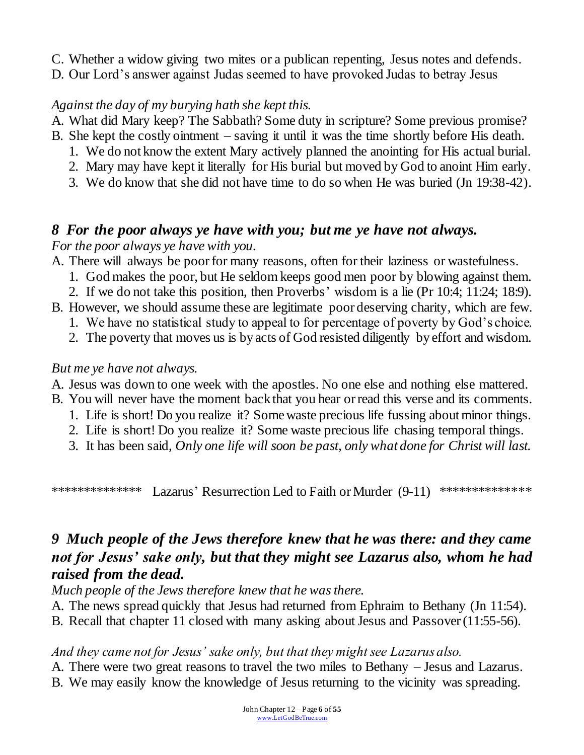C. Whether a widow giving two mites or a publican repenting, Jesus notes and defends.
D. Our Lord's answer against Judas seemed to have provoked Judas to betray Jesus

*Against the day of my burying hath she kept this.*

A. What did Mary keep? The Sabbath? Some duty in scripture? Some previous promise?
B. She kept the costly ointment – saving it until it was the time shortly before His death.
   1. We do not know the extent Mary actively planned the anointing for His actual burial.
   2. Mary may have kept it literally for His burial but moved by God to anoint Him early.
   3. We do know that she did not have time to do so when He was buried (Jn 19:38-42).

### *8 For the poor always ye have with you; but me ye have not always.*

*For the poor always ye have with you.*

A. There will always be poor for many reasons, often for their laziness or wastefulness.
   1. God makes the poor, but He seldom keeps good men poor by blowing against them.
   2. If we do not take this position, then Proverbs' wisdom is a lie (Pr 10:4; 11:24; 18:9).
B. However, we should assume these are legitimate poor deserving charity, which are few.
   1. We have no statistical study to appeal to for percentage of poverty by God's choice.
   2. The poverty that moves us is by acts of God resisted diligently by effort and wisdom.

*But me ye have not always.*

A. Jesus was down to one week with the apostles. No one else and nothing else mattered.
B. You will never have the moment back that you hear or read this verse and its comments.
   1. Life is short! Do you realize it? Some waste precious life fussing about minor things.
   2. Life is short! Do you realize it? Some waste precious life chasing temporal things.
   3. It has been said, *Only one life will soon be past, only what done for Christ will last.*

************** Lazarus' Resurrection Led to Faith or Murder (9-11) **************

### *9 Much people of the Jews therefore knew that he was there: and they came not for Jesus' sake only, but that they might see Lazarus also, whom he had raised from the dead.*

*Much people of the Jews therefore knew that he was there.*

A. The news spread quickly that Jesus had returned from Ephraim to Bethany (Jn 11:54).
B. Recall that chapter 11 closed with many asking about Jesus and Passover (11:55-56).

*And they came not for Jesus' sake only, but that they might see Lazarus also.*

A. There were two great reasons to travel the two miles to Bethany – Jesus and Lazarus.
B. We may easily know the knowledge of Jesus returning to the vicinity was spreading.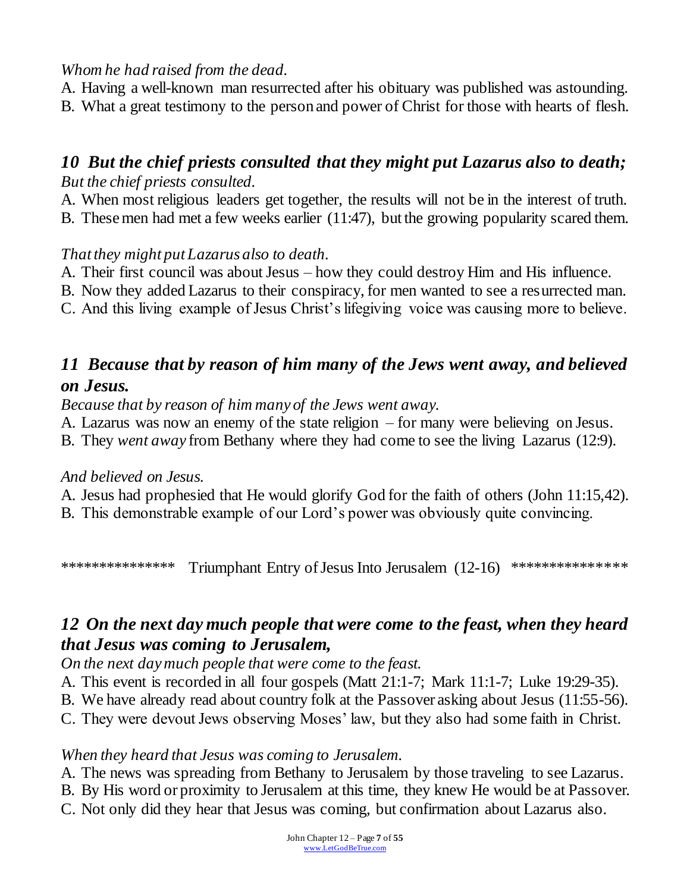*Whom he had raised from the dead.*

A. Having a well-known man resurrected after his obituary was published was astounding.
B. What a great testimony to the person and power of Christ for those with hearts of flesh.

### *10 But the chief priests consulted that they might put Lazarus also to death;*

*But the chief priests consulted.*

A. When most religious leaders get together, the results will not be in the interest of truth.
B. These men had met a few weeks earlier (11:47), but the growing popularity scared them.

*That they might put Lazarus also to death.*

A. Their first council was about Jesus – how they could destroy Him and His influence.
B. Now they added Lazarus to their conspiracy, for men wanted to see a resurrected man.
C. And this living example of Jesus Christ's lifegiving voice was causing more to believe.

### *11 Because that by reason of him many of the Jews went away, and believed on Jesus.*

*Because that by reason of him many of the Jews went away.*

A. Lazarus was now an enemy of the state religion – for many were believing on Jesus.
B. They *went away* from Bethany where they had come to see the living Lazarus (12:9).

*And believed on Jesus.*

A. Jesus had prophesied that He would glorify God for the faith of others (John 11:15,42).
B. This demonstrable example of our Lord's power was obviously quite convincing.

*************** Triumphant Entry of Jesus Into Jerusalem (12-16) ***************

### *12 On the next day much people that were come to the feast, when they heard that Jesus was coming to Jerusalem,*

*On the next day much people that were come to the feast.*

A. This event is recorded in all four gospels (Matt 21:1-7; Mark 11:1-7; Luke 19:29-35).
B. We have already read about country folk at the Passover asking about Jesus (11:55-56).
C. They were devout Jews observing Moses' law, but they also had some faith in Christ.

*When they heard that Jesus was coming to Jerusalem.*

A. The news was spreading from Bethany to Jerusalem by those traveling to see Lazarus.
B. By His word or proximity to Jerusalem at this time, they knew He would be at Passover.
C. Not only did they hear that Jesus was coming, but confirmation about Lazarus also.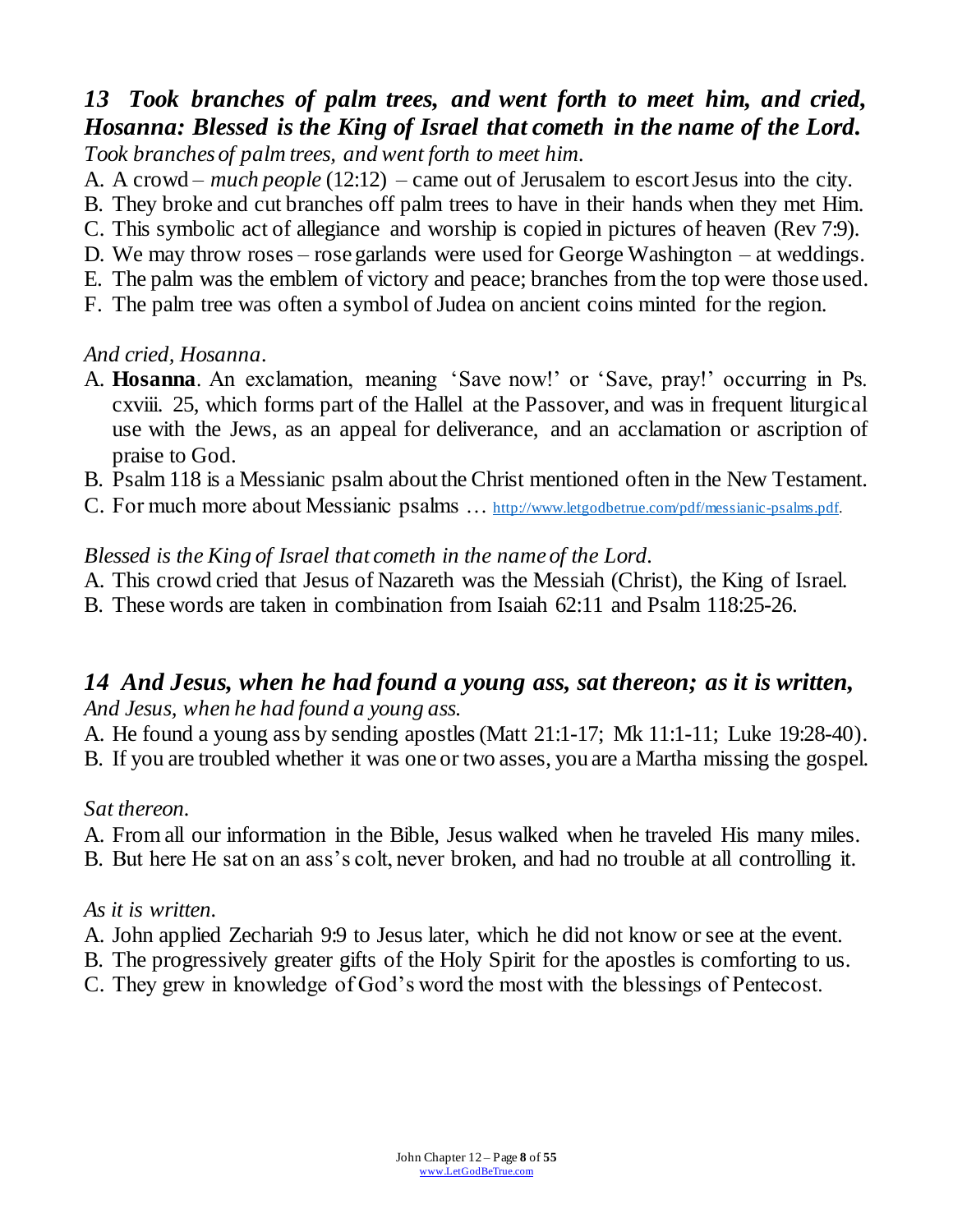### *13 Took branches of palm trees, and went forth to meet him, and cried, Hosanna: Blessed is the King of Israel that cometh in the name of the Lord.*

*Took branches of palm trees, and went forth to meet him.*

A. A crowd – *much people* (12:12) – came out of Jerusalem to escort Jesus into the city.
B. They broke and cut branches off palm trees to have in their hands when they met Him.
C. This symbolic act of allegiance and worship is copied in pictures of heaven (Rev 7:9).
D. We may throw roses – rose garlands were used for George Washington – at weddings.
E. The palm was the emblem of victory and peace; branches from the top were those used.
F. The palm tree was often a symbol of Judea on ancient coins minted for the region.

*And cried, Hosanna.*

A. **Hosanna**. An exclamation, meaning 'Save now!' or 'Save, pray!' occurring in Ps. cxviii. 25, which forms part of the Hallel at the Passover, and was in frequent liturgical use with the Jews, as an appeal for deliverance, and an acclamation or ascription of praise to God.
B. Psalm 118 is a Messianic psalm about the Christ mentioned often in the New Testament.
C. For much more about Messianic psalms … http://www.letgodbetrue.com/pdf/messianic-psalms.pdf.

*Blessed is the King of Israel that cometh in the name of the Lord.*

A. This crowd cried that Jesus of Nazareth was the Messiah (Christ), the King of Israel.
B. These words are taken in combination from Isaiah 62:11 and Psalm 118:25-26.

### *14 And Jesus, when he had found a young ass, sat thereon; as it is written,*

*And Jesus, when he had found a young ass.*

A. He found a young ass by sending apostles (Matt 21:1-17; Mk 11:1-11; Luke 19:28-40).
B. If you are troubled whether it was one or two asses, you are a Martha missing the gospel.

*Sat thereon.*

A. From all our information in the Bible, Jesus walked when he traveled His many miles.
B. But here He sat on an ass's colt, never broken, and had no trouble at all controlling it.

*As it is written.*

A. John applied Zechariah 9:9 to Jesus later, which he did not know or see at the event.
B. The progressively greater gifts of the Holy Spirit for the apostles is comforting to us.
C. They grew in knowledge of God's word the most with the blessings of Pentecost.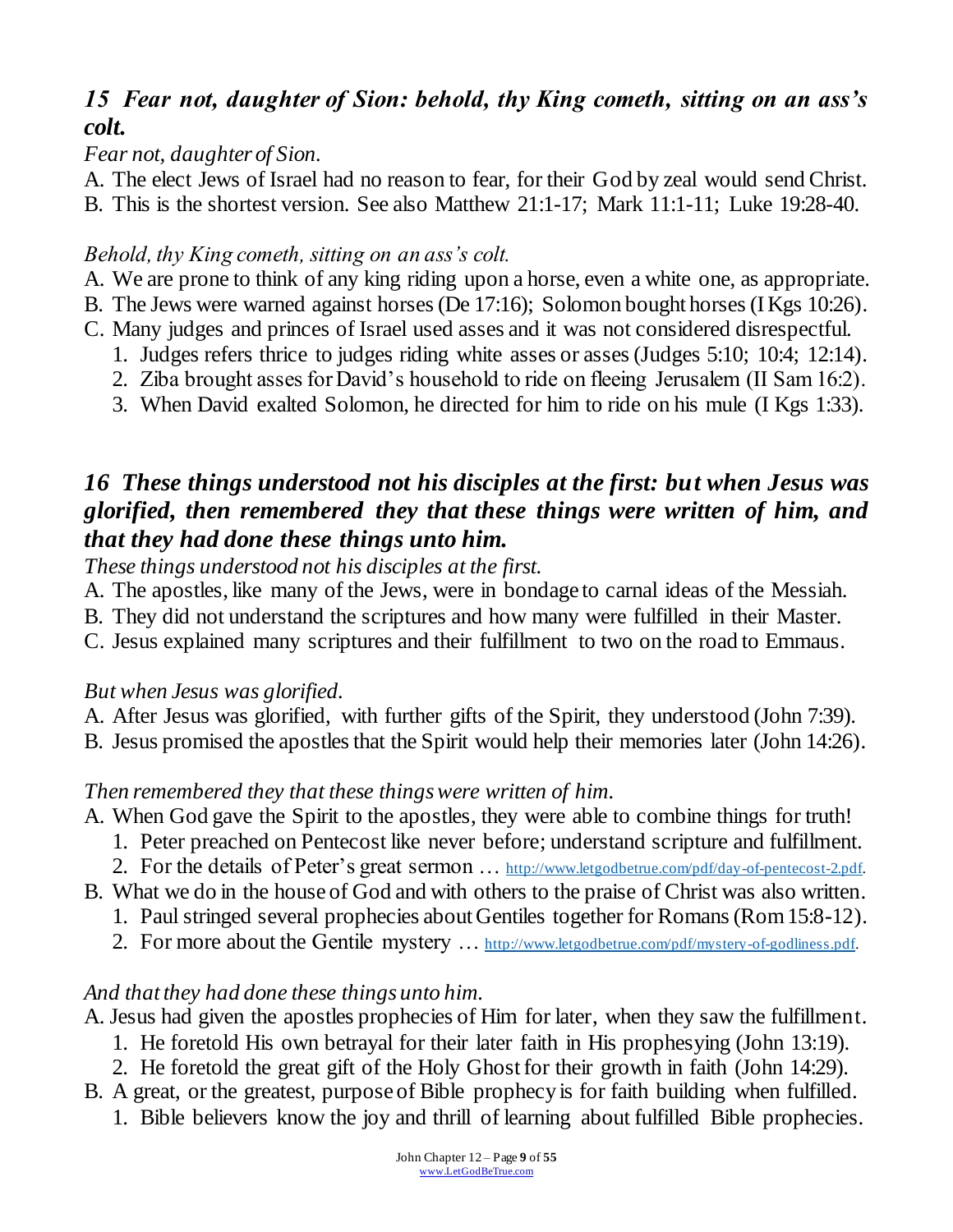### *15 Fear not, daughter of Sion: behold, thy King cometh, sitting on an ass's colt.*

*Fear not, daughter of Sion.*

A. The elect Jews of Israel had no reason to fear, for their God by zeal would send Christ.
B. This is the shortest version. See also Matthew 21:1-17; Mark 11:1-11; Luke 19:28-40.

*Behold, thy King cometh, sitting on an ass's colt.*

A. We are prone to think of any king riding upon a horse, even a white one, as appropriate.
B. The Jews were warned against horses (De 17:16); Solomon bought horses (I Kgs 10:26).
C. Many judges and princes of Israel used asses and it was not considered disrespectful.
   1. Judges refers thrice to judges riding white asses or asses (Judges 5:10; 10:4; 12:14).
   2. Ziba brought asses for David's household to ride on fleeing Jerusalem (II Sam 16:2).
   3. When David exalted Solomon, he directed for him to ride on his mule (I Kgs 1:33).

### *16 These things understood not his disciples at the first: but when Jesus was glorified, then remembered they that these things were written of him, and that they had done these things unto him.*

*These things understood not his disciples at the first.*

A. The apostles, like many of the Jews, were in bondage to carnal ideas of the Messiah.
B. They did not understand the scriptures and how many were fulfilled in their Master.
C. Jesus explained many scriptures and their fulfillment to two on the road to Emmaus.

*But when Jesus was glorified.*

A. After Jesus was glorified, with further gifts of the Spirit, they understood (John 7:39).
B. Jesus promised the apostles that the Spirit would help their memories later (John 14:26).

*Then remembered they that these things were written of him.*

A. When God gave the Spirit to the apostles, they were able to combine things for truth!
   1. Peter preached on Pentecost like never before; understand scripture and fulfillment.
   2. For the details of Peter's great sermon … http://www.letgodbetrue.com/pdf/day-of-pentecost-2.pdf.
B. What we do in the house of God and with others to the praise of Christ was also written.
   1. Paul stringed several prophecies about Gentiles together for Romans (Rom 15:8-12).
   2. For more about the Gentile mystery … http://www.letgodbetrue.com/pdf/mystery-of-godliness.pdf.

*And that they had done these things unto him.*

A. Jesus had given the apostles prophecies of Him for later, when they saw the fulfillment.
   1. He foretold His own betrayal for their later faith in His prophesying (John 13:19).
   2. He foretold the great gift of the Holy Ghost for their growth in faith (John 14:29).
B. A great, or the greatest, purpose of Bible prophecy is for faith building when fulfilled.
   1. Bible believers know the joy and thrill of learning about fulfilled Bible prophecies.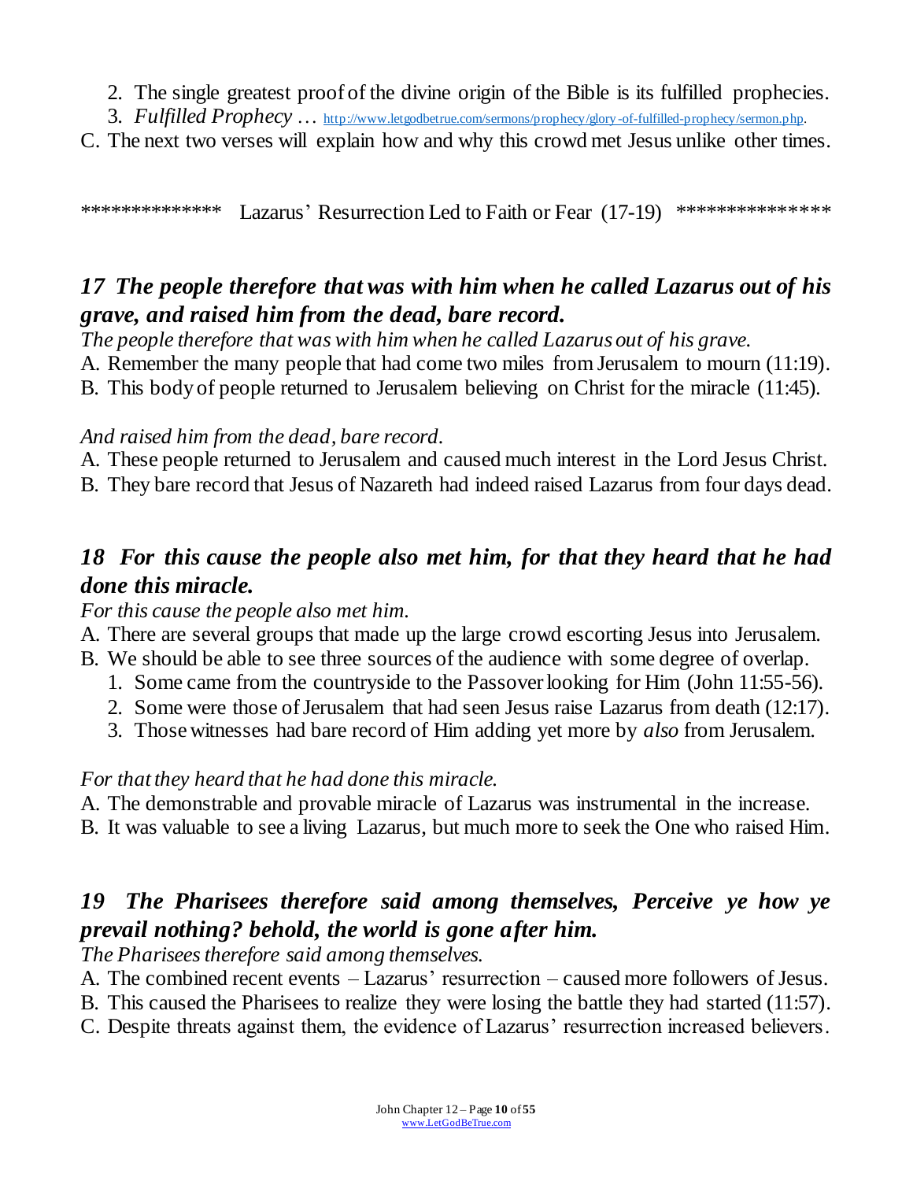2. The single greatest proof of the divine origin of the Bible is its fulfilled prophecies.
3. *Fulfilled Prophecy* … http://www.letgodbetrue.com/sermons/prophecy/glory-of-fulfilled-prophecy/sermon.php.

C. The next two verses will explain how and why this crowd met Jesus unlike other times.

************** Lazarus' Resurrection Led to Faith or Fear (17-19) ***************

### *17 The people therefore that was with him when he called Lazarus out of his grave, and raised him from the dead, bare record.*

*The people therefore that was with him when he called Lazarus out of his grave.*

A. Remember the many people that had come two miles from Jerusalem to mourn (11:19).
B. This body of people returned to Jerusalem believing on Christ for the miracle (11:45).

*And raised him from the dead, bare record.*

A. These people returned to Jerusalem and caused much interest in the Lord Jesus Christ.
B. They bare record that Jesus of Nazareth had indeed raised Lazarus from four days dead.

### *18 For this cause the people also met him, for that they heard that he had done this miracle.*

*For this cause the people also met him.*

A. There are several groups that made up the large crowd escorting Jesus into Jerusalem.
B. We should be able to see three sources of the audience with some degree of overlap.
   1. Some came from the countryside to the Passover looking for Him (John 11:55-56).
   2. Some were those of Jerusalem that had seen Jesus raise Lazarus from death (12:17).
   3. Those witnesses had bare record of Him adding yet more by *also* from Jerusalem.

*For that they heard that he had done this miracle.*

A. The demonstrable and provable miracle of Lazarus was instrumental in the increase.
B. It was valuable to see a living Lazarus, but much more to seek the One who raised Him.

### *19 The Pharisees therefore said among themselves, Perceive ye how ye prevail nothing? behold, the world is gone after him.*

*The Pharisees therefore said among themselves.*

A. The combined recent events – Lazarus' resurrection – caused more followers of Jesus.
B. This caused the Pharisees to realize they were losing the battle they had started (11:57).
C. Despite threats against them, the evidence of Lazarus' resurrection increased believers.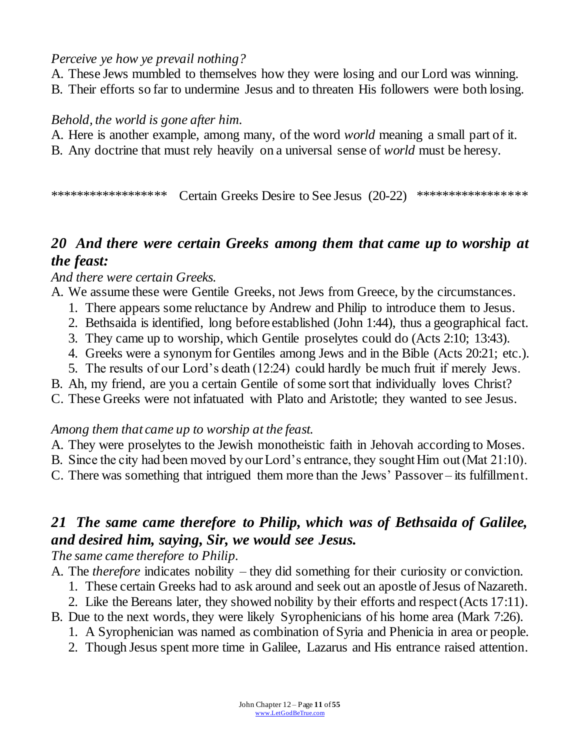*Perceive ye how ye prevail nothing?*

A. These Jews mumbled to themselves how they were losing and our Lord was winning.
B. Their efforts so far to undermine Jesus and to threaten His followers were both losing.

*Behold, the world is gone after him.*

A. Here is another example, among many, of the word *world* meaning a small part of it.
B. Any doctrine that must rely heavily on a universal sense of *world* must be heresy.

****************** Certain Greeks Desire to See Jesus (20-22) *****************

### *20 And there were certain Greeks among them that came up to worship at the feast:*

*And there were certain Greeks.*

A. We assume these were Gentile Greeks, not Jews from Greece, by the circumstances.
   1. There appears some reluctance by Andrew and Philip to introduce them to Jesus.
   2. Bethsaida is identified, long before established (John 1:44), thus a geographical fact.
   3. They came up to worship, which Gentile proselytes could do (Acts 2:10; 13:43).
   4. Greeks were a synonym for Gentiles among Jews and in the Bible (Acts 20:21; etc.).
   5. The results of our Lord's death (12:24) could hardly be much fruit if merely Jews.
B. Ah, my friend, are you a certain Gentile of some sort that individually loves Christ?
C. These Greeks were not infatuated with Plato and Aristotle; they wanted to see Jesus.

*Among them that came up to worship at the feast.*

A. They were proselytes to the Jewish monotheistic faith in Jehovah according to Moses.
B. Since the city had been moved by our Lord's entrance, they sought Him out (Mat 21:10).
C. There was something that intrigued them more than the Jews' Passover – its fulfillment.

### *21 The same came therefore to Philip, which was of Bethsaida of Galilee, and desired him, saying, Sir, we would see Jesus.*

*The same came therefore to Philip.*

A. The *therefore* indicates nobility – they did something for their curiosity or conviction.
   1. These certain Greeks had to ask around and seek out an apostle of Jesus of Nazareth.
   2. Like the Bereans later, they showed nobility by their efforts and respect (Acts 17:11).
B. Due to the next words, they were likely Syrophenicians of his home area (Mark 7:26).
   1. A Syrophenician was named as combination of Syria and Phenicia in area or people.
   2. Though Jesus spent more time in Galilee, Lazarus and His entrance raised attention.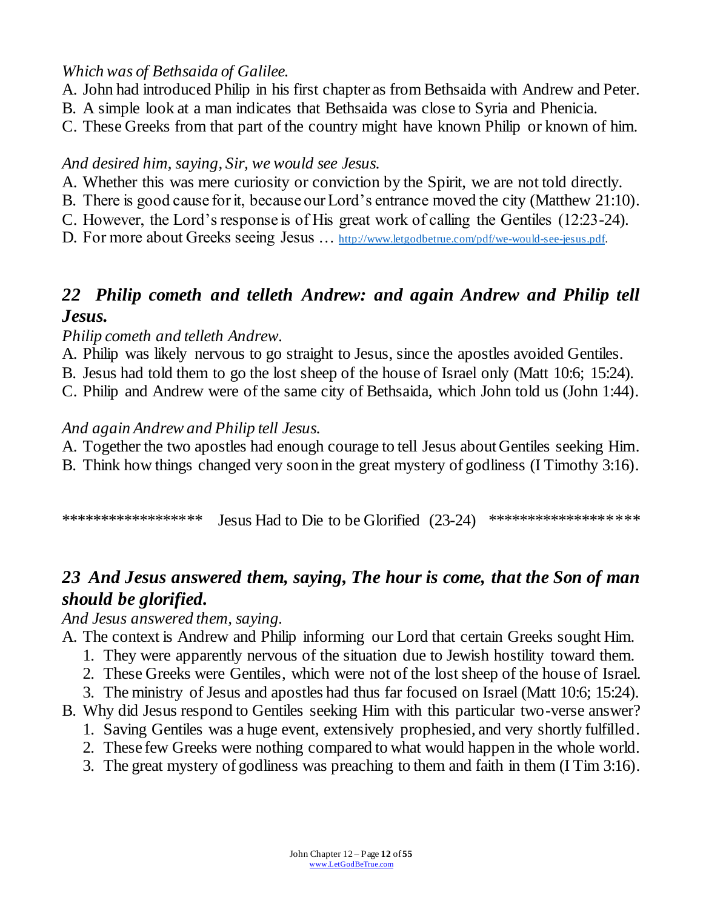*Which was of Bethsaida of Galilee.*

A. John had introduced Philip in his first chapter as from Bethsaida with Andrew and Peter.
B. A simple look at a man indicates that Bethsaida was close to Syria and Phenicia.
C. These Greeks from that part of the country might have known Philip or known of him.

*And desired him, saying, Sir, we would see Jesus.*

A. Whether this was mere curiosity or conviction by the Spirit, we are not told directly.
B. There is good cause for it, because our Lord's entrance moved the city (Matthew 21:10).
C. However, the Lord's response is of His great work of calling the Gentiles (12:23-24).
D. For more about Greeks seeing Jesus … http://www.letgodbetrue.com/pdf/we-would-see-jesus.pdf.

## *22 Philip cometh and telleth Andrew: and again Andrew and Philip tell Jesus.*

*Philip cometh and telleth Andrew.*

A. Philip was likely nervous to go straight to Jesus, since the apostles avoided Gentiles.
B. Jesus had told them to go the lost sheep of the house of Israel only (Matt 10:6; 15:24).
C. Philip and Andrew were of the same city of Bethsaida, which John told us (John 1:44).

*And again Andrew and Philip tell Jesus.*

A. Together the two apostles had enough courage to tell Jesus about Gentiles seeking Him.
B. Think how things changed very soon in the great mystery of godliness (I Timothy 3:16).

****************** Jesus Had to Die to be Glorified (23-24) ******************

## *23 And Jesus answered them, saying, The hour is come, that the Son of man should be glorified.*

*And Jesus answered them, saying.*

A. The context is Andrew and Philip informing our Lord that certain Greeks sought Him.
   1. They were apparently nervous of the situation due to Jewish hostility toward them.
   2. These Greeks were Gentiles, which were not of the lost sheep of the house of Israel.
   3. The ministry of Jesus and apostles had thus far focused on Israel (Matt 10:6; 15:24).
B. Why did Jesus respond to Gentiles seeking Him with this particular two-verse answer?
   1. Saving Gentiles was a huge event, extensively prophesied, and very shortly fulfilled.
   2. These few Greeks were nothing compared to what would happen in the whole world.
   3. The great mystery of godliness was preaching to them and faith in them (I Tim 3:16).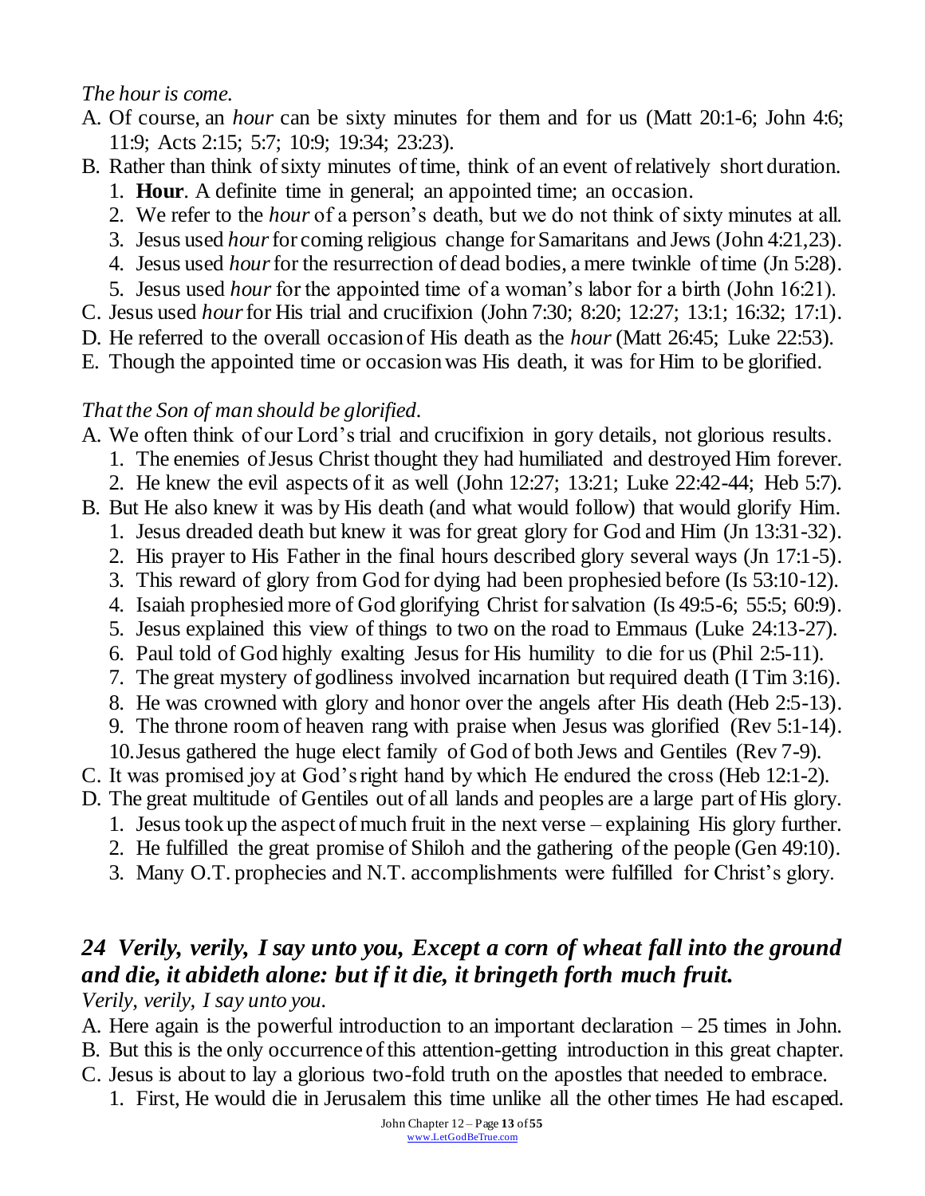*The hour is come.*

A. Of course, an *hour* can be sixty minutes for them and for us (Matt 20:1-6; John 4:6; 11:9; Acts 2:15; 5:7; 10:9; 19:34; 23:23).
B. Rather than think of sixty minutes of time, think of an event of relatively short duration.
   1. **Hour**. A definite time in general; an appointed time; an occasion.
   2. We refer to the *hour* of a person's death, but we do not think of sixty minutes at all.
   3. Jesus used *hour* for coming religious change for Samaritans and Jews (John 4:21,23).
   4. Jesus used *hour* for the resurrection of dead bodies, a mere twinkle of time (Jn 5:28).
   5. Jesus used *hour* for the appointed time of a woman's labor for a birth (John 16:21).
C. Jesus used *hour* for His trial and crucifixion (John 7:30; 8:20; 12:27; 13:1; 16:32; 17:1).
D. He referred to the overall occasion of His death as the *hour* (Matt 26:45; Luke 22:53).
E. Though the appointed time or occasion was His death, it was for Him to be glorified.

*That the Son of man should be glorified.*

A. We often think of our Lord's trial and crucifixion in gory details, not glorious results.
   1. The enemies of Jesus Christ thought they had humiliated and destroyed Him forever.
   2. He knew the evil aspects of it as well (John 12:27; 13:21; Luke 22:42-44; Heb 5:7).
B. But He also knew it was by His death (and what would follow) that would glorify Him.
   1. Jesus dreaded death but knew it was for great glory for God and Him (Jn 13:31-32).
   2. His prayer to His Father in the final hours described glory several ways (Jn 17:1-5).
   3. This reward of glory from God for dying had been prophesied before (Is 53:10-12).
   4. Isaiah prophesied more of God glorifying Christ for salvation (Is 49:5-6; 55:5; 60:9).
   5. Jesus explained this view of things to two on the road to Emmaus (Luke 24:13-27).
   6. Paul told of God highly exalting Jesus for His humility to die for us (Phil 2:5-11).
   7. The great mystery of godliness involved incarnation but required death (I Tim 3:16).
   8. He was crowned with glory and honor over the angels after His death (Heb 2:5-13).
   9. The throne room of heaven rang with praise when Jesus was glorified (Rev 5:1-14).
   10. Jesus gathered the huge elect family of God of both Jews and Gentiles (Rev 7-9).
C. It was promised joy at God's right hand by which He endured the cross (Heb 12:1-2).
D. The great multitude of Gentiles out of all lands and peoples are a large part of His glory.
   1. Jesus took up the aspect of much fruit in the next verse – explaining His glory further.
   2. He fulfilled the great promise of Shiloh and the gathering of the people (Gen 49:10).
   3. Many O.T. prophecies and N.T. accomplishments were fulfilled for Christ's glory.

## *24 Verily, verily, I say unto you, Except a corn of wheat fall into the ground and die, it abideth alone: but if it die, it bringeth forth much fruit.*

*Verily, verily, I say unto you.*

A. Here again is the powerful introduction to an important declaration – 25 times in John.
B. But this is the only occurrence of this attention-getting introduction in this great chapter.
C. Jesus is about to lay a glorious two-fold truth on the apostles that needed to embrace.
   1. First, He would die in Jerusalem this time unlike all the other times He had escaped.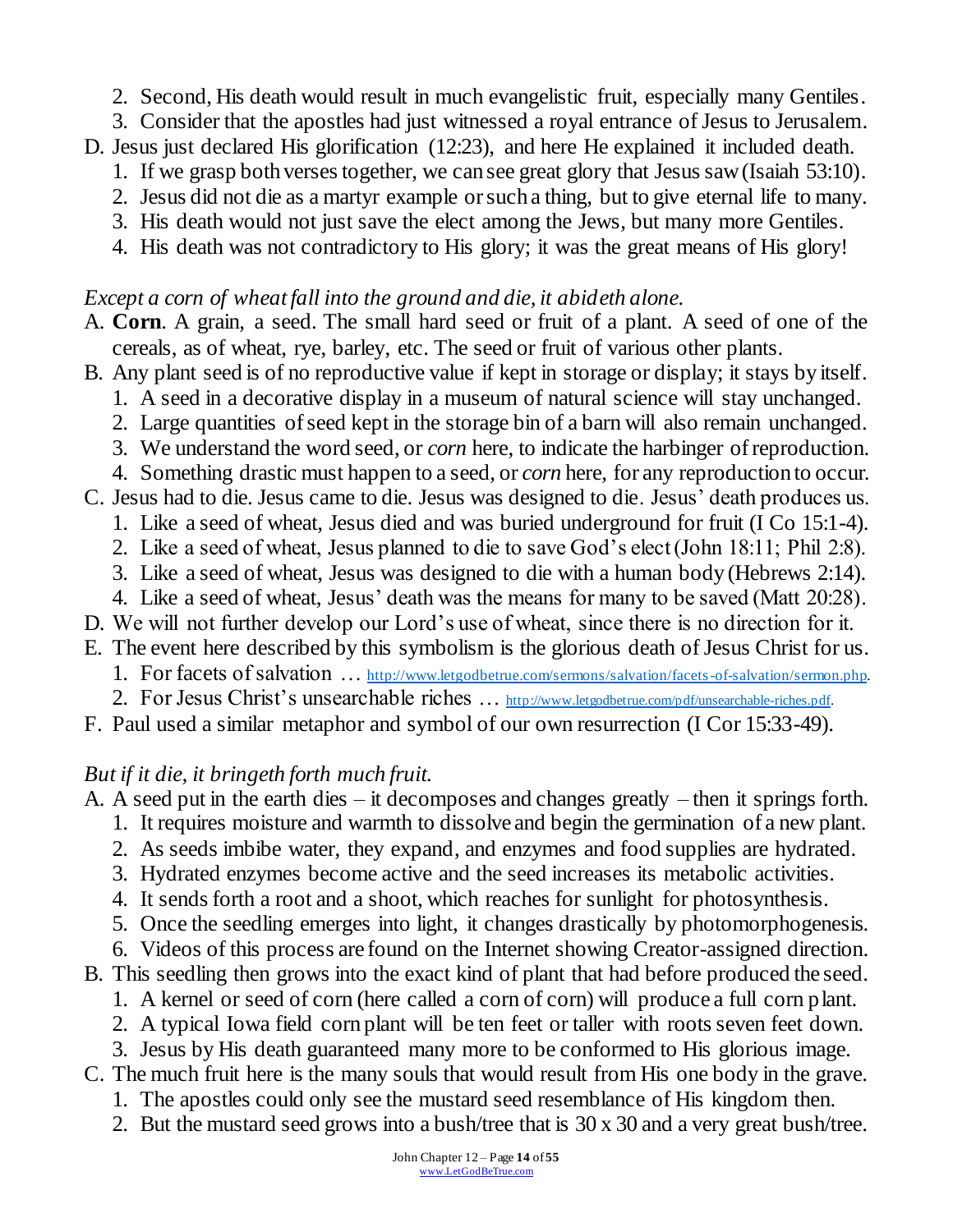2. Second, His death would result in much evangelistic fruit, especially many Gentiles.
3. Consider that the apostles had just witnessed a royal entrance of Jesus to Jerusalem.

D. Jesus just declared His glorification (12:23), and here He explained it included death.
1. If we grasp both verses together, we can see great glory that Jesus saw (Isaiah 53:10).
2. Jesus did not die as a martyr example or such a thing, but to give eternal life to many.
3. His death would not just save the elect among the Jews, but many more Gentiles.
4. His death was not contradictory to His glory; it was the great means of His glory!

*Except a corn of wheat fall into the ground and die, it abideth alone.*

A. **Corn**. A grain, a seed. The small hard seed or fruit of a plant. A seed of one of the cereals, as of wheat, rye, barley, etc. The seed or fruit of various other plants.

B. Any plant seed is of no reproductive value if kept in storage or display; it stays by itself.
1. A seed in a decorative display in a museum of natural science will stay unchanged.
2. Large quantities of seed kept in the storage bin of a barn will also remain unchanged.
3. We understand the word seed, or *corn* here, to indicate the harbinger of reproduction.
4. Something drastic must happen to a seed, or *corn* here, for any reproduction to occur.

C. Jesus had to die. Jesus came to die. Jesus was designed to die. Jesus' death produces us.
1. Like a seed of wheat, Jesus died and was buried underground for fruit (I Co 15:1-4).
2. Like a seed of wheat, Jesus planned to die to save God's elect (John 18:11; Phil 2:8).
3. Like a seed of wheat, Jesus was designed to die with a human body (Hebrews 2:14).
4. Like a seed of wheat, Jesus' death was the means for many to be saved (Matt 20:28).

D. We will not further develop our Lord's use of wheat, since there is no direction for it.

E. The event here described by this symbolism is the glorious death of Jesus Christ for us.
1. For facets of salvation … http://www.letgodbetrue.com/sermons/salvation/facets-of-salvation/sermon.php.
2. For Jesus Christ's unsearchable riches … http://www.letgodbetrue.com/pdf/unsearchable-riches.pdf.

F. Paul used a similar metaphor and symbol of our own resurrection (I Cor 15:33-49).

*But if it die, it bringeth forth much fruit.*

A. A seed put in the earth dies – it decomposes and changes greatly – then it springs forth.
1. It requires moisture and warmth to dissolve and begin the germination of a new plant.
2. As seeds imbibe water, they expand, and enzymes and food supplies are hydrated.
3. Hydrated enzymes become active and the seed increases its metabolic activities.
4. It sends forth a root and a shoot, which reaches for sunlight for photosynthesis.
5. Once the seedling emerges into light, it changes drastically by photomorphogenesis.
6. Videos of this process are found on the Internet showing Creator-assigned direction.

B. This seedling then grows into the exact kind of plant that had before produced the seed.
1. A kernel or seed of corn (here called a corn of corn) will produce a full corn plant.
2. A typical Iowa field corn plant will be ten feet or taller with roots seven feet down.
3. Jesus by His death guaranteed many more to be conformed to His glorious image.

C. The much fruit here is the many souls that would result from His one body in the grave.
1. The apostles could only see the mustard seed resemblance of His kingdom then.
2. But the mustard seed grows into a bush/tree that is 30 x 30 and a very great bush/tree.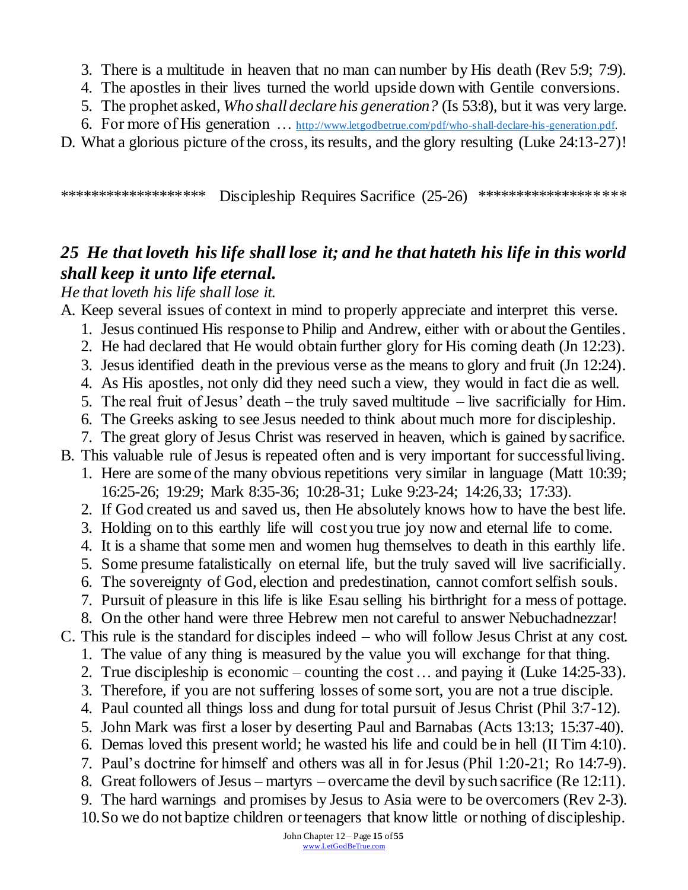3. There is a multitude in heaven that no man can number by His death (Rev 5:9; 7:9).
4. The apostles in their lives turned the world upside down with Gentile conversions.
5. The prophet asked, *Who shall declare his generation?* (Is 53:8), but it was very large.
6. For more of His generation … http://www.letgodbetrue.com/pdf/who-shall-declare-his-generation.pdf.

D. What a glorious picture of the cross, its results, and the glory resulting (Luke 24:13-27)!

****************** Discipleship Requires Sacrifice (25-26) ******************

## *25 He that loveth his life shall lose it; and he that hateth his life in this world shall keep it unto life eternal.*

*He that loveth his life shall lose it.*

A. Keep several issues of context in mind to properly appreciate and interpret this verse.
   1. Jesus continued His response to Philip and Andrew, either with or about the Gentiles.
   2. He had declared that He would obtain further glory for His coming death (Jn 12:23).
   3. Jesus identified death in the previous verse as the means to glory and fruit (Jn 12:24).
   4. As His apostles, not only did they need such a view, they would in fact die as well.
   5. The real fruit of Jesus' death – the truly saved multitude – live sacrificially for Him.
   6. The Greeks asking to see Jesus needed to think about much more for discipleship.
   7. The great glory of Jesus Christ was reserved in heaven, which is gained by sacrifice.

B. This valuable rule of Jesus is repeated often and is very important for successful living.
   1. Here are some of the many obvious repetitions very similar in language (Matt 10:39; 16:25-26; 19:29; Mark 8:35-36; 10:28-31; Luke 9:23-24; 14:26,33; 17:33).
   2. If God created us and saved us, then He absolutely knows how to have the best life.
   3. Holding on to this earthly life will cost you true joy now and eternal life to come.
   4. It is a shame that some men and women hug themselves to death in this earthly life.
   5. Some presume fatalistically on eternal life, but the truly saved will live sacrificially.
   6. The sovereignty of God, election and predestination, cannot comfort selfish souls.
   7. Pursuit of pleasure in this life is like Esau selling his birthright for a mess of pottage.
   8. On the other hand were three Hebrew men not careful to answer Nebuchadnezzar!

C. This rule is the standard for disciples indeed – who will follow Jesus Christ at any cost.
   1. The value of any thing is measured by the value you will exchange for that thing.
   2. True discipleship is economic – counting the cost … and paying it (Luke 14:25-33).
   3. Therefore, if you are not suffering losses of some sort, you are not a true disciple.
   4. Paul counted all things loss and dung for total pursuit of Jesus Christ (Phil 3:7-12).
   5. John Mark was first a loser by deserting Paul and Barnabas (Acts 13:13; 15:37-40).
   6. Demas loved this present world; he wasted his life and could be in hell (II Tim 4:10).
   7. Paul's doctrine for himself and others was all in for Jesus (Phil 1:20-21; Ro 14:7-9).
   8. Great followers of Jesus – martyrs – overcame the devil by such sacrifice (Re 12:11).
   9. The hard warnings and promises by Jesus to Asia were to be overcomers (Rev 2-3).
   10. So we do not baptize children or teenagers that know little or nothing of discipleship.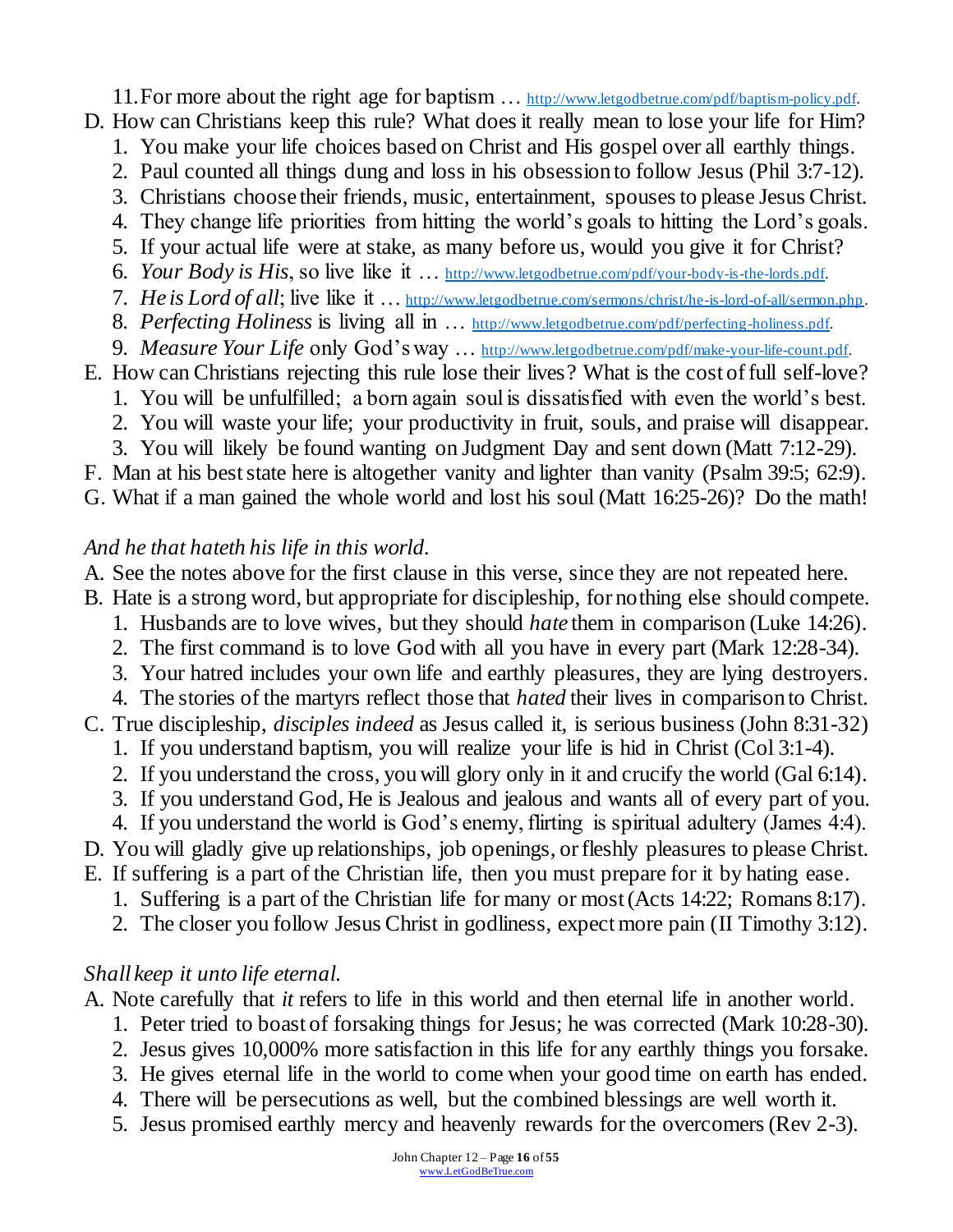11. For more about the right age for baptism … http://www.letgodbetrue.com/pdf/baptism-policy.pdf.

D. How can Christians keep this rule? What does it really mean to lose your life for Him?
   1. You make your life choices based on Christ and His gospel over all earthly things.
   2. Paul counted all things dung and loss in his obsession to follow Jesus (Phil 3:7-12).
   3. Christians choose their friends, music, entertainment, spouses to please Jesus Christ.
   4. They change life priorities from hitting the world's goals to hitting the Lord's goals.
   5. If your actual life were at stake, as many before us, would you give it for Christ?
   6. *Your Body is His*, so live like it … http://www.letgodbetrue.com/pdf/your-body-is-the-lords.pdf.
   7. *He is Lord of all*; live like it … http://www.letgodbetrue.com/sermons/christ/he-is-lord-of-all/sermon.php.
   8. *Perfecting Holiness* is living all in … http://www.letgodbetrue.com/pdf/perfecting-holiness.pdf.
   9. *Measure Your Life* only God's way … http://www.letgodbetrue.com/pdf/make-your-life-count.pdf.

E. How can Christians rejecting this rule lose their lives? What is the cost of full self-love?
   1. You will be unfulfilled; a born again soul is dissatisfied with even the world's best.
   2. You will waste your life; your productivity in fruit, souls, and praise will disappear.
   3. You will likely be found wanting on Judgment Day and sent down (Matt 7:12-29).

F. Man at his best state here is altogether vanity and lighter than vanity (Psalm 39:5; 62:9).

G. What if a man gained the whole world and lost his soul (Matt 16:25-26)? Do the math!

*And he that hateth his life in this world.*

A. See the notes above for the first clause in this verse, since they are not repeated here.

B. Hate is a strong word, but appropriate for discipleship, for nothing else should compete.
   1. Husbands are to love wives, but they should *hate* them in comparison (Luke 14:26).
   2. The first command is to love God with all you have in every part (Mark 12:28-34).
   3. Your hatred includes your own life and earthly pleasures, they are lying destroyers.
   4. The stories of the martyrs reflect those that *hated* their lives in comparison to Christ.

C. True discipleship, *disciples indeed* as Jesus called it, is serious business (John 8:31-32)
   1. If you understand baptism, you will realize your life is hid in Christ (Col 3:1-4).
   2. If you understand the cross, you will glory only in it and crucify the world (Gal 6:14).
   3. If you understand God, He is Jealous and jealous and wants all of every part of you.
   4. If you understand the world is God's enemy, flirting is spiritual adultery (James 4:4).

D. You will gladly give up relationships, job openings, or fleshly pleasures to please Christ.

E. If suffering is a part of the Christian life, then you must prepare for it by hating ease.
   1. Suffering is a part of the Christian life for many or most (Acts 14:22; Romans 8:17).
   2. The closer you follow Jesus Christ in godliness, expect more pain (II Timothy 3:12).

*Shall keep it unto life eternal.*

A. Note carefully that *it* refers to life in this world and then eternal life in another world.
   1. Peter tried to boast of forsaking things for Jesus; he was corrected (Mark 10:28-30).
   2. Jesus gives 10,000% more satisfaction in this life for any earthly things you forsake.
   3. He gives eternal life in the world to come when your good time on earth has ended.
   4. There will be persecutions as well, but the combined blessings are well worth it.
   5. Jesus promised earthly mercy and heavenly rewards for the overcomers (Rev 2-3).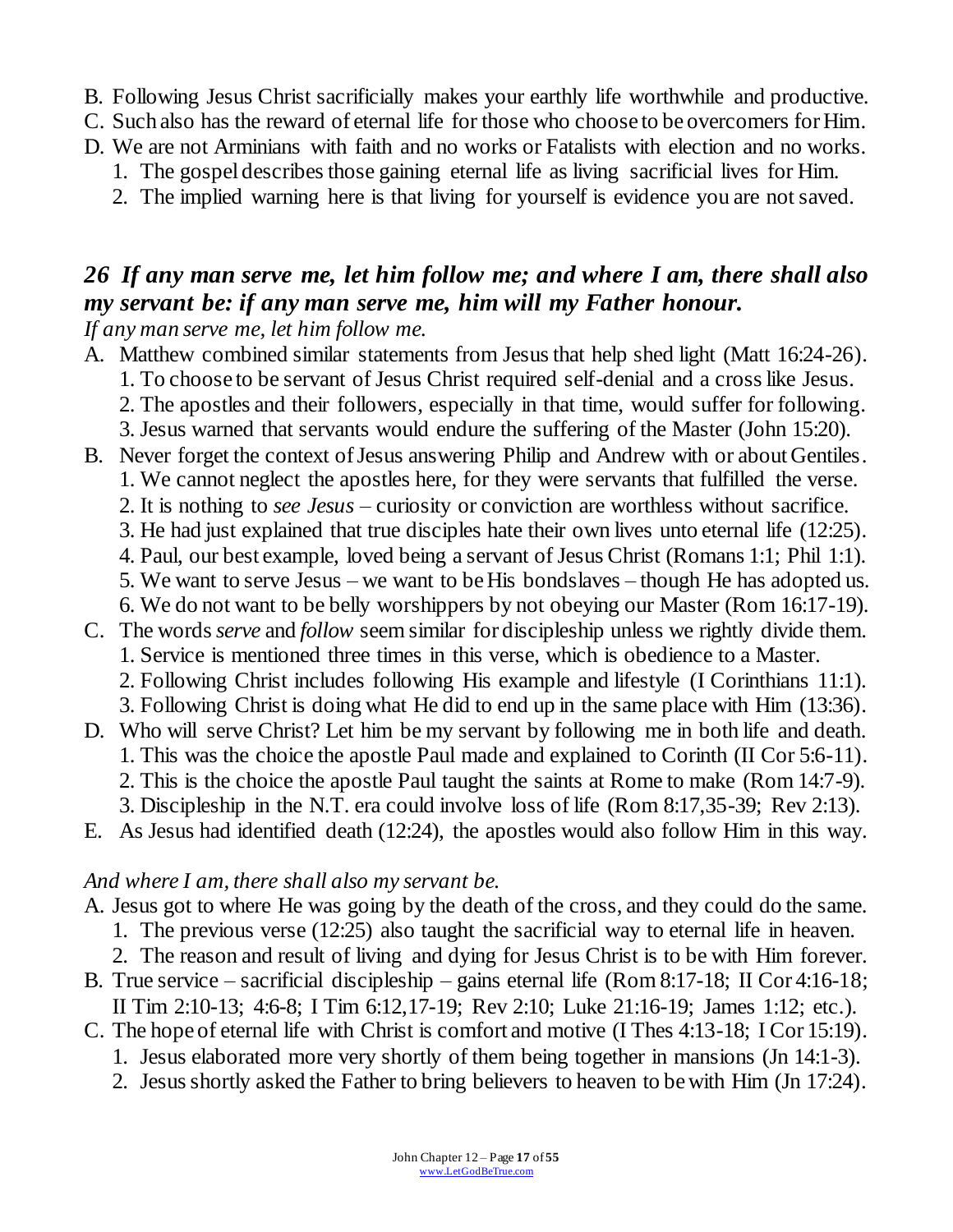B. Following Jesus Christ sacrificially makes your earthly life worthwhile and productive.
C. Such also has the reward of eternal life for those who choose to be overcomers for Him.
D. We are not Arminians with faith and no works or Fatalists with election and no works.
   1. The gospel describes those gaining eternal life as living sacrificial lives for Him.
   2. The implied warning here is that living for yourself is evidence you are not saved.

### *26 If any man serve me, let him follow me; and where I am, there shall also my servant be: if any man serve me, him will my Father honour.*

*If any man serve me, let him follow me.*

A. Matthew combined similar statements from Jesus that help shed light (Matt 16:24-26).
   1. To choose to be servant of Jesus Christ required self-denial and a cross like Jesus.
   2. The apostles and their followers, especially in that time, would suffer for following.
   3. Jesus warned that servants would endure the suffering of the Master (John 15:20).
B. Never forget the context of Jesus answering Philip and Andrew with or about Gentiles.
   1. We cannot neglect the apostles here, for they were servants that fulfilled the verse.
   2. It is nothing to *see Jesus* – curiosity or conviction are worthless without sacrifice.
   3. He had just explained that true disciples hate their own lives unto eternal life (12:25).
   4. Paul, our best example, loved being a servant of Jesus Christ (Romans 1:1; Phil 1:1).
   5. We want to serve Jesus – we want to be His bondslaves – though He has adopted us.
   6. We do not want to be belly worshippers by not obeying our Master (Rom 16:17-19).
C. The words *serve* and *follow* seem similar for discipleship unless we rightly divide them.
   1. Service is mentioned three times in this verse, which is obedience to a Master.
   2. Following Christ includes following His example and lifestyle (I Corinthians 11:1).
   3. Following Christ is doing what He did to end up in the same place with Him (13:36).
D. Who will serve Christ? Let him be my servant by following me in both life and death.
   1. This was the choice the apostle Paul made and explained to Corinth (II Cor 5:6-11).
   2. This is the choice the apostle Paul taught the saints at Rome to make (Rom 14:7-9).
   3. Discipleship in the N.T. era could involve loss of life (Rom 8:17,35-39; Rev 2:13).
E. As Jesus had identified death (12:24), the apostles would also follow Him in this way.

*And where I am, there shall also my servant be.*

A. Jesus got to where He was going by the death of the cross, and they could do the same.
   1. The previous verse (12:25) also taught the sacrificial way to eternal life in heaven.
   2. The reason and result of living and dying for Jesus Christ is to be with Him forever.
B. True service – sacrificial discipleship – gains eternal life (Rom 8:17-18; II Cor 4:16-18; II Tim 2:10-13; 4:6-8; I Tim 6:12,17-19; Rev 2:10; Luke 21:16-19; James 1:12; etc.).
C. The hope of eternal life with Christ is comfort and motive (I Thes 4:13-18; I Cor 15:19).
   1. Jesus elaborated more very shortly of them being together in mansions (Jn 14:1-3).
   2. Jesus shortly asked the Father to bring believers to heaven to be with Him (Jn 17:24).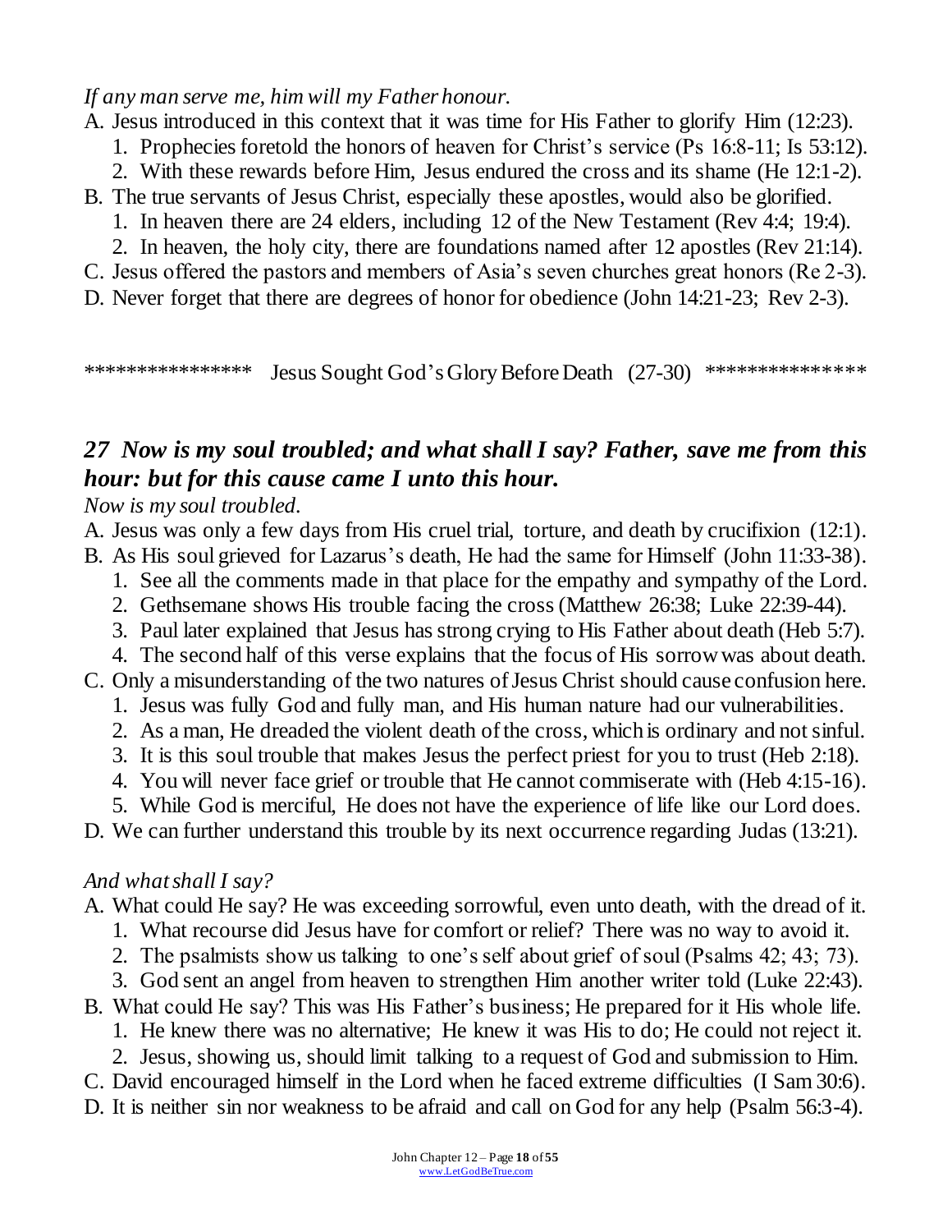*If any man serve me, him will my Father honour.*

A. Jesus introduced in this context that it was time for His Father to glorify Him (12:23).
   1. Prophecies foretold the honors of heaven for Christ's service (Ps 16:8-11; Is 53:12).
   2. With these rewards before Him, Jesus endured the cross and its shame (He 12:1-2).
B. The true servants of Jesus Christ, especially these apostles, would also be glorified.
   1. In heaven there are 24 elders, including 12 of the New Testament (Rev 4:4; 19:4).
   2. In heaven, the holy city, there are foundations named after 12 apostles (Rev 21:14).
C. Jesus offered the pastors and members of Asia's seven churches great honors (Re 2-3).
D. Never forget that there are degrees of honor for obedience (John 14:21-23; Rev 2-3).

**************** Jesus Sought God's Glory Before Death (27-30) ***************

### *27 Now is my soul troubled; and what shall I say? Father, save me from this hour: but for this cause came I unto this hour.*

*Now is my soul troubled.*

A. Jesus was only a few days from His cruel trial, torture, and death by crucifixion (12:1).
B. As His soul grieved for Lazarus's death, He had the same for Himself (John 11:33-38).
   1. See all the comments made in that place for the empathy and sympathy of the Lord.
   2. Gethsemane shows His trouble facing the cross (Matthew 26:38; Luke 22:39-44).
   3. Paul later explained that Jesus has strong crying to His Father about death (Heb 5:7).
   4. The second half of this verse explains that the focus of His sorrow was about death.
C. Only a misunderstanding of the two natures of Jesus Christ should cause confusion here.
   1. Jesus was fully God and fully man, and His human nature had our vulnerabilities.
   2. As a man, He dreaded the violent death of the cross, which is ordinary and not sinful.
   3. It is this soul trouble that makes Jesus the perfect priest for you to trust (Heb 2:18).
   4. You will never face grief or trouble that He cannot commiserate with (Heb 4:15-16).
   5. While God is merciful, He does not have the experience of life like our Lord does.
D. We can further understand this trouble by its next occurrence regarding Judas (13:21).

*And what shall I say?*

A. What could He say? He was exceeding sorrowful, even unto death, with the dread of it.
   1. What recourse did Jesus have for comfort or relief? There was no way to avoid it.
   2. The psalmists show us talking to one's self about grief of soul (Psalms 42; 43; 73).
   3. God sent an angel from heaven to strengthen Him another writer told (Luke 22:43).
B. What could He say? This was His Father's business; He prepared for it His whole life.
   1. He knew there was no alternative; He knew it was His to do; He could not reject it.
   2. Jesus, showing us, should limit talking to a request of God and submission to Him.
C. David encouraged himself in the Lord when he faced extreme difficulties (I Sam 30:6).
D. It is neither sin nor weakness to be afraid and call on God for any help (Psalm 56:3-4).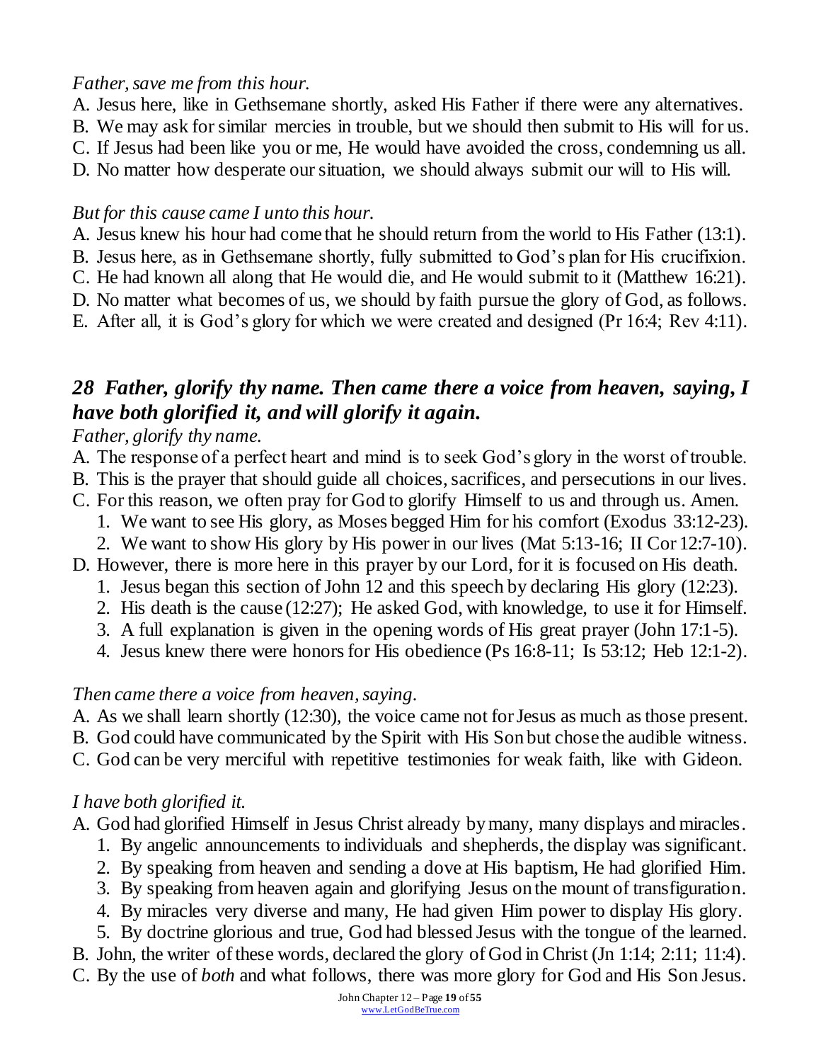*Father, save me from this hour.*

A. Jesus here, like in Gethsemane shortly, asked His Father if there were any alternatives.
B. We may ask for similar mercies in trouble, but we should then submit to His will for us.
C. If Jesus had been like you or me, He would have avoided the cross, condemning us all.
D. No matter how desperate our situation, we should always submit our will to His will.

*But for this cause came I unto this hour.*

A. Jesus knew his hour had come that he should return from the world to His Father (13:1).
B. Jesus here, as in Gethsemane shortly, fully submitted to God's plan for His crucifixion.
C. He had known all along that He would die, and He would submit to it (Matthew 16:21).
D. No matter what becomes of us, we should by faith pursue the glory of God, as follows.
E. After all, it is God's glory for which we were created and designed (Pr 16:4; Rev 4:11).

## *28 Father, glorify thy name. Then came there a voice from heaven, saying, I have both glorified it, and will glorify it again.*

*Father, glorify thy name.*

A. The response of a perfect heart and mind is to seek God's glory in the worst of trouble.
B. This is the prayer that should guide all choices, sacrifices, and persecutions in our lives.
C. For this reason, we often pray for God to glorify Himself to us and through us. Amen.
   1. We want to see His glory, as Moses begged Him for his comfort (Exodus 33:12-23).
   2. We want to show His glory by His power in our lives (Mat 5:13-16; II Cor 12:7-10).
D. However, there is more here in this prayer by our Lord, for it is focused on His death.
   1. Jesus began this section of John 12 and this speech by declaring His glory (12:23).
   2. His death is the cause (12:27); He asked God, with knowledge, to use it for Himself.
   3. A full explanation is given in the opening words of His great prayer (John 17:1-5).
   4. Jesus knew there were honors for His obedience (Ps 16:8-11; Is 53:12; Heb 12:1-2).

*Then came there a voice from heaven, saying.*

A. As we shall learn shortly (12:30), the voice came not for Jesus as much as those present.
B. God could have communicated by the Spirit with His Son but chose the audible witness.
C. God can be very merciful with repetitive testimonies for weak faith, like with Gideon.

*I have both glorified it.*

A. God had glorified Himself in Jesus Christ already by many, many displays and miracles.
   1. By angelic announcements to individuals and shepherds, the display was significant.
   2. By speaking from heaven and sending a dove at His baptism, He had glorified Him.
   3. By speaking from heaven again and glorifying Jesus on the mount of transfiguration.
   4. By miracles very diverse and many, He had given Him power to display His glory.
   5. By doctrine glorious and true, God had blessed Jesus with the tongue of the learned.
B. John, the writer of these words, declared the glory of God in Christ (Jn 1:14; 2:11; 11:4).
C. By the use of *both* and what follows, there was more glory for God and His Son Jesus.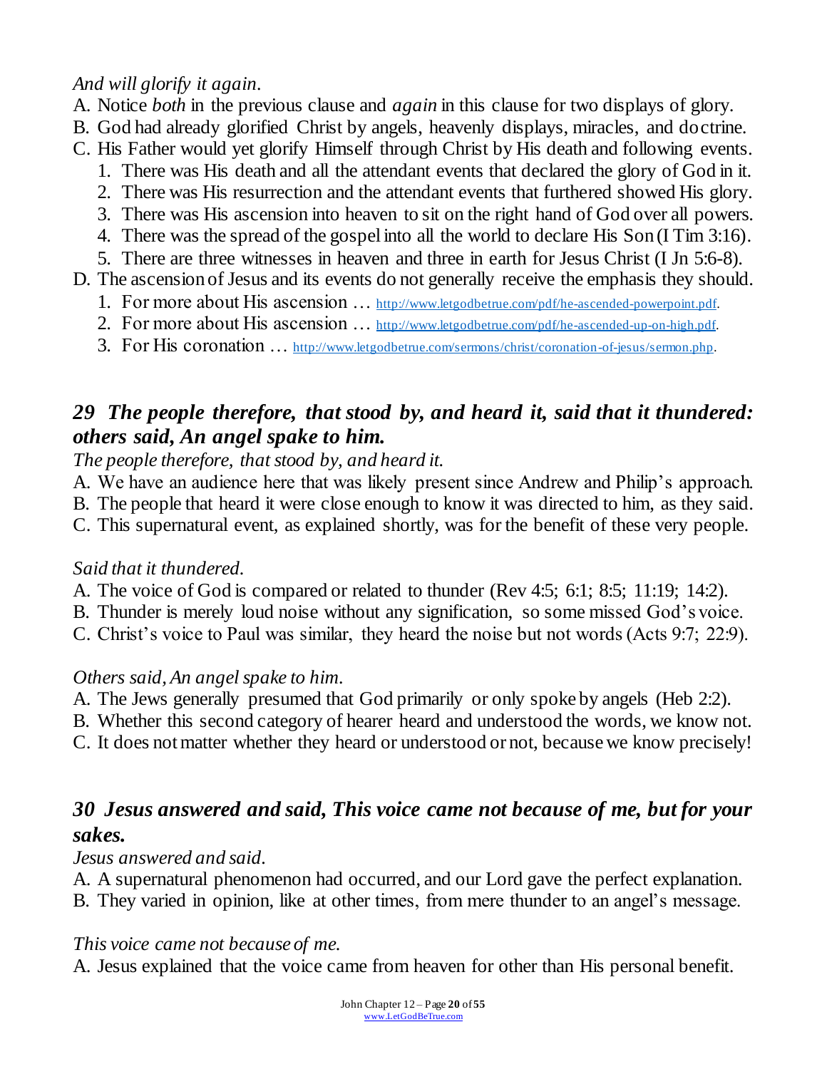*And will glorify it again.*

A. Notice *both* in the previous clause and *again* in this clause for two displays of glory.
B. God had already glorified Christ by angels, heavenly displays, miracles, and doctrine.
C. His Father would yet glorify Himself through Christ by His death and following events.
   1. There was His death and all the attendant events that declared the glory of God in it.
   2. There was His resurrection and the attendant events that furthered showed His glory.
   3. There was His ascension into heaven to sit on the right hand of God over all powers.
   4. There was the spread of the gospel into all the world to declare His Son (I Tim 3:16).
   5. There are three witnesses in heaven and three in earth for Jesus Christ (I Jn 5:6-8).
D. The ascension of Jesus and its events do not generally receive the emphasis they should.
   1. For more about His ascension … http://www.letgodbetrue.com/pdf/he-ascended-powerpoint.pdf.
   2. For more about His ascension … http://www.letgodbetrue.com/pdf/he-ascended-up-on-high.pdf.
   3. For His coronation … http://www.letgodbetrue.com/sermons/christ/coronation-of-jesus/sermon.php.

### *29 The people therefore, that stood by, and heard it, said that it thundered: others said, An angel spake to him.*

*The people therefore, that stood by, and heard it.*

A. We have an audience here that was likely present since Andrew and Philip's approach.
B. The people that heard it were close enough to know it was directed to him, as they said.
C. This supernatural event, as explained shortly, was for the benefit of these very people.

*Said that it thundered.*

A. The voice of God is compared or related to thunder (Rev 4:5; 6:1; 8:5; 11:19; 14:2).
B. Thunder is merely loud noise without any signification, so some missed God's voice.
C. Christ's voice to Paul was similar, they heard the noise but not words (Acts 9:7; 22:9).

*Others said, An angel spake to him.*

A. The Jews generally presumed that God primarily or only spoke by angels (Heb 2:2).
B. Whether this second category of hearer heard and understood the words, we know not.
C. It does not matter whether they heard or understood or not, because we know precisely!

### *30 Jesus answered and said, This voice came not because of me, but for your sakes.*

*Jesus answered and said.*

A. A supernatural phenomenon had occurred, and our Lord gave the perfect explanation.
B. They varied in opinion, like at other times, from mere thunder to an angel's message.

*This voice came not because of me.*

A. Jesus explained that the voice came from heaven for other than His personal benefit.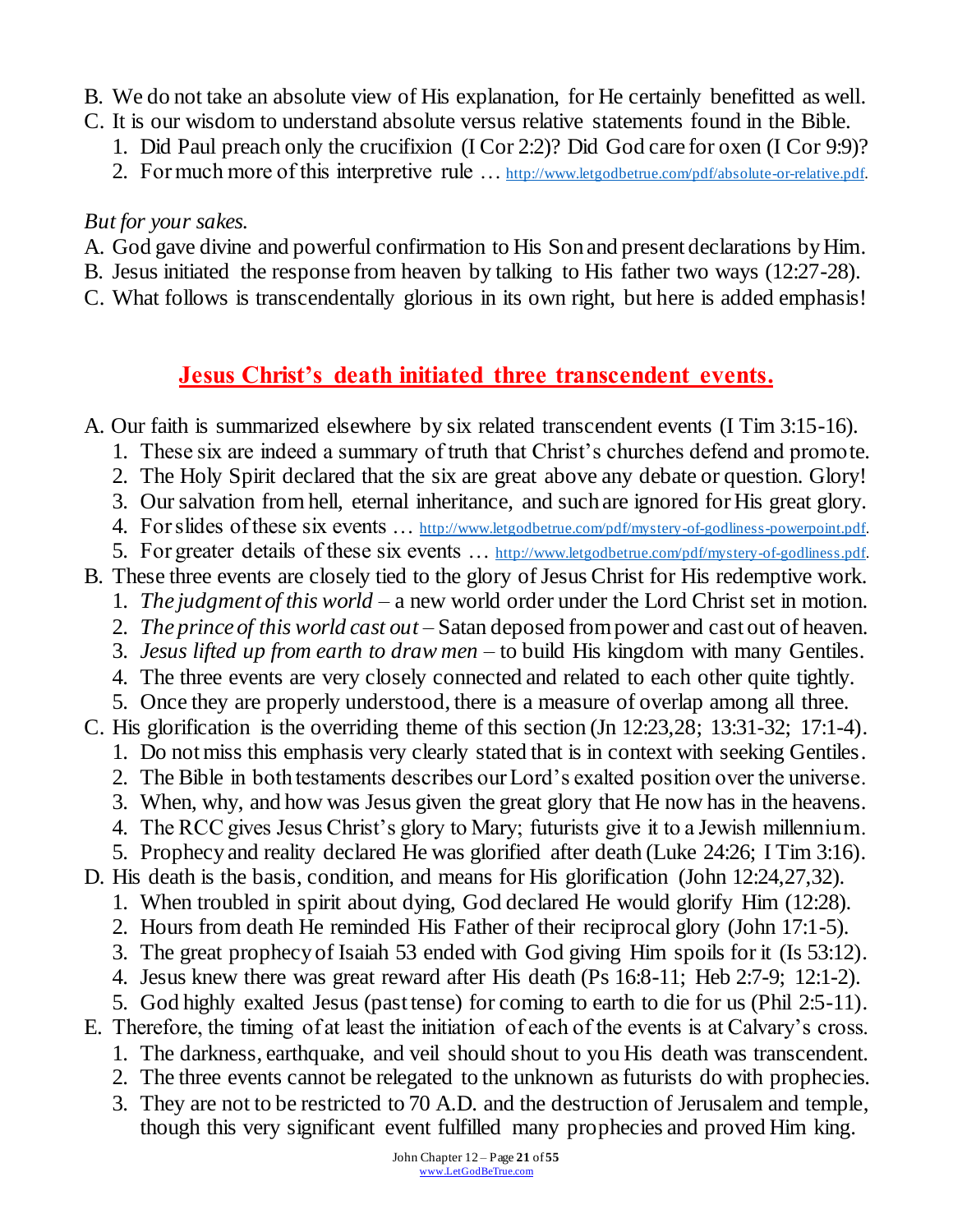B. We do not take an absolute view of His explanation, for He certainly benefitted as well.
C. It is our wisdom to understand absolute versus relative statements found in the Bible.
   1. Did Paul preach only the crucifixion (I Cor 2:2)? Did God care for oxen (I Cor 9:9)?
   2. For much more of this interpretive rule … http://www.letgodbetrue.com/pdf/absolute-or-relative.pdf.

*But for your sakes.*
A. God gave divine and powerful confirmation to His Son and present declarations by Him.
B. Jesus initiated the response from heaven by talking to His father two ways (12:27-28).
C. What follows is transcendentally glorious in its own right, but here is added emphasis!

## Jesus Christ's death initiated three transcendent events.

A. Our faith is summarized elsewhere by six related transcendent events (I Tim 3:15-16).
   1. These six are indeed a summary of truth that Christ's churches defend and promote.
   2. The Holy Spirit declared that the six are great above any debate or question. Glory!
   3. Our salvation from hell, eternal inheritance, and such are ignored for His great glory.
   4. For slides of these six events … http://www.letgodbetrue.com/pdf/mystery-of-godliness-powerpoint.pdf.
   5. For greater details of these six events … http://www.letgodbetrue.com/pdf/mystery-of-godliness.pdf.
B. These three events are closely tied to the glory of Jesus Christ for His redemptive work.
   1. *The judgment of this world* – a new world order under the Lord Christ set in motion.
   2. *The prince of this world cast out* – Satan deposed from power and cast out of heaven.
   3. *Jesus lifted up from earth to draw men* – to build His kingdom with many Gentiles.
   4. The three events are very closely connected and related to each other quite tightly.
   5. Once they are properly understood, there is a measure of overlap among all three.
C. His glorification is the overriding theme of this section (Jn 12:23,28; 13:31-32; 17:1-4).
   1. Do not miss this emphasis very clearly stated that is in context with seeking Gentiles.
   2. The Bible in both testaments describes our Lord's exalted position over the universe.
   3. When, why, and how was Jesus given the great glory that He now has in the heavens.
   4. The RCC gives Jesus Christ's glory to Mary; futurists give it to a Jewish millennium.
   5. Prophecy and reality declared He was glorified after death (Luke 24:26; I Tim 3:16).
D. His death is the basis, condition, and means for His glorification (John 12:24,27,32).
   1. When troubled in spirit about dying, God declared He would glorify Him (12:28).
   2. Hours from death He reminded His Father of their reciprocal glory (John 17:1-5).
   3. The great prophecy of Isaiah 53 ended with God giving Him spoils for it (Is 53:12).
   4. Jesus knew there was great reward after His death (Ps 16:8-11; Heb 2:7-9; 12:1-2).
   5. God highly exalted Jesus (past tense) for coming to earth to die for us (Phil 2:5-11).
E. Therefore, the timing of at least the initiation of each of the events is at Calvary's cross.
   1. The darkness, earthquake, and veil should shout to you His death was transcendent.
   2. The three events cannot be relegated to the unknown as futurists do with prophecies.
   3. They are not to be restricted to 70 A.D. and the destruction of Jerusalem and temple, though this very significant event fulfilled many prophecies and proved Him king.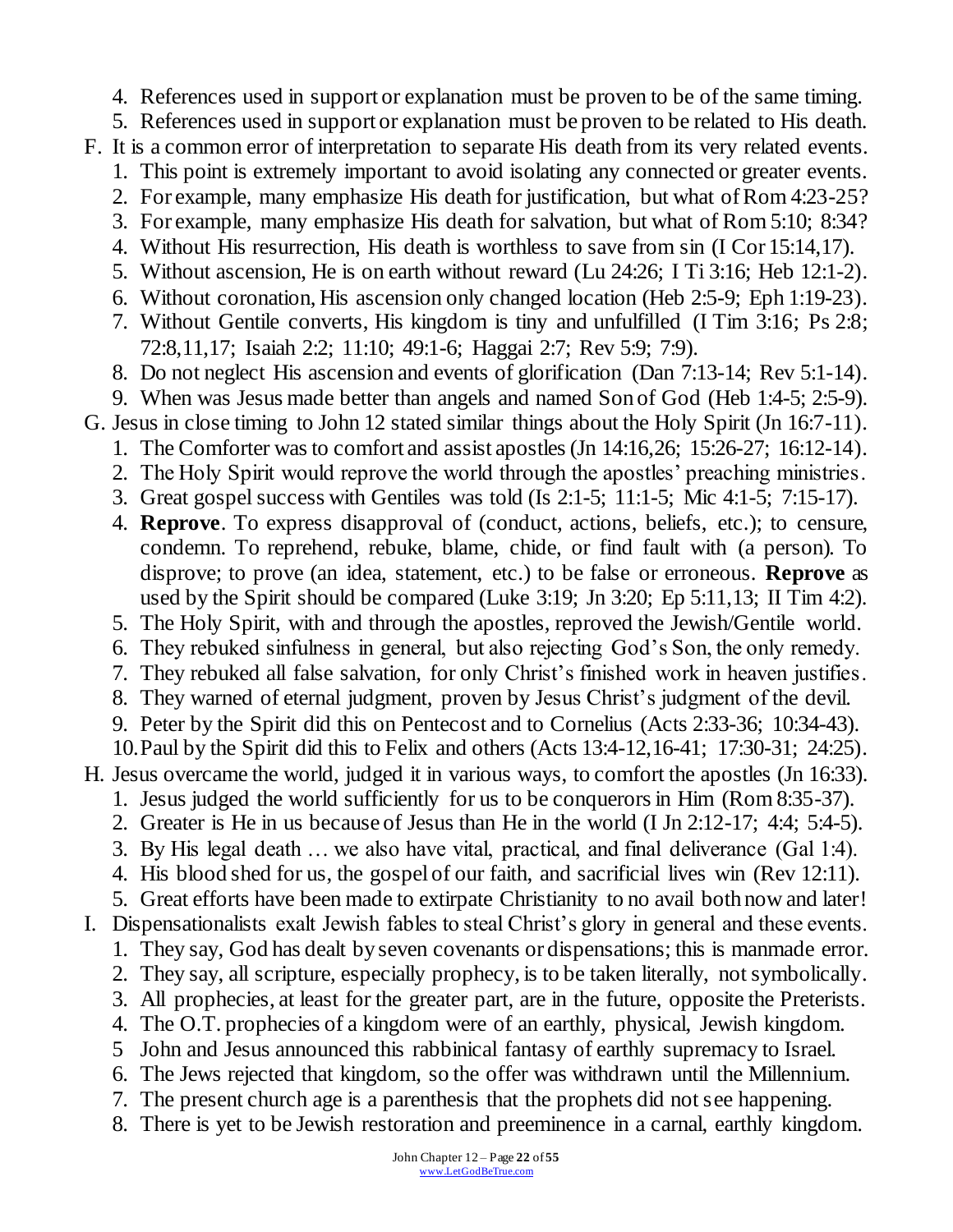4. References used in support or explanation must be proven to be of the same timing.
5. References used in support or explanation must be proven to be related to His death.

F. It is a common error of interpretation to separate His death from its very related events.
   1. This point is extremely important to avoid isolating any connected or greater events.
   2. For example, many emphasize His death for justification, but what of Rom 4:23-25?
   3. For example, many emphasize His death for salvation, but what of Rom 5:10; 8:34?
   4. Without His resurrection, His death is worthless to save from sin (I Cor 15:14,17).
   5. Without ascension, He is on earth without reward (Lu 24:26; I Ti 3:16; Heb 12:1-2).
   6. Without coronation, His ascension only changed location (Heb 2:5-9; Eph 1:19-23).
   7. Without Gentile converts, His kingdom is tiny and unfulfilled (I Tim 3:16; Ps 2:8; 72:8,11,17; Isaiah 2:2; 11:10; 49:1-6; Haggai 2:7; Rev 5:9; 7:9).
   8. Do not neglect His ascension and events of glorification (Dan 7:13-14; Rev 5:1-14).
   9. When was Jesus made better than angels and named Son of God (Heb 1:4-5; 2:5-9).

G. Jesus in close timing to John 12 stated similar things about the Holy Spirit (Jn 16:7-11).
   1. The Comforter was to comfort and assist apostles (Jn 14:16,26; 15:26-27; 16:12-14).
   2. The Holy Spirit would reprove the world through the apostles' preaching ministries.
   3. Great gospel success with Gentiles was told (Is 2:1-5; 11:1-5; Mic 4:1-5; 7:15-17).
   4. **Reprove**. To express disapproval of (conduct, actions, beliefs, etc.); to censure, condemn. To reprehend, rebuke, blame, chide, or find fault with (a person). To disprove; to prove (an idea, statement, etc.) to be false or erroneous. **Reprove** as used by the Spirit should be compared (Luke 3:19; Jn 3:20; Ep 5:11,13; II Tim 4:2).
   5. The Holy Spirit, with and through the apostles, reproved the Jewish/Gentile world.
   6. They rebuked sinfulness in general, but also rejecting God's Son, the only remedy.
   7. They rebuked all false salvation, for only Christ's finished work in heaven justifies.
   8. They warned of eternal judgment, proven by Jesus Christ's judgment of the devil.
   9. Peter by the Spirit did this on Pentecost and to Cornelius (Acts 2:33-36; 10:34-43).
   10. Paul by the Spirit did this to Felix and others (Acts 13:4-12,16-41; 17:30-31; 24:25).

H. Jesus overcame the world, judged it in various ways, to comfort the apostles (Jn 16:33).
   1. Jesus judged the world sufficiently for us to be conquerors in Him (Rom 8:35-37).
   2. Greater is He in us because of Jesus than He in the world (I Jn 2:12-17; 4:4; 5:4-5).
   3. By His legal death … we also have vital, practical, and final deliverance (Gal 1:4).
   4. His blood shed for us, the gospel of our faith, and sacrificial lives win (Rev 12:11).
   5. Great efforts have been made to extirpate Christianity to no avail both now and later!

I. Dispensationalists exalt Jewish fables to steal Christ's glory in general and these events.
   1. They say, God has dealt by seven covenants or dispensations; this is manmade error.
   2. They say, all scripture, especially prophecy, is to be taken literally, not symbolically.
   3. All prophecies, at least for the greater part, are in the future, opposite the Preterists.
   4. The O.T. prophecies of a kingdom were of an earthly, physical, Jewish kingdom.
   5. John and Jesus announced this rabbinical fantasy of earthly supremacy to Israel.
   6. The Jews rejected that kingdom, so the offer was withdrawn until the Millennium.
   7. The present church age is a parenthesis that the prophets did not see happening.
   8. There is yet to be Jewish restoration and preeminence in a carnal, earthly kingdom.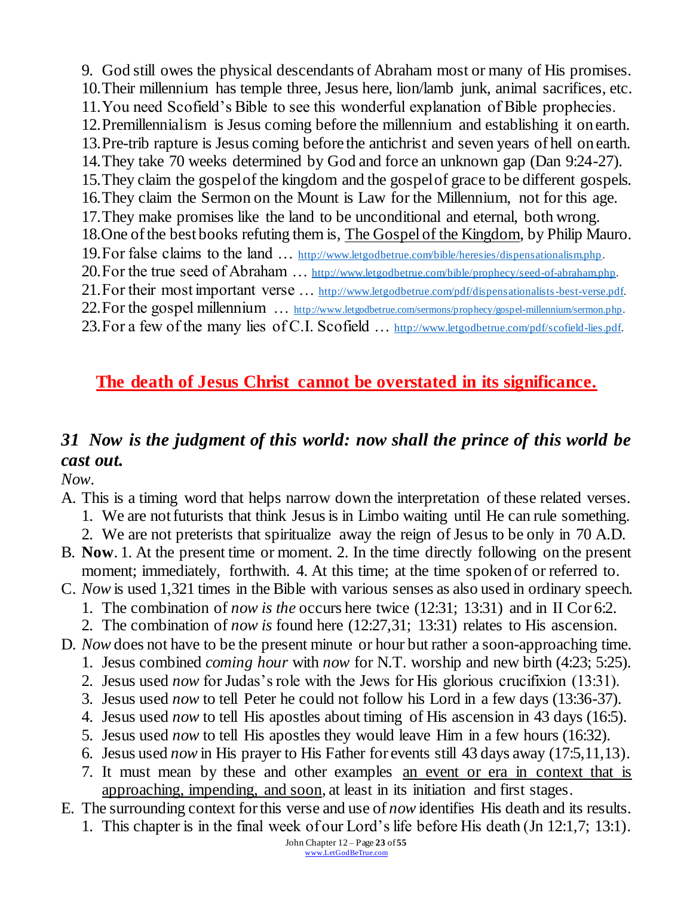9. God still owes the physical descendants of Abraham most or many of His promises.
10. Their millennium has temple three, Jesus here, lion/lamb junk, animal sacrifices, etc.
11. You need Scofield's Bible to see this wonderful explanation of Bible prophecies.
12. Premillennialism is Jesus coming before the millennium and establishing it on earth.
13. Pre-trib rapture is Jesus coming before the antichrist and seven years of hell on earth.
14. They take 70 weeks determined by God and force an unknown gap (Dan 9:24-27).
15. They claim the gospel of the kingdom and the gospel of grace to be different gospels.
16. They claim the Sermon on the Mount is Law for the Millennium, not for this age.
17. They make promises like the land to be unconditional and eternal, both wrong.
18. One of the best books refuting them is, The Gospel of the Kingdom, by Philip Mauro.
19. For false claims to the land … http://www.letgodbetrue.com/bible/heresies/dispensationalism.php.
20. For the true seed of Abraham … http://www.letgodbetrue.com/bible/prophecy/seed-of-abraham.php.
21. For their most important verse … http://www.letgodbetrue.com/pdf/dispensationalists-best-verse.pdf.
22. For the gospel millennium … http://www.letgodbetrue.com/sermons/prophecy/gospel-millennium/sermon.php.
23. For a few of the many lies of C.I. Scofield … http://www.letgodbetrue.com/pdf/scofield-lies.pdf.

**The death of Jesus Christ cannot be overstated in its significance.**

## *31 Now is the judgment of this world: now shall the prince of this world be cast out.*

*Now*.

A. This is a timing word that helps narrow down the interpretation of these related verses.
   1. We are not futurists that think Jesus is in Limbo waiting until He can rule something.
   2. We are not preterists that spiritualize away the reign of Jesus to be only in 70 A.D.

B. **Now**. 1. At the present time or moment. 2. In the time directly following on the present moment; immediately, forthwith. 4. At this time; at the time spoken of or referred to.

C. *Now* is used 1,321 times in the Bible with various senses as also used in ordinary speech.
   1. The combination of *now is the* occurs here twice (12:31; 13:31) and in II Cor 6:2.
   2. The combination of *now is* found here (12:27,31; 13:31) relates to His ascension.

D. *Now* does not have to be the present minute or hour but rather a soon-approaching time.
   1. Jesus combined *coming hour* with *now* for N.T. worship and new birth (4:23; 5:25).
   2. Jesus used *now* for Judas's role with the Jews for His glorious crucifixion (13:31).
   3. Jesus used *now* to tell Peter he could not follow his Lord in a few days (13:36-37).
   4. Jesus used *now* to tell His apostles about timing of His ascension in 43 days (16:5).
   5. Jesus used *now* to tell His apostles they would leave Him in a few hours (16:32).
   6. Jesus used *now* in His prayer to His Father for events still 43 days away (17:5,11,13).
   7. It must mean by these and other examples an event or era in context that is approaching, impending, and soon, at least in its initiation and first stages.

E. The surrounding context for this verse and use of *now* identifies His death and its results.
   1. This chapter is in the final week of our Lord's life before His death (Jn 12:1,7; 13:1).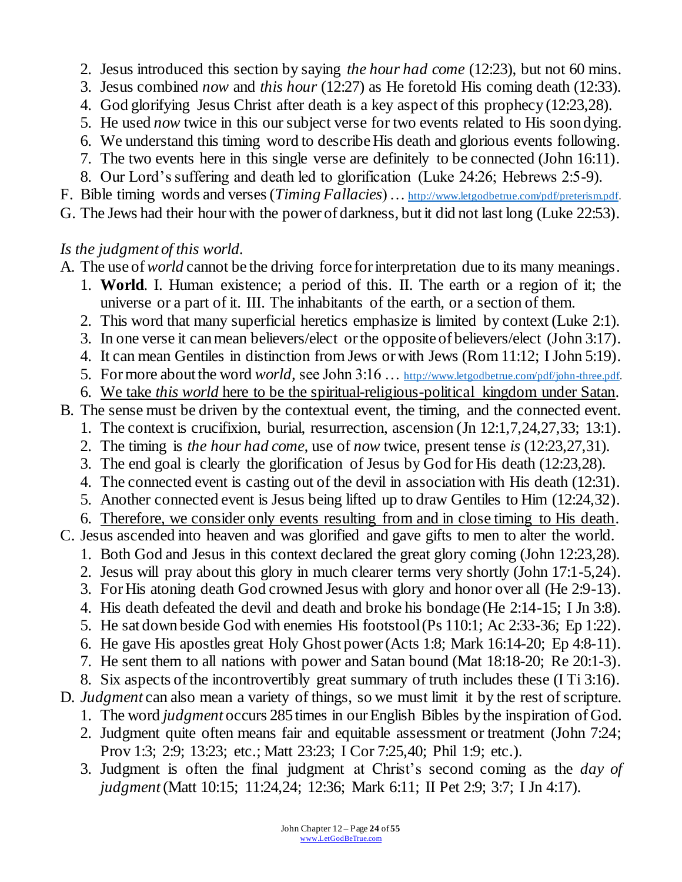2. Jesus introduced this section by saying *the hour had come* (12:23), but not 60 mins.
3. Jesus combined *now* and *this hour* (12:27) as He foretold His coming death (12:33).
4. God glorifying Jesus Christ after death is a key aspect of this prophecy (12:23,28).
5. He used *now* twice in this our subject verse for two events related to His soon dying.
6. We understand this timing word to describe His death and glorious events following.
7. The two events here in this single verse are definitely to be connected (John 16:11).
8. Our Lord's suffering and death led to glorification (Luke 24:26; Hebrews 2:5-9).

F. Bible timing words and verses (*Timing Fallacies*) … http://www.letgodbetrue.com/pdf/preterism.pdf.

G. The Jews had their hour with the power of darkness, but it did not last long (Luke 22:53).

*Is the judgment of this world.*

A. The use of *world* cannot be the driving force for interpretation due to its many meanings.
1. **World**. I. Human existence; a period of this. II. The earth or a region of it; the universe or a part of it. III. The inhabitants of the earth, or a section of them.
2. This word that many superficial heretics emphasize is limited by context (Luke 2:1).
3. In one verse it can mean believers/elect or the opposite of believers/elect (John 3:17).
4. It can mean Gentiles in distinction from Jews or with Jews (Rom 11:12; I John 5:19).
5. For more about the word *world*, see John 3:16 … http://www.letgodbetrue.com/pdf/john-three.pdf.
6. <u>We take *this world* here to be the spiritual-religious-political kingdom under Satan</u>.

B. The sense must be driven by the contextual event, the timing, and the connected event.
1. The context is crucifixion, burial, resurrection, ascension (Jn 12:1,7,24,27,33; 13:1).
2. The timing is *the hour had come*, use of *now* twice, present tense *is* (12:23,27,31).
3. The end goal is clearly the glorification of Jesus by God for His death (12:23,28).
4. The connected event is casting out of the devil in association with His death (12:31).
5. Another connected event is Jesus being lifted up to draw Gentiles to Him (12:24,32).
6. <u>Therefore, we consider only events resulting from and in close timing to His death</u>.

C. Jesus ascended into heaven and was glorified and gave gifts to men to alter the world.
1. Both God and Jesus in this context declared the great glory coming (John 12:23,28).
2. Jesus will pray about this glory in much clearer terms very shortly (John 17:1-5,24).
3. For His atoning death God crowned Jesus with glory and honor over all (He 2:9-13).
4. His death defeated the devil and death and broke his bondage (He 2:14-15; I Jn 3:8).
5. He sat down beside God with enemies His footstool (Ps 110:1; Ac 2:33-36; Ep 1:22).
6. He gave His apostles great Holy Ghost power (Acts 1:8; Mark 16:14-20; Ep 4:8-11).
7. He sent them to all nations with power and Satan bound (Mat 18:18-20; Re 20:1-3).
8. Six aspects of the incontrovertibly great summary of truth includes these (I Ti 3:16).

D. *Judgment* can also mean a variety of things, so we must limit it by the rest of scripture.
1. The word *judgment* occurs 285 times in our English Bibles by the inspiration of God.
2. Judgment quite often means fair and equitable assessment or treatment (John 7:24; Prov 1:3; 2:9; 13:23; etc.; Matt 23:23; I Cor 7:25,40; Phil 1:9; etc.).
3. Judgment is often the final judgment at Christ's second coming as the *day of judgment* (Matt 10:15; 11:24,24; 12:36; Mark 6:11; II Pet 2:9; 3:7; I Jn 4:17).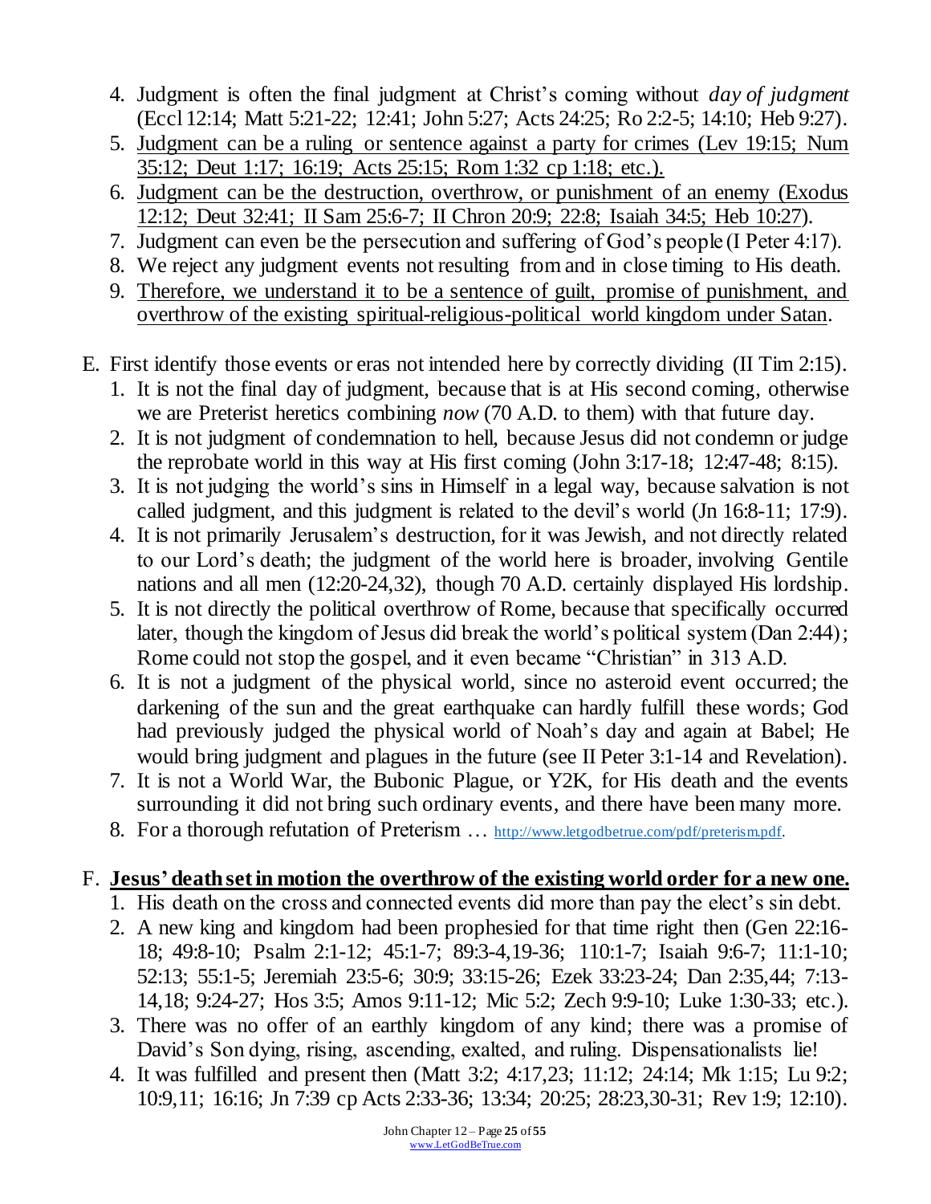4. Judgment is often the final judgment at Christ's coming without *day of judgment* (Eccl 12:14; Matt 5:21-22; 12:41; John 5:27; Acts 24:25; Ro 2:2-5; 14:10; Heb 9:27).
5. <u>Judgment can be a ruling or sentence against a party for crimes (Lev 19:15; Num 35:12; Deut 1:17; 16:19; Acts 25:15; Rom 1:32 cp 1:18; etc.).</u>
6. <u>Judgment can be the destruction, overthrow, or punishment of an enemy (Exodus 12:12; Deut 32:41; II Sam 25:6-7; II Chron 20:9; 22:8; Isaiah 34:5; Heb 10:27</u>).
7. Judgment can even be the persecution and suffering of God's people (I Peter 4:17).
8. We reject any judgment events not resulting from and in close timing to His death.
9. <u>Therefore, we understand it to be a sentence of guilt, promise of punishment, and overthrow of the existing spiritual-religious-political world kingdom under Satan</u>.

E. First identify those events or eras not intended here by correctly dividing (II Tim 2:15).
   1. It is not the final day of judgment, because that is at His second coming, otherwise we are Preterist heretics combining *now* (70 A.D. to them) with that future day.
   2. It is not judgment of condemnation to hell, because Jesus did not condemn or judge the reprobate world in this way at His first coming (John 3:17-18; 12:47-48; 8:15).
   3. It is not judging the world's sins in Himself in a legal way, because salvation is not called judgment, and this judgment is related to the devil's world (Jn 16:8-11; 17:9).
   4. It is not primarily Jerusalem's destruction, for it was Jewish, and not directly related to our Lord's death; the judgment of the world here is broader, involving Gentile nations and all men (12:20-24,32), though 70 A.D. certainly displayed His lordship.
   5. It is not directly the political overthrow of Rome, because that specifically occurred later, though the kingdom of Jesus did break the world's political system (Dan 2:44); Rome could not stop the gospel, and it even became "Christian" in 313 A.D.
   6. It is not a judgment of the physical world, since no asteroid event occurred; the darkening of the sun and the great earthquake can hardly fulfill these words; God had previously judged the physical world of Noah's day and again at Babel; He would bring judgment and plagues in the future (see II Peter 3:1-14 and Revelation).
   7. It is not a World War, the Bubonic Plague, or Y2K, for His death and the events surrounding it did not bring such ordinary events, and there have been many more.
   8. For a thorough refutation of Preterism … http://www.letgodbetrue.com/pdf/preterism.pdf.

F. **<u>Jesus' death set in motion the overthrow of the existing world order for a new one.</u>**
   1. His death on the cross and connected events did more than pay the elect's sin debt.
   2. A new king and kingdom had been prophesied for that time right then (Gen 22:16-18; 49:8-10; Psalm 2:1-12; 45:1-7; 89:3-4,19-36; 110:1-7; Isaiah 9:6-7; 11:1-10; 52:13; 55:1-5; Jeremiah 23:5-6; 30:9; 33:15-26; Ezek 33:23-24; Dan 2:35,44; 7:13-14,18; 9:24-27; Hos 3:5; Amos 9:11-12; Mic 5:2; Zech 9:9-10; Luke 1:30-33; etc.).
   3. There was no offer of an earthly kingdom of any kind; there was a promise of David's Son dying, rising, ascending, exalted, and ruling. Dispensationalists lie!
   4. It was fulfilled and present then (Matt 3:2; 4:17,23; 11:12; 24:14; Mk 1:15; Lu 9:2; 10:9,11; 16:16; Jn 7:39 cp Acts 2:33-36; 13:34; 20:25; 28:23,30-31; Rev 1:9; 12:10).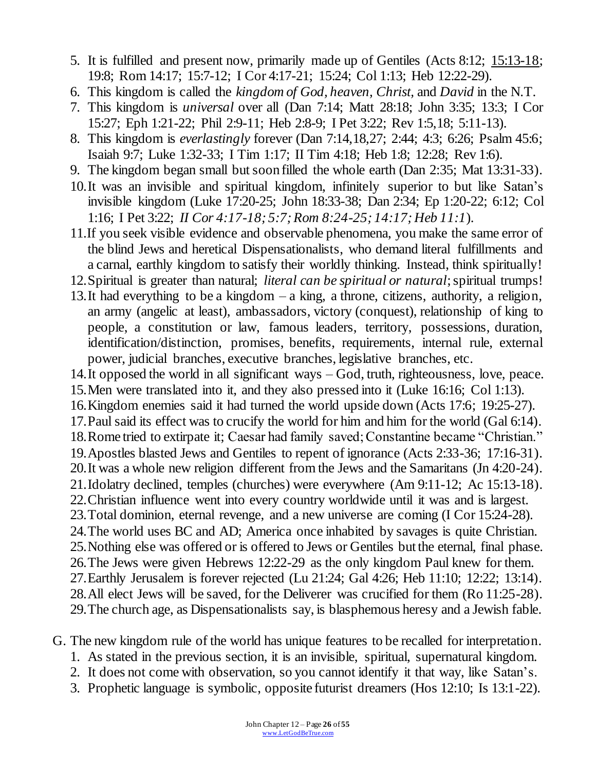5. It is fulfilled and present now, primarily made up of Gentiles (Acts 8:12; 15:13-18; 19:8; Rom 14:17; 15:7-12; I Cor 4:17-21; 15:24; Col 1:13; Heb 12:22-29).
6. This kingdom is called the *kingdom of God, heaven, Christ,* and *David* in the N.T.
7. This kingdom is *universal* over all (Dan 7:14; Matt 28:18; John 3:35; 13:3; I Cor 15:27; Eph 1:21-22; Phil 2:9-11; Heb 2:8-9; I Pet 3:22; Rev 1:5,18; 5:11-13).
8. This kingdom is *everlastingly* forever (Dan 7:14,18,27; 2:44; 4:3; 6:26; Psalm 45:6; Isaiah 9:7; Luke 1:32-33; I Tim 1:17; II Tim 4:18; Heb 1:8; 12:28; Rev 1:6).
9. The kingdom began small but soon filled the whole earth (Dan 2:35; Mat 13:31-33).
10. It was an invisible and spiritual kingdom, infinitely superior to but like Satan's invisible kingdom (Luke 17:20-25; John 18:33-38; Dan 2:34; Ep 1:20-22; 6:12; Col 1:16; I Pet 3:22; *II Cor 4:17-18; 5:7; Rom 8:24-25; 14:17; Heb 11:1*).
11. If you seek visible evidence and observable phenomena, you make the same error of the blind Jews and heretical Dispensationalists, who demand literal fulfillments and a carnal, earthly kingdom to satisfy their worldly thinking. Instead, think spiritually!
12. Spiritual is greater than natural; *literal can be spiritual or natural*; spiritual trumps!
13. It had everything to be a kingdom – a king, a throne, citizens, authority, a religion, an army (angelic at least), ambassadors, victory (conquest), relationship of king to people, a constitution or law, famous leaders, territory, possessions, duration, identification/distinction, promises, benefits, requirements, internal rule, external power, judicial branches, executive branches, legislative branches, etc.
14. It opposed the world in all significant ways – God, truth, righteousness, love, peace.
15. Men were translated into it, and they also pressed into it (Luke 16:16; Col 1:13).
16. Kingdom enemies said it had turned the world upside down (Acts 17:6; 19:25-27).
17. Paul said its effect was to crucify the world for him and him for the world (Gal 6:14).
18. Rome tried to extirpate it; Caesar had family saved; Constantine became "Christian."
19. Apostles blasted Jews and Gentiles to repent of ignorance (Acts 2:33-36; 17:16-31).
20. It was a whole new religion different from the Jews and the Samaritans (Jn 4:20-24).
21. Idolatry declined, temples (churches) were everywhere (Am 9:11-12; Ac 15:13-18).
22. Christian influence went into every country worldwide until it was and is largest.
23. Total dominion, eternal revenge, and a new universe are coming (I Cor 15:24-28).
24. The world uses BC and AD; America once inhabited by savages is quite Christian.
25. Nothing else was offered or is offered to Jews or Gentiles but the eternal, final phase.
26. The Jews were given Hebrews 12:22-29 as the only kingdom Paul knew for them.
27. Earthly Jerusalem is forever rejected (Lu 21:24; Gal 4:26; Heb 11:10; 12:22; 13:14).
28. All elect Jews will be saved, for the Deliverer was crucified for them (Ro 11:25-28).
29. The church age, as Dispensationalists say, is blasphemous heresy and a Jewish fable.

G. The new kingdom rule of the world has unique features to be recalled for interpretation.
   1. As stated in the previous section, it is an invisible, spiritual, supernatural kingdom.
   2. It does not come with observation, so you cannot identify it that way, like Satan's.
   3. Prophetic language is symbolic, opposite futurist dreamers (Hos 12:10; Is 13:1-22).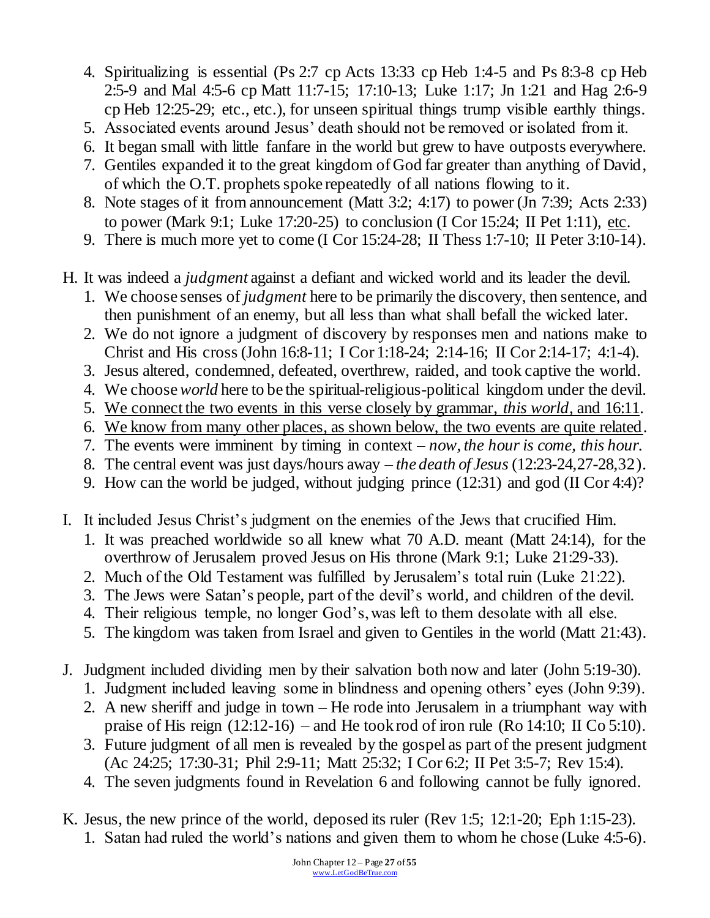4. Spiritualizing is essential (Ps 2:7 cp Acts 13:33 cp Heb 1:4-5 and Ps 8:3-8 cp Heb 2:5-9 and Mal 4:5-6 cp Matt 11:7-15; 17:10-13; Luke 1:17; Jn 1:21 and Hag 2:6-9 cp Heb 12:25-29; etc., etc.), for unseen spiritual things trump visible earthly things.
5. Associated events around Jesus' death should not be removed or isolated from it.
6. It began small with little fanfare in the world but grew to have outposts everywhere.
7. Gentiles expanded it to the great kingdom of God far greater than anything of David, of which the O.T. prophets spoke repeatedly of all nations flowing to it.
8. Note stages of it from announcement (Matt 3:2; 4:17) to power (Jn 7:39; Acts 2:33) to power (Mark 9:1; Luke 17:20-25) to conclusion (I Cor 15:24; II Pet 1:11), <u>etc</u>.
9. There is much more yet to come (I Cor 15:24-28; II Thess 1:7-10; II Peter 3:10-14).

H. It was indeed a *judgment* against a defiant and wicked world and its leader the devil.
   1. We choose senses of *judgment* here to be primarily the discovery, then sentence, and then punishment of an enemy, but all less than what shall befall the wicked later.
   2. We do not ignore a judgment of discovery by responses men and nations make to Christ and His cross (John 16:8-11; I Cor 1:18-24; 2:14-16; II Cor 2:14-17; 4:1-4).
   3. Jesus altered, condemned, defeated, overthrew, raided, and took captive the world.
   4. We choose *world* here to be the spiritual-religious-political kingdom under the devil.
   5. <u>We connect the two events in this verse closely by grammar, *this world*, and 16:11</u>.
   6. <u>We know from many other places, as shown below, the two events are quite related</u>.
   7. The events were imminent by timing in context – *now, the hour is come, this hour.*
   8. The central event was just days/hours away – *the death of Jesus* (12:23-24,27-28,32).
   9. How can the world be judged, without judging prince (12:31) and god (II Cor 4:4)?

I. It included Jesus Christ's judgment on the enemies of the Jews that crucified Him.
   1. It was preached worldwide so all knew what 70 A.D. meant (Matt 24:14), for the overthrow of Jerusalem proved Jesus on His throne (Mark 9:1; Luke 21:29-33).
   2. Much of the Old Testament was fulfilled by Jerusalem's total ruin (Luke 21:22).
   3. The Jews were Satan's people, part of the devil's world, and children of the devil.
   4. Their religious temple, no longer God's, was left to them desolate with all else.
   5. The kingdom was taken from Israel and given to Gentiles in the world (Matt 21:43).

J. Judgment included dividing men by their salvation both now and later (John 5:19-30).
   1. Judgment included leaving some in blindness and opening others' eyes (John 9:39).
   2. A new sheriff and judge in town – He rode into Jerusalem in a triumphant way with praise of His reign (12:12-16) – and He took rod of iron rule (Ro 14:10; II Co 5:10).
   3. Future judgment of all men is revealed by the gospel as part of the present judgment (Ac 24:25; 17:30-31; Phil 2:9-11; Matt 25:32; I Cor 6:2; II Pet 3:5-7; Rev 15:4).
   4. The seven judgments found in Revelation 6 and following cannot be fully ignored.

K. Jesus, the new prince of the world, deposed its ruler (Rev 1:5; 12:1-20; Eph 1:15-23).
   1. Satan had ruled the world's nations and given them to whom he chose (Luke 4:5-6).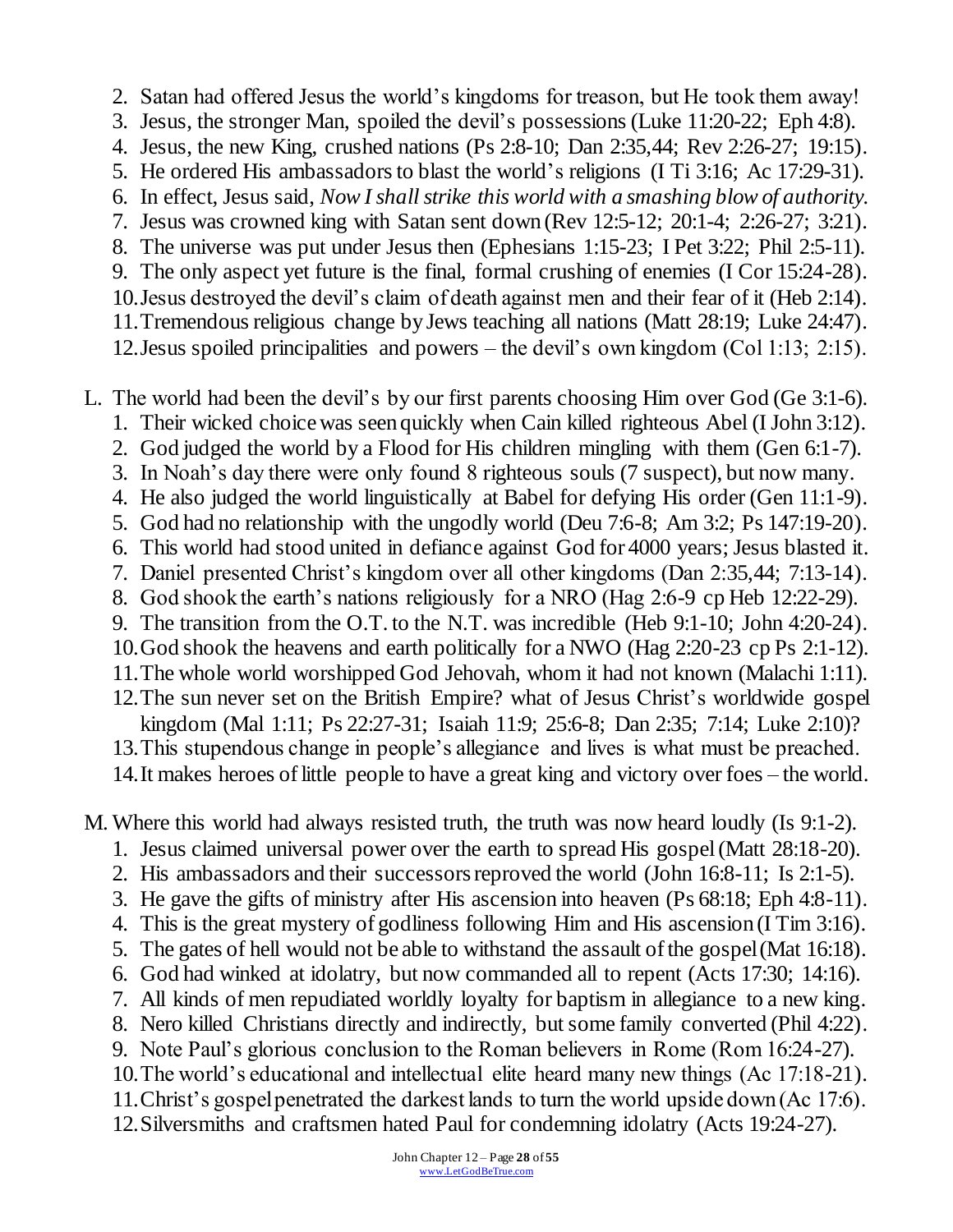2. Satan had offered Jesus the world's kingdoms for treason, but He took them away!
3. Jesus, the stronger Man, spoiled the devil's possessions (Luke 11:20-22; Eph 4:8).
4. Jesus, the new King, crushed nations (Ps 2:8-10; Dan 2:35,44; Rev 2:26-27; 19:15).
5. He ordered His ambassadors to blast the world's religions (I Ti 3:16; Ac 17:29-31).
6. In effect, Jesus said, *Now I shall strike this world with a smashing blow of authority.*
7. Jesus was crowned king with Satan sent down (Rev 12:5-12; 20:1-4; 2:26-27; 3:21).
8. The universe was put under Jesus then (Ephesians 1:15-23; I Pet 3:22; Phil 2:5-11).
9. The only aspect yet future is the final, formal crushing of enemies (I Cor 15:24-28).
10. Jesus destroyed the devil's claim of death against men and their fear of it (Heb 2:14).
11. Tremendous religious change by Jews teaching all nations (Matt 28:19; Luke 24:47).
12. Jesus spoiled principalities and powers – the devil's own kingdom (Col 1:13; 2:15).

L. The world had been the devil's by our first parents choosing Him over God (Ge 3:1-6).
   1. Their wicked choice was seen quickly when Cain killed righteous Abel (I John 3:12).
   2. God judged the world by a Flood for His children mingling with them (Gen 6:1-7).
   3. In Noah's day there were only found 8 righteous souls (7 suspect), but now many.
   4. He also judged the world linguistically at Babel for defying His order (Gen 11:1-9).
   5. God had no relationship with the ungodly world (Deu 7:6-8; Am 3:2; Ps 147:19-20).
   6. This world had stood united in defiance against God for 4000 years; Jesus blasted it.
   7. Daniel presented Christ's kingdom over all other kingdoms (Dan 2:35,44; 7:13-14).
   8. God shook the earth's nations religiously for a NRO (Hag 2:6-9 cp Heb 12:22-29).
   9. The transition from the O.T. to the N.T. was incredible (Heb 9:1-10; John 4:20-24).
   10. God shook the heavens and earth politically for a NWO (Hag 2:20-23 cp Ps 2:1-12).
   11. The whole world worshipped God Jehovah, whom it had not known (Malachi 1:11).
   12. The sun never set on the British Empire? what of Jesus Christ's worldwide gospel kingdom (Mal 1:11; Ps 22:27-31; Isaiah 11:9; 25:6-8; Dan 2:35; 7:14; Luke 2:10)?
   13. This stupendous change in people's allegiance and lives is what must be preached.
   14. It makes heroes of little people to have a great king and victory over foes – the world.

M. Where this world had always resisted truth, the truth was now heard loudly (Is 9:1-2).
   1. Jesus claimed universal power over the earth to spread His gospel (Matt 28:18-20).
   2. His ambassadors and their successors reproved the world (John 16:8-11; Is 2:1-5).
   3. He gave the gifts of ministry after His ascension into heaven (Ps 68:18; Eph 4:8-11).
   4. This is the great mystery of godliness following Him and His ascension (I Tim 3:16).
   5. The gates of hell would not be able to withstand the assault of the gospel (Mat 16:18).
   6. God had winked at idolatry, but now commanded all to repent (Acts 17:30; 14:16).
   7. All kinds of men repudiated worldly loyalty for baptism in allegiance to a new king.
   8. Nero killed Christians directly and indirectly, but some family converted (Phil 4:22).
   9. Note Paul's glorious conclusion to the Roman believers in Rome (Rom 16:24-27).
   10. The world's educational and intellectual elite heard many new things (Ac 17:18-21).
   11. Christ's gospel penetrated the darkest lands to turn the world upside down (Ac 17:6).
   12. Silversmiths and craftsmen hated Paul for condemning idolatry (Acts 19:24-27).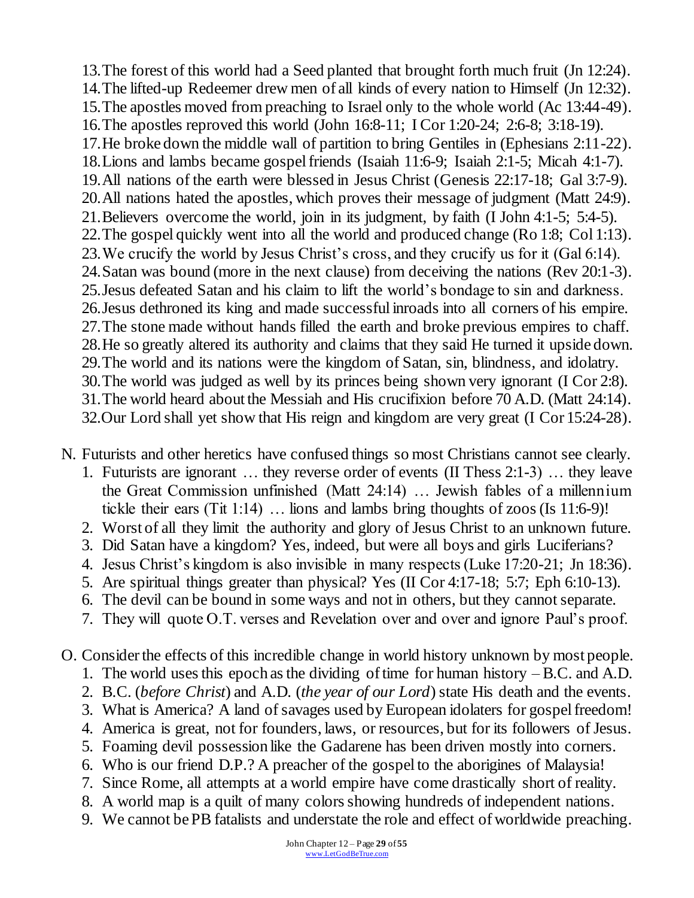13. The forest of this world had a Seed planted that brought forth much fruit (Jn 12:24).
14. The lifted-up Redeemer drew men of all kinds of every nation to Himself (Jn 12:32).
15. The apostles moved from preaching to Israel only to the whole world (Ac 13:44-49).
16. The apostles reproved this world (John 16:8-11; I Cor 1:20-24; 2:6-8; 3:18-19).
17. He broke down the middle wall of partition to bring Gentiles in (Ephesians 2:11-22).
18. Lions and lambs became gospel friends (Isaiah 11:6-9; Isaiah 2:1-5; Micah 4:1-7).
19. All nations of the earth were blessed in Jesus Christ (Genesis 22:17-18; Gal 3:7-9).
20. All nations hated the apostles, which proves their message of judgment (Matt 24:9).
21. Believers overcome the world, join in its judgment, by faith (I John 4:1-5; 5:4-5).
22. The gospel quickly went into all the world and produced change (Ro 1:8; Col 1:13).
23. We crucify the world by Jesus Christ's cross, and they crucify us for it (Gal 6:14).
24. Satan was bound (more in the next clause) from deceiving the nations (Rev 20:1-3).
25. Jesus defeated Satan and his claim to lift the world's bondage to sin and darkness.
26. Jesus dethroned its king and made successful inroads into all corners of his empire.
27. The stone made without hands filled the earth and broke previous empires to chaff.
28. He so greatly altered its authority and claims that they said He turned it upside down.
29. The world and its nations were the kingdom of Satan, sin, blindness, and idolatry.
30. The world was judged as well by its princes being shown very ignorant (I Cor 2:8).
31. The world heard about the Messiah and His crucifixion before 70 A.D. (Matt 24:14).
32. Our Lord shall yet show that His reign and kingdom are very great (I Cor 15:24-28).

N. Futurists and other heretics have confused things so most Christians cannot see clearly.
   1. Futurists are ignorant … they reverse order of events (II Thess 2:1-3) … they leave the Great Commission unfinished (Matt 24:14) … Jewish fables of a millennium tickle their ears (Tit 1:14) … lions and lambs bring thoughts of zoos (Is 11:6-9)!
   2. Worst of all they limit the authority and glory of Jesus Christ to an unknown future.
   3. Did Satan have a kingdom? Yes, indeed, but were all boys and girls Luciferians?
   4. Jesus Christ's kingdom is also invisible in many respects (Luke 17:20-21; Jn 18:36).
   5. Are spiritual things greater than physical? Yes (II Cor 4:17-18; 5:7; Eph 6:10-13).
   6. The devil can be bound in some ways and not in others, but they cannot separate.
   7. They will quote O.T. verses and Revelation over and over and ignore Paul's proof.

O. Consider the effects of this incredible change in world history unknown by most people.
   1. The world uses this epoch as the dividing of time for human history – B.C. and A.D.
   2. B.C. (*before Christ*) and A.D. (*the year of our Lord*) state His death and the events.
   3. What is America? A land of savages used by European idolaters for gospel freedom!
   4. America is great, not for founders, laws, or resources, but for its followers of Jesus.
   5. Foaming devil possession like the Gadarene has been driven mostly into corners.
   6. Who is our friend D.P.? A preacher of the gospel to the aborigines of Malaysia!
   7. Since Rome, all attempts at a world empire have come drastically short of reality.
   8. A world map is a quilt of many colors showing hundreds of independent nations.
   9. We cannot be PB fatalists and understate the role and effect of worldwide preaching.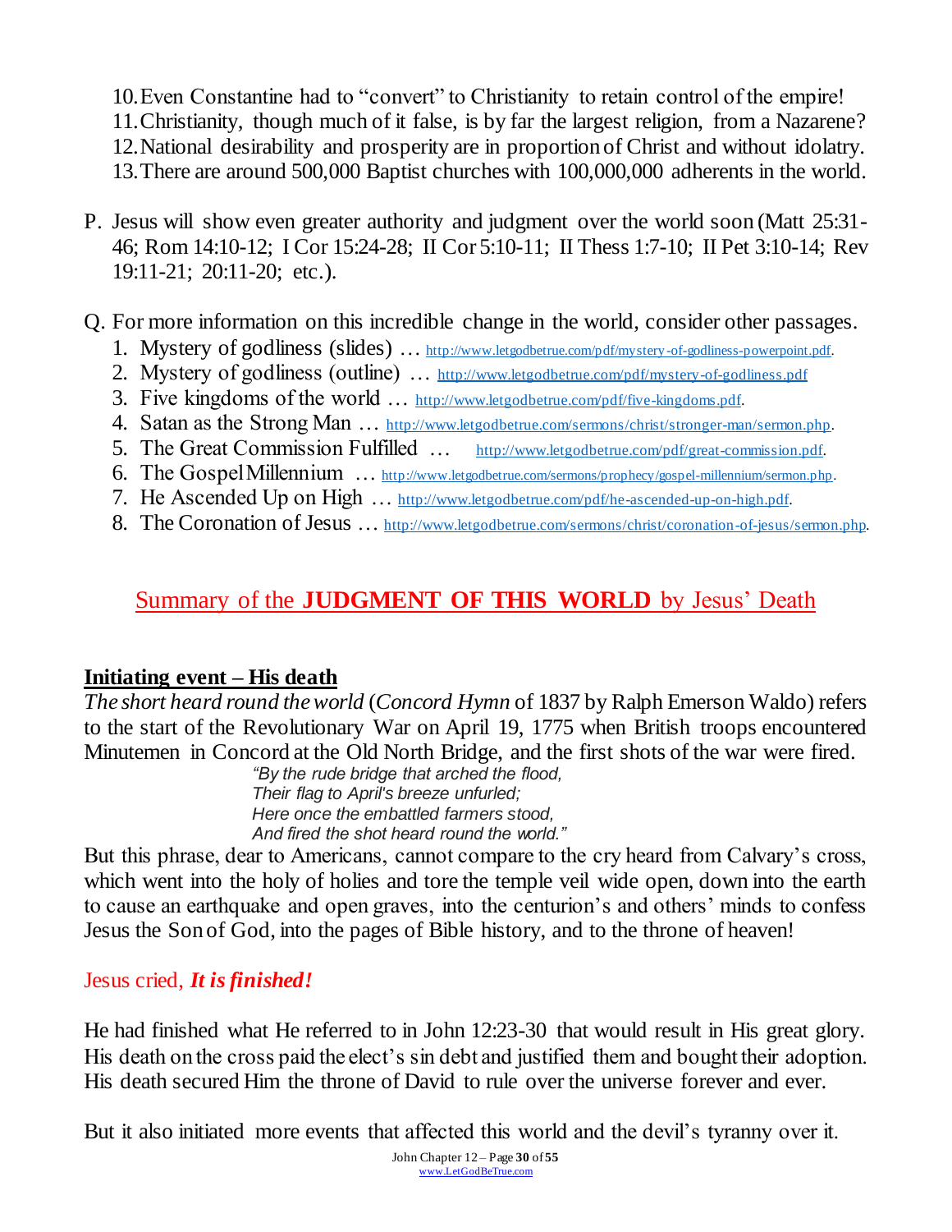10. Even Constantine had to "convert" to Christianity to retain control of the empire!
11. Christianity, though much of it false, is by far the largest religion, from a Nazarene?
12. National desirability and prosperity are in proportion of Christ and without idolatry.
13. There are around 500,000 Baptist churches with 100,000,000 adherents in the world.

P. Jesus will show even greater authority and judgment over the world soon (Matt 25:31-46; Rom 14:10-12; I Cor 15:24-28; II Cor 5:10-11; II Thess 1:7-10; II Pet 3:10-14; Rev 19:11-21; 20:11-20; etc.).

Q. For more information on this incredible change in the world, consider other passages.
1. Mystery of godliness (slides) … http://www.letgodbetrue.com/pdf/mystery-of-godliness-powerpoint.pdf.
2. Mystery of godliness (outline) … http://www.letgodbetrue.com/pdf/mystery-of-godliness.pdf
3. Five kingdoms of the world … http://www.letgodbetrue.com/pdf/five-kingdoms.pdf.
4. Satan as the Strong Man … http://www.letgodbetrue.com/sermons/christ/stronger-man/sermon.php.
5. The Great Commission Fulfilled … http://www.letgodbetrue.com/pdf/great-commission.pdf.
6. The Gospel Millennium … http://www.letgodbetrue.com/sermons/prophecy/gospel-millennium/sermon.php.
7. He Ascended Up on High … http://www.letgodbetrue.com/pdf/he-ascended-up-on-high.pdf.
8. The Coronation of Jesus … http://www.letgodbetrue.com/sermons/christ/coronation-of-jesus/sermon.php.

## Summary of the **JUDGMENT OF THIS WORLD** by Jesus' Death

**Initiating event – His death**

*The short heard round the world* (*Concord Hymn* of 1837 by Ralph Emerson Waldo) refers to the start of the Revolutionary War on April 19, 1775 when British troops encountered Minutemen in Concord at the Old North Bridge, and the first shots of the war were fired.

> *"By the rude bridge that arched the flood,*
> *Their flag to April's breeze unfurled;*
> *Here once the embattled farmers stood,*
> *And fired the shot heard round the world."*

But this phrase, dear to Americans, cannot compare to the cry heard from Calvary's cross, which went into the holy of holies and tore the temple veil wide open, down into the earth to cause an earthquake and open graves, into the centurion's and others' minds to confess Jesus the Son of God, into the pages of Bible history, and to the throne of heaven!

Jesus cried, ***It is finished!***

He had finished what He referred to in John 12:23-30 that would result in His great glory. His death on the cross paid the elect's sin debt and justified them and bought their adoption. His death secured Him the throne of David to rule over the universe forever and ever.

But it also initiated more events that affected this world and the devil's tyranny over it.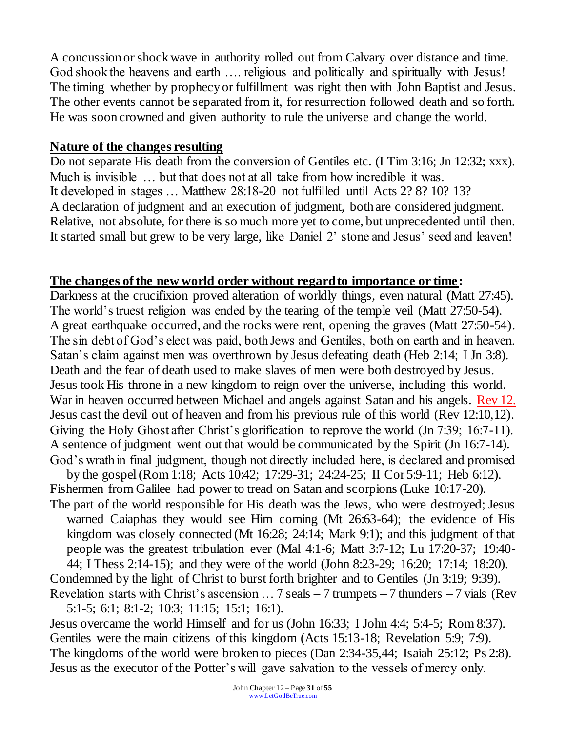A concussion or shock wave in authority rolled out from Calvary over distance and time.
God shook the heavens and earth …. religious and politically and spiritually with Jesus!
The timing whether by prophecy or fulfillment was right then with John Baptist and Jesus.
The other events cannot be separated from it, for resurrection followed death and so forth.
He was soon crowned and given authority to rule the universe and change the world.

**Nature of the changes resulting**

Do not separate His death from the conversion of Gentiles etc. (I Tim 3:16; Jn 12:32; xxx).
Much is invisible … but that does not at all take from how incredible it was.
It developed in stages … Matthew 28:18-20 not fulfilled until Acts 2? 8? 10? 13?
A declaration of judgment and an execution of judgment, both are considered judgment.
Relative, not absolute, for there is so much more yet to come, but unprecedented until then.
It started small but grew to be very large, like Daniel 2' stone and Jesus' seed and leaven!

**The changes of the new world order without regard to importance or time:**

Darkness at the crucifixion proved alteration of worldly things, even natural (Matt 27:45).
The world's truest religion was ended by the tearing of the temple veil (Matt 27:50-54).
A great earthquake occurred, and the rocks were rent, opening the graves (Matt 27:50-54).
The sin debt of God's elect was paid, both Jews and Gentiles, both on earth and in heaven.
Satan's claim against men was overthrown by Jesus defeating death (Heb 2:14; I Jn 3:8).
Death and the fear of death used to make slaves of men were both destroyed by Jesus.
Jesus took His throne in a new kingdom to reign over the universe, including this world.
War in heaven occurred between Michael and angels against Satan and his angels. Rev 12.
Jesus cast the devil out of heaven and from his previous rule of this world (Rev 12:10,12).
Giving the Holy Ghost after Christ's glorification to reprove the world (Jn 7:39; 16:7-11).
A sentence of judgment went out that would be communicated by the Spirit (Jn 16:7-14).
God's wrath in final judgment, though not directly included here, is declared and promised by the gospel (Rom 1:18; Acts 10:42; 17:29-31; 24:24-25; II Cor 5:9-11; Heb 6:12).
Fishermen from Galilee had power to tread on Satan and scorpions (Luke 10:17-20).
The part of the world responsible for His death was the Jews, who were destroyed; Jesus warned Caiaphas they would see Him coming (Mt 26:63-64); the evidence of His kingdom was closely connected (Mt 16:28; 24:14; Mark 9:1); and this judgment of that people was the greatest tribulation ever (Mal 4:1-6; Matt 3:7-12; Lu 17:20-37; 19:40-44; I Thess 2:14-15); and they were of the world (John 8:23-29; 16:20; 17:14; 18:20).
Condemned by the light of Christ to burst forth brighter and to Gentiles (Jn 3:19; 9:39).
Revelation starts with Christ's ascension … 7 seals – 7 trumpets – 7 thunders – 7 vials (Rev 5:1-5; 6:1; 8:1-2; 10:3; 11:15; 15:1; 16:1).
Jesus overcame the world Himself and for us (John 16:33; I John 4:4; 5:4-5; Rom 8:37).
Gentiles were the main citizens of this kingdom (Acts 15:13-18; Revelation 5:9; 7:9).
The kingdoms of the world were broken to pieces (Dan 2:34-35,44; Isaiah 25:12; Ps 2:8).
Jesus as the executor of the Potter's will gave salvation to the vessels of mercy only.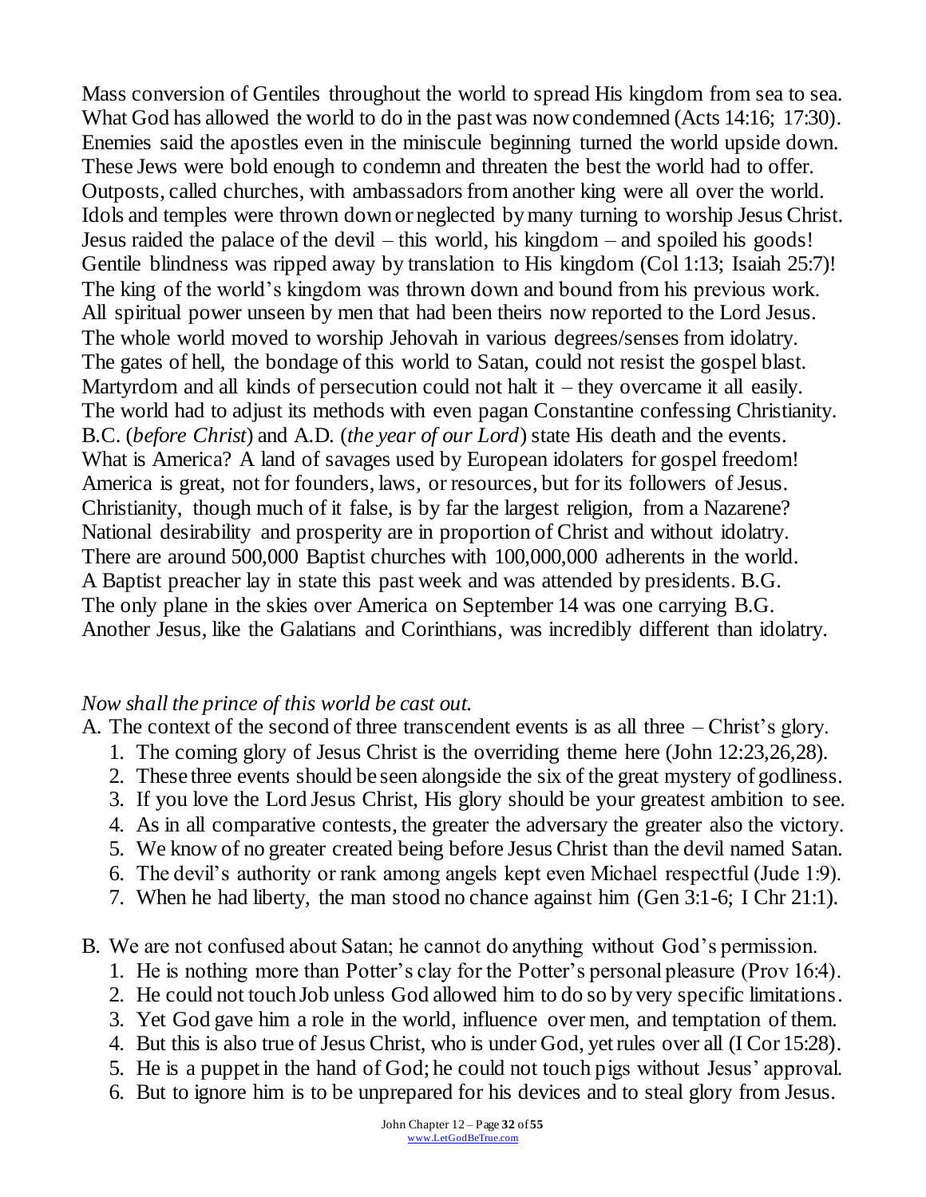Mass conversion of Gentiles throughout the world to spread His kingdom from sea to sea.
What God has allowed the world to do in the past was now condemned (Acts 14:16; 17:30).
Enemies said the apostles even in the miniscule beginning turned the world upside down.
These Jews were bold enough to condemn and threaten the best the world had to offer.
Outposts, called churches, with ambassadors from another king were all over the world.
Idols and temples were thrown down or neglected by many turning to worship Jesus Christ.
Jesus raided the palace of the devil – this world, his kingdom – and spoiled his goods!
Gentile blindness was ripped away by translation to His kingdom (Col 1:13; Isaiah 25:7)!
The king of the world's kingdom was thrown down and bound from his previous work.
All spiritual power unseen by men that had been theirs now reported to the Lord Jesus.
The whole world moved to worship Jehovah in various degrees/senses from idolatry.
The gates of hell, the bondage of this world to Satan, could not resist the gospel blast.
Martyrdom and all kinds of persecution could not halt it – they overcame it all easily.
The world had to adjust its methods with even pagan Constantine confessing Christianity.
B.C. (*before Christ*) and A.D. (*the year of our Lord*) state His death and the events.
What is America? A land of savages used by European idolaters for gospel freedom!
America is great, not for founders, laws, or resources, but for its followers of Jesus.
Christianity, though much of it false, is by far the largest religion, from a Nazarene?
National desirability and prosperity are in proportion of Christ and without idolatry.
There are around 500,000 Baptist churches with 100,000,000 adherents in the world.
A Baptist preacher lay in state this past week and was attended by presidents. B.G.
The only plane in the skies over America on September 14 was one carrying B.G.
Another Jesus, like the Galatians and Corinthians, was incredibly different than idolatry.

*Now shall the prince of this world be cast out.*

A. The context of the second of three transcendent events is as all three – Christ's glory.
   1. The coming glory of Jesus Christ is the overriding theme here (John 12:23,26,28).
   2. These three events should be seen alongside the six of the great mystery of godliness.
   3. If you love the Lord Jesus Christ, His glory should be your greatest ambition to see.
   4. As in all comparative contests, the greater the adversary the greater also the victory.
   5. We know of no greater created being before Jesus Christ than the devil named Satan.
   6. The devil's authority or rank among angels kept even Michael respectful (Jude 1:9).
   7. When he had liberty, the man stood no chance against him (Gen 3:1-6; I Chr 21:1).

B. We are not confused about Satan; he cannot do anything without God's permission.
   1. He is nothing more than Potter's clay for the Potter's personal pleasure (Prov 16:4).
   2. He could not touch Job unless God allowed him to do so by very specific limitations.
   3. Yet God gave him a role in the world, influence over men, and temptation of them.
   4. But this is also true of Jesus Christ, who is under God, yet rules over all (I Cor 15:28).
   5. He is a puppet in the hand of God; he could not touch pigs without Jesus' approval.
   6. But to ignore him is to be unprepared for his devices and to steal glory from Jesus.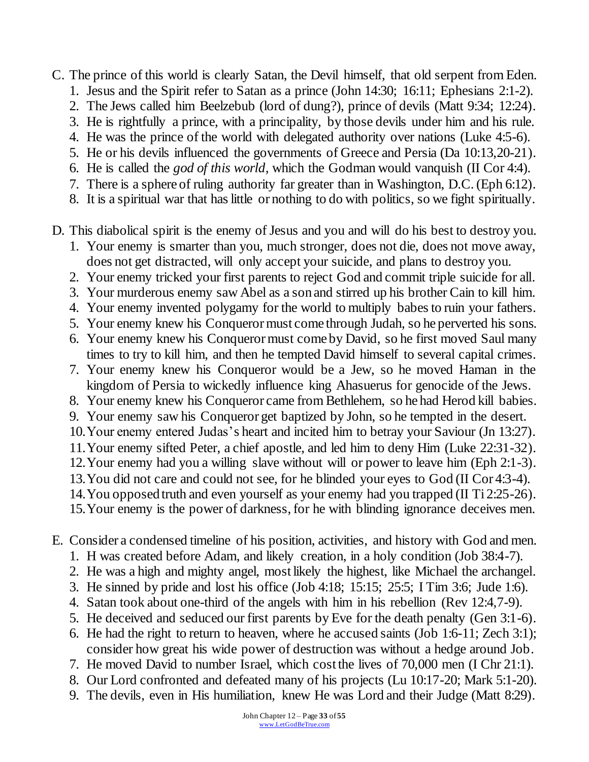C. The prince of this world is clearly Satan, the Devil himself, that old serpent from Eden.
   1. Jesus and the Spirit refer to Satan as a prince (John 14:30; 16:11; Ephesians 2:1-2).
   2. The Jews called him Beelzebub (lord of dung?), prince of devils (Matt 9:34; 12:24).
   3. He is rightfully a prince, with a principality, by those devils under him and his rule.
   4. He was the prince of the world with delegated authority over nations (Luke 4:5-6).
   5. He or his devils influenced the governments of Greece and Persia (Da 10:13,20-21).
   6. He is called the *god of this world*, which the Godman would vanquish (II Cor 4:4).
   7. There is a sphere of ruling authority far greater than in Washington, D.C. (Eph 6:12).
   8. It is a spiritual war that has little or nothing to do with politics, so we fight spiritually.

D. This diabolical spirit is the enemy of Jesus and you and will do his best to destroy you.
   1. Your enemy is smarter than you, much stronger, does not die, does not move away, does not get distracted, will only accept your suicide, and plans to destroy you.
   2. Your enemy tricked your first parents to reject God and commit triple suicide for all.
   3. Your murderous enemy saw Abel as a son and stirred up his brother Cain to kill him.
   4. Your enemy invented polygamy for the world to multiply babes to ruin your fathers.
   5. Your enemy knew his Conqueror must come through Judah, so he perverted his sons.
   6. Your enemy knew his Conqueror must come by David, so he first moved Saul many times to try to kill him, and then he tempted David himself to several capital crimes.
   7. Your enemy knew his Conqueror would be a Jew, so he moved Haman in the kingdom of Persia to wickedly influence king Ahasuerus for genocide of the Jews.
   8. Your enemy knew his Conqueror came from Bethlehem, so he had Herod kill babies.
   9. Your enemy saw his Conqueror get baptized by John, so he tempted in the desert.
   10. Your enemy entered Judas's heart and incited him to betray your Saviour (Jn 13:27).
   11. Your enemy sifted Peter, a chief apostle, and led him to deny Him (Luke 22:31-32).
   12. Your enemy had you a willing slave without will or power to leave him (Eph 2:1-3).
   13. You did not care and could not see, for he blinded your eyes to God (II Cor 4:3-4).
   14. You opposed truth and even yourself as your enemy had you trapped (II Ti 2:25-26).
   15. Your enemy is the power of darkness, for he with blinding ignorance deceives men.

E. Consider a condensed timeline of his position, activities, and history with God and men.
   1. H was created before Adam, and likely creation, in a holy condition (Job 38:4-7).
   2. He was a high and mighty angel, most likely the highest, like Michael the archangel.
   3. He sinned by pride and lost his office (Job 4:18; 15:15; 25:5; I Tim 3:6; Jude 1:6).
   4. Satan took about one-third of the angels with him in his rebellion (Rev 12:4,7-9).
   5. He deceived and seduced our first parents by Eve for the death penalty (Gen 3:1-6).
   6. He had the right to return to heaven, where he accused saints (Job 1:6-11; Zech 3:1); consider how great his wide power of destruction was without a hedge around Job.
   7. He moved David to number Israel, which cost the lives of 70,000 men (I Chr 21:1).
   8. Our Lord confronted and defeated many of his projects (Lu 10:17-20; Mark 5:1-20).
   9. The devils, even in His humiliation, knew He was Lord and their Judge (Matt 8:29).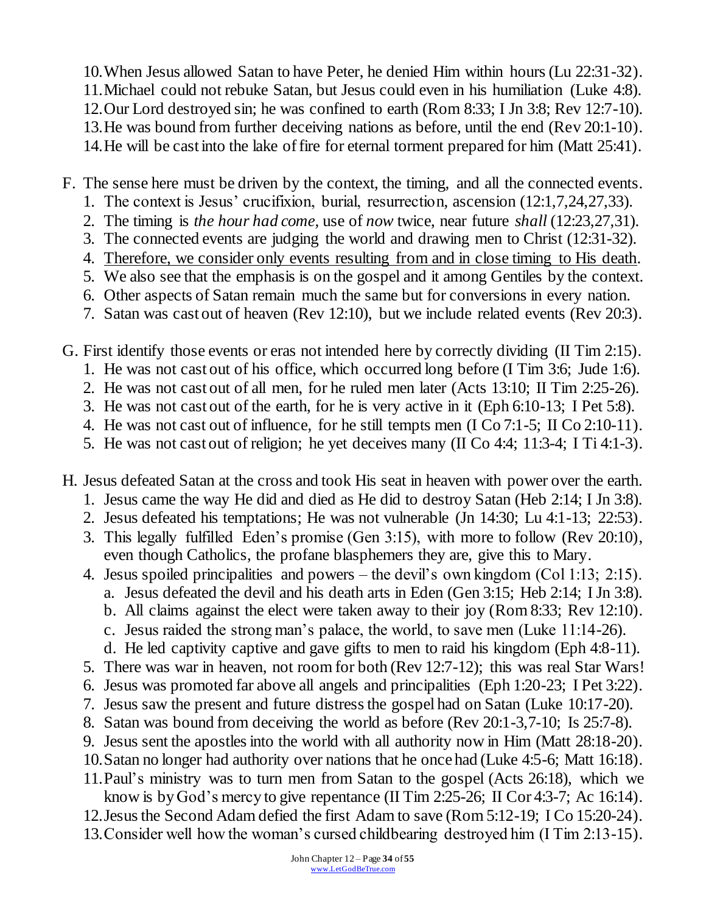10. When Jesus allowed Satan to have Peter, he denied Him within hours (Lu 22:31-32).
11. Michael could not rebuke Satan, but Jesus could even in his humiliation (Luke 4:8).
12. Our Lord destroyed sin; he was confined to earth (Rom 8:33; I Jn 3:8; Rev 12:7-10).
13. He was bound from further deceiving nations as before, until the end (Rev 20:1-10).
14. He will be cast into the lake of fire for eternal torment prepared for him (Matt 25:41).

F. The sense here must be driven by the context, the timing, and all the connected events.
   1. The context is Jesus' crucifixion, burial, resurrection, ascension (12:1,7,24,27,33).
   2. The timing is *the hour had come*, use of *now* twice, near future *shall* (12:23,27,31).
   3. The connected events are judging the world and drawing men to Christ (12:31-32).
   4. <u>Therefore, we consider only events resulting from and in close timing to His death</u>.
   5. We also see that the emphasis is on the gospel and it among Gentiles by the context.
   6. Other aspects of Satan remain much the same but for conversions in every nation.
   7. Satan was cast out of heaven (Rev 12:10), but we include related events (Rev 20:3).

G. First identify those events or eras not intended here by correctly dividing (II Tim 2:15).
   1. He was not cast out of his office, which occurred long before (I Tim 3:6; Jude 1:6).
   2. He was not cast out of all men, for he ruled men later (Acts 13:10; II Tim 2:25-26).
   3. He was not cast out of the earth, for he is very active in it (Eph 6:10-13; I Pet 5:8).
   4. He was not cast out of influence, for he still tempts men (I Co 7:1-5; II Co 2:10-11).
   5. He was not cast out of religion; he yet deceives many (II Co 4:4; 11:3-4; I Ti 4:1-3).

H. Jesus defeated Satan at the cross and took His seat in heaven with power over the earth.
   1. Jesus came the way He did and died as He did to destroy Satan (Heb 2:14; I Jn 3:8).
   2. Jesus defeated his temptations; He was not vulnerable (Jn 14:30; Lu 4:1-13; 22:53).
   3. This legally fulfilled Eden's promise (Gen 3:15), with more to follow (Rev 20:10), even though Catholics, the profane blasphemers they are, give this to Mary.
   4. Jesus spoiled principalities and powers – the devil's own kingdom (Col 1:13; 2:15).
      a. Jesus defeated the devil and his death arts in Eden (Gen 3:15; Heb 2:14; I Jn 3:8).
      b. All claims against the elect were taken away to their joy (Rom 8:33; Rev 12:10).
      c. Jesus raided the strong man's palace, the world, to save men (Luke 11:14-26).
      d. He led captivity captive and gave gifts to men to raid his kingdom (Eph 4:8-11).
   5. There was war in heaven, not room for both (Rev 12:7-12); this was real Star Wars!
   6. Jesus was promoted far above all angels and principalities (Eph 1:20-23; I Pet 3:22).
   7. Jesus saw the present and future distress the gospel had on Satan (Luke 10:17-20).
   8. Satan was bound from deceiving the world as before (Rev 20:1-3,7-10; Is 25:7-8).
   9. Jesus sent the apostles into the world with all authority now in Him (Matt 28:18-20).
   10. Satan no longer had authority over nations that he once had (Luke 4:5-6; Matt 16:18).
   11. Paul's ministry was to turn men from Satan to the gospel (Acts 26:18), which we know is by God's mercy to give repentance (II Tim 2:25-26; II Cor 4:3-7; Ac 16:14).
   12. Jesus the Second Adam defied the first Adam to save (Rom 5:12-19; I Co 15:20-24).
   13. Consider well how the woman's cursed childbearing destroyed him (I Tim 2:13-15).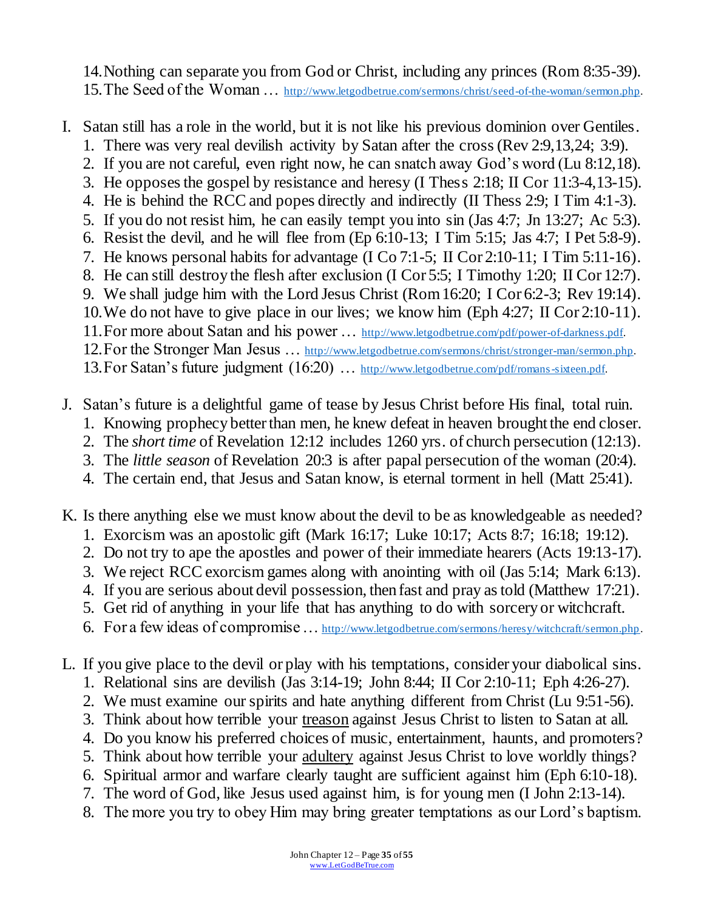14. Nothing can separate you from God or Christ, including any princes (Rom 8:35-39).
15. The Seed of the Woman … http://www.letgodbetrue.com/sermons/christ/seed-of-the-woman/sermon.php.

I. Satan still has a role in the world, but it is not like his previous dominion over Gentiles.
   1. There was very real devilish activity by Satan after the cross (Rev 2:9,13,24; 3:9).
   2. If you are not careful, even right now, he can snatch away God's word (Lu 8:12,18).
   3. He opposes the gospel by resistance and heresy (I Thess 2:18; II Cor 11:3-4,13-15).
   4. He is behind the RCC and popes directly and indirectly (II Thess 2:9; I Tim 4:1-3).
   5. If you do not resist him, he can easily tempt you into sin (Jas 4:7; Jn 13:27; Ac 5:3).
   6. Resist the devil, and he will flee from (Ep 6:10-13; I Tim 5:15; Jas 4:7; I Pet 5:8-9).
   7. He knows personal habits for advantage (I Co 7:1-5; II Cor 2:10-11; I Tim 5:11-16).
   8. He can still destroy the flesh after exclusion (I Cor 5:5; I Timothy 1:20; II Cor 12:7).
   9. We shall judge him with the Lord Jesus Christ (Rom 16:20; I Cor 6:2-3; Rev 19:14).
   10. We do not have to give place in our lives; we know him (Eph 4:27; II Cor 2:10-11).
   11. For more about Satan and his power … http://www.letgodbetrue.com/pdf/power-of-darkness.pdf.
   12. For the Stronger Man Jesus … http://www.letgodbetrue.com/sermons/christ/stronger-man/sermon.php.
   13. For Satan's future judgment (16:20) … http://www.letgodbetrue.com/pdf/romans-sixteen.pdf.

J. Satan's future is a delightful game of tease by Jesus Christ before His final, total ruin.
   1. Knowing prophecy better than men, he knew defeat in heaven brought the end closer.
   2. The *short time* of Revelation 12:12 includes 1260 yrs. of church persecution (12:13).
   3. The *little season* of Revelation 20:3 is after papal persecution of the woman (20:4).
   4. The certain end, that Jesus and Satan know, is eternal torment in hell (Matt 25:41).

K. Is there anything else we must know about the devil to be as knowledgeable as needed?
   1. Exorcism was an apostolic gift (Mark 16:17; Luke 10:17; Acts 8:7; 16:18; 19:12).
   2. Do not try to ape the apostles and power of their immediate hearers (Acts 19:13-17).
   3. We reject RCC exorcism games along with anointing with oil (Jas 5:14; Mark 6:13).
   4. If you are serious about devil possession, then fast and pray as told (Matthew 17:21).
   5. Get rid of anything in your life that has anything to do with sorcery or witchcraft.
   6. For a few ideas of compromise … http://www.letgodbetrue.com/sermons/heresy/witchcraft/sermon.php.

L. If you give place to the devil or play with his temptations, consider your diabolical sins.
   1. Relational sins are devilish (Jas 3:14-19; John 8:44; II Cor 2:10-11; Eph 4:26-27).
   2. We must examine our spirits and hate anything different from Christ (Lu 9:51-56).
   3. Think about how terrible your <u>treason</u> against Jesus Christ to listen to Satan at all.
   4. Do you know his preferred choices of music, entertainment, haunts, and promoters?
   5. Think about how terrible your <u>adultery</u> against Jesus Christ to love worldly things?
   6. Spiritual armor and warfare clearly taught are sufficient against him (Eph 6:10-18).
   7. The word of God, like Jesus used against him, is for young men (I John 2:13-14).
   8. The more you try to obey Him may bring greater temptations as our Lord's baptism.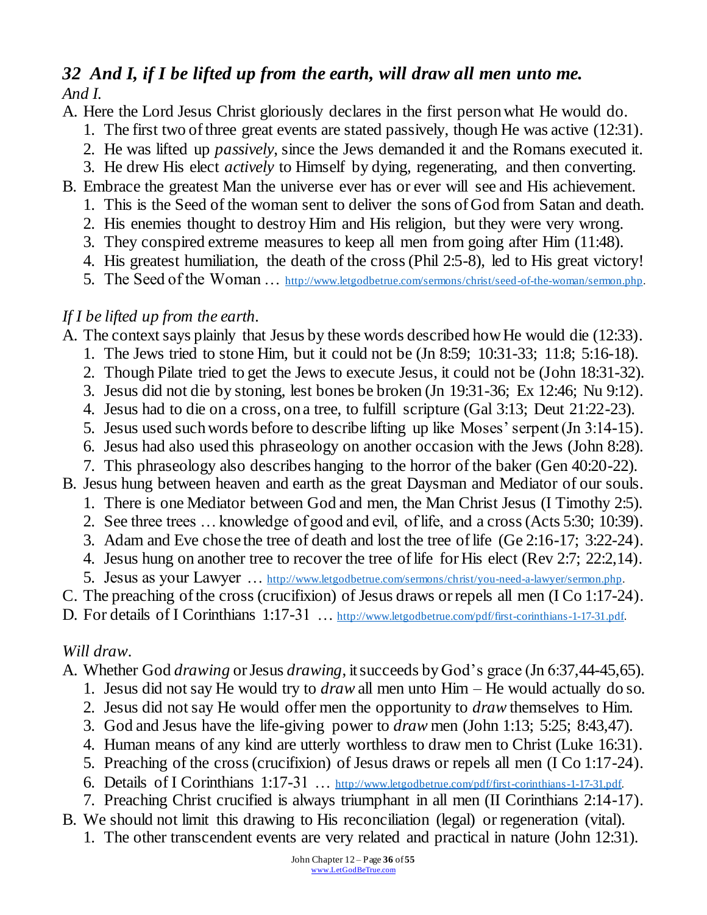## *32 And I, if I be lifted up from the earth, will draw all men unto me.*

*And I.*

A. Here the Lord Jesus Christ gloriously declares in the first person what He would do.
   1. The first two of three great events are stated passively, though He was active (12:31).
   2. He was lifted up *passively*, since the Jews demanded it and the Romans executed it.
   3. He drew His elect *actively* to Himself by dying, regenerating, and then converting.

B. Embrace the greatest Man the universe ever has or ever will see and His achievement.
   1. This is the Seed of the woman sent to deliver the sons of God from Satan and death.
   2. His enemies thought to destroy Him and His religion, but they were very wrong.
   3. They conspired extreme measures to keep all men from going after Him (11:48).
   4. His greatest humiliation, the death of the cross (Phil 2:5-8), led to His great victory!
   5. The Seed of the Woman … http://www.letgodbetrue.com/sermons/christ/seed-of-the-woman/sermon.php.

*If I be lifted up from the earth.*

A. The context says plainly that Jesus by these words described how He would die (12:33).
   1. The Jews tried to stone Him, but it could not be (Jn 8:59; 10:31-33; 11:8; 5:16-18).
   2. Though Pilate tried to get the Jews to execute Jesus, it could not be (John 18:31-32).
   3. Jesus did not die by stoning, lest bones be broken (Jn 19:31-36; Ex 12:46; Nu 9:12).
   4. Jesus had to die on a cross, on a tree, to fulfill scripture (Gal 3:13; Deut 21:22-23).
   5. Jesus used such words before to describe lifting up like Moses' serpent (Jn 3:14-15).
   6. Jesus had also used this phraseology on another occasion with the Jews (John 8:28).
   7. This phraseology also describes hanging to the horror of the baker (Gen 40:20-22).

B. Jesus hung between heaven and earth as the great Daysman and Mediator of our souls.
   1. There is one Mediator between God and men, the Man Christ Jesus (I Timothy 2:5).
   2. See three trees … knowledge of good and evil, of life, and a cross (Acts 5:30; 10:39).
   3. Adam and Eve chose the tree of death and lost the tree of life (Ge 2:16-17; 3:22-24).
   4. Jesus hung on another tree to recover the tree of life for His elect (Rev 2:7; 22:2,14).
   5. Jesus as your Lawyer … http://www.letgodbetrue.com/sermons/christ/you-need-a-lawyer/sermon.php.

C. The preaching of the cross (crucifixion) of Jesus draws or repels all men (I Co 1:17-24).

D. For details of I Corinthians 1:17-31 … http://www.letgodbetrue.com/pdf/first-corinthians-1-17-31.pdf.

*Will draw.*

A. Whether God *drawing* or Jesus *drawing*, it succeeds by God's grace (Jn 6:37,44-45,65).
   1. Jesus did not say He would try to *draw* all men unto Him – He would actually do so.
   2. Jesus did not say He would offer men the opportunity to *draw* themselves to Him.
   3. God and Jesus have the life-giving power to *draw* men (John 1:13; 5:25; 8:43,47).
   4. Human means of any kind are utterly worthless to draw men to Christ (Luke 16:31).
   5. Preaching of the cross (crucifixion) of Jesus draws or repels all men (I Co 1:17-24).
   6. Details of I Corinthians 1:17-31 … http://www.letgodbetrue.com/pdf/first-corinthians-1-17-31.pdf.
   7. Preaching Christ crucified is always triumphant in all men (II Corinthians 2:14-17).

B. We should not limit this drawing to His reconciliation (legal) or regeneration (vital).
   1. The other transcendent events are very related and practical in nature (John 12:31).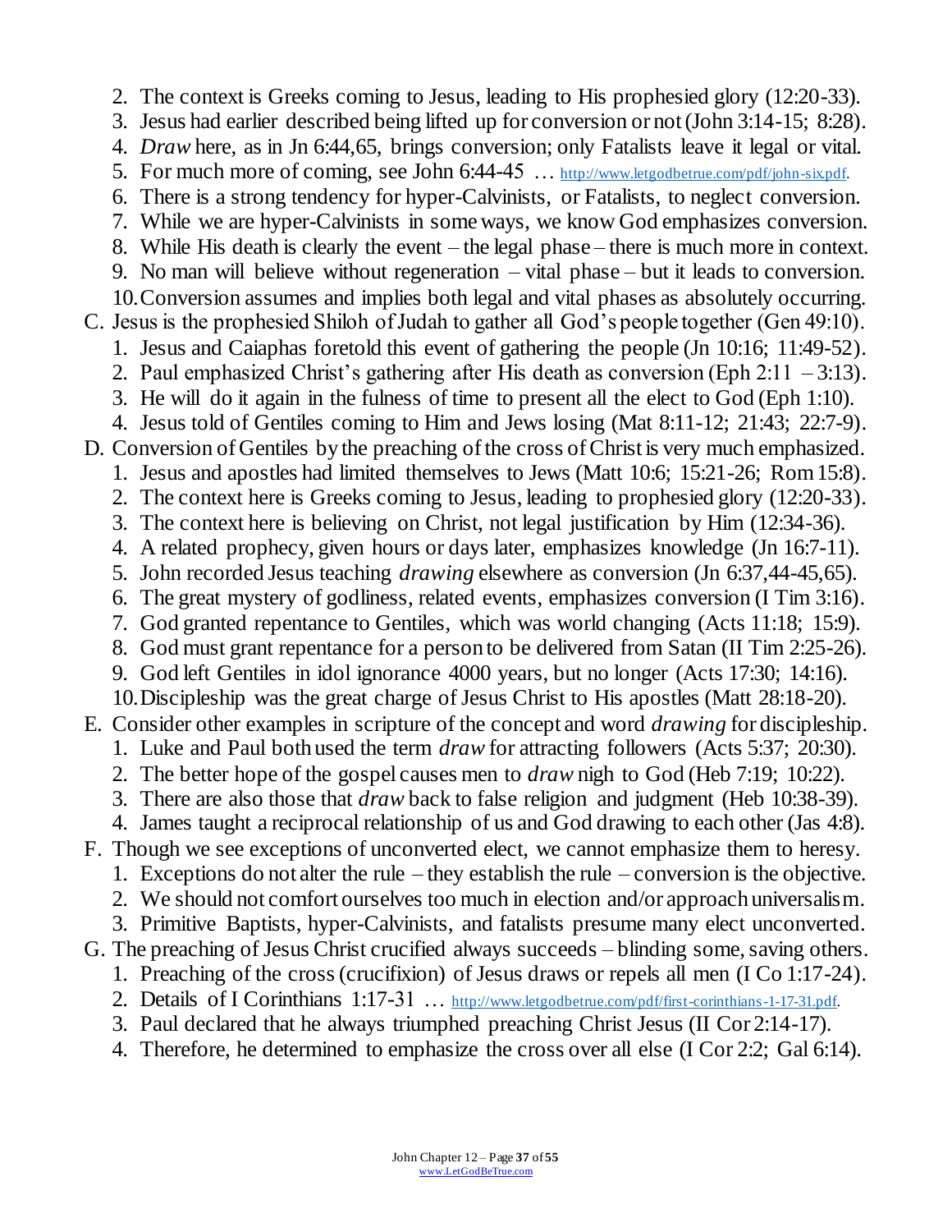2. The context is Greeks coming to Jesus, leading to His prophesied glory (12:20-33).
3. Jesus had earlier described being lifted up for conversion or not (John 3:14-15; 8:28).
4. *Draw* here, as in Jn 6:44,65, brings conversion; only Fatalists leave it legal or vital.
5. For much more of coming, see John 6:44-45 … http://www.letgodbetrue.com/pdf/john-six.pdf.
6. There is a strong tendency for hyper-Calvinists, or Fatalists, to neglect conversion.
7. While we are hyper-Calvinists in some ways, we know God emphasizes conversion.
8. While His death is clearly the event – the legal phase – there is much more in context.
9. No man will believe without regeneration – vital phase – but it leads to conversion.
10. Conversion assumes and implies both legal and vital phases as absolutely occurring.

C. Jesus is the prophesied Shiloh of Judah to gather all God's people together (Gen 49:10).
   1. Jesus and Caiaphas foretold this event of gathering the people (Jn 10:16; 11:49-52).
   2. Paul emphasized Christ's gathering after His death as conversion (Eph 2:11 – 3:13).
   3. He will do it again in the fulness of time to present all the elect to God (Eph 1:10).
   4. Jesus told of Gentiles coming to Him and Jews losing (Mat 8:11-12; 21:43; 22:7-9).

D. Conversion of Gentiles by the preaching of the cross of Christ is very much emphasized.
   1. Jesus and apostles had limited themselves to Jews (Matt 10:6; 15:21-26; Rom 15:8).
   2. The context here is Greeks coming to Jesus, leading to prophesied glory (12:20-33).
   3. The context here is believing on Christ, not legal justification by Him (12:34-36).
   4. A related prophecy, given hours or days later, emphasizes knowledge (Jn 16:7-11).
   5. John recorded Jesus teaching *drawing* elsewhere as conversion (Jn 6:37,44-45,65).
   6. The great mystery of godliness, related events, emphasizes conversion (I Tim 3:16).
   7. God granted repentance to Gentiles, which was world changing (Acts 11:18; 15:9).
   8. God must grant repentance for a person to be delivered from Satan (II Tim 2:25-26).
   9. God left Gentiles in idol ignorance 4000 years, but no longer (Acts 17:30; 14:16).
   10. Discipleship was the great charge of Jesus Christ to His apostles (Matt 28:18-20).

E. Consider other examples in scripture of the concept and word *drawing* for discipleship.
   1. Luke and Paul both used the term *draw* for attracting followers (Acts 5:37; 20:30).
   2. The better hope of the gospel causes men to *draw* nigh to God (Heb 7:19; 10:22).
   3. There are also those that *draw* back to false religion and judgment (Heb 10:38-39).
   4. James taught a reciprocal relationship of us and God drawing to each other (Jas 4:8).

F. Though we see exceptions of unconverted elect, we cannot emphasize them to heresy.
   1. Exceptions do not alter the rule – they establish the rule – conversion is the objective.
   2. We should not comfort ourselves too much in election and/or approach universalism.
   3. Primitive Baptists, hyper-Calvinists, and fatalists presume many elect unconverted.

G. The preaching of Jesus Christ crucified always succeeds – blinding some, saving others.
   1. Preaching of the cross (crucifixion) of Jesus draws or repels all men (I Co 1:17-24).
   2. Details of I Corinthians 1:17-31 … http://www.letgodbetrue.com/pdf/first-corinthians-1-17-31.pdf.
   3. Paul declared that he always triumphed preaching Christ Jesus (II Cor 2:14-17).
   4. Therefore, he determined to emphasize the cross over all else (I Cor 2:2; Gal 6:14).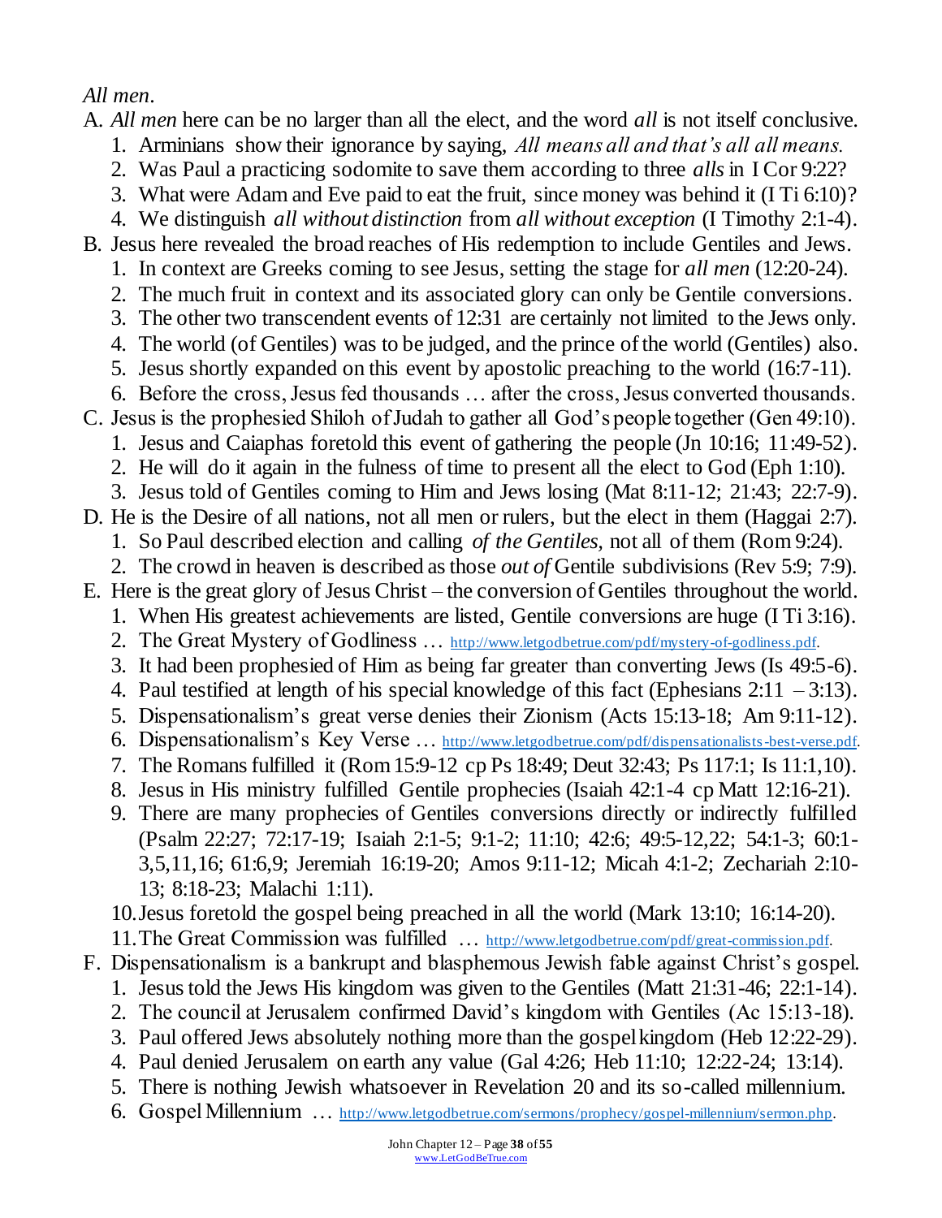*All men.*

A. *All men* here can be no larger than all the elect, and the word *all* is not itself conclusive.
   1. Arminians show their ignorance by saying, *All means all and that's all all means.*
   2. Was Paul a practicing sodomite to save them according to three *alls* in I Cor 9:22?
   3. What were Adam and Eve paid to eat the fruit, since money was behind it (I Ti 6:10)?
   4. We distinguish *all without distinction* from *all without exception* (I Timothy 2:1-4).
B. Jesus here revealed the broad reaches of His redemption to include Gentiles and Jews.
   1. In context are Greeks coming to see Jesus, setting the stage for *all men* (12:20-24).
   2. The much fruit in context and its associated glory can only be Gentile conversions.
   3. The other two transcendent events of 12:31 are certainly not limited to the Jews only.
   4. The world (of Gentiles) was to be judged, and the prince of the world (Gentiles) also.
   5. Jesus shortly expanded on this event by apostolic preaching to the world (16:7-11).
   6. Before the cross, Jesus fed thousands … after the cross, Jesus converted thousands.
C. Jesus is the prophesied Shiloh of Judah to gather all God's people together (Gen 49:10).
   1. Jesus and Caiaphas foretold this event of gathering the people (Jn 10:16; 11:49-52).
   2. He will do it again in the fulness of time to present all the elect to God (Eph 1:10).
   3. Jesus told of Gentiles coming to Him and Jews losing (Mat 8:11-12; 21:43; 22:7-9).
D. He is the Desire of all nations, not all men or rulers, but the elect in them (Haggai 2:7).
   1. So Paul described election and calling *of the Gentiles,* not all of them (Rom 9:24).
   2. The crowd in heaven is described as those *out of* Gentile subdivisions (Rev 5:9; 7:9).
E. Here is the great glory of Jesus Christ – the conversion of Gentiles throughout the world.
   1. When His greatest achievements are listed, Gentile conversions are huge (I Ti 3:16).
   2. The Great Mystery of Godliness … http://www.letgodbetrue.com/pdf/mystery-of-godliness.pdf.
   3. It had been prophesied of Him as being far greater than converting Jews (Is 49:5-6).
   4. Paul testified at length of his special knowledge of this fact (Ephesians 2:11 – 3:13).
   5. Dispensationalism's great verse denies their Zionism (Acts 15:13-18; Am 9:11-12).
   6. Dispensationalism's Key Verse … http://www.letgodbetrue.com/pdf/dispensationalists-best-verse.pdf.
   7. The Romans fulfilled it (Rom 15:9-12 cp Ps 18:49; Deut 32:43; Ps 117:1; Is 11:1,10).
   8. Jesus in His ministry fulfilled Gentile prophecies (Isaiah 42:1-4 cp Matt 12:16-21).
   9. There are many prophecies of Gentiles conversions directly or indirectly fulfilled (Psalm 22:27; 72:17-19; Isaiah 2:1-5; 9:1-2; 11:10; 42:6; 49:5-12,22; 54:1-3; 60:1-3,5,11,16; 61:6,9; Jeremiah 16:19-20; Amos 9:11-12; Micah 4:1-2; Zechariah 2:10-13; 8:18-23; Malachi 1:11).
   10. Jesus foretold the gospel being preached in all the world (Mark 13:10; 16:14-20).
   11. The Great Commission was fulfilled … http://www.letgodbetrue.com/pdf/great-commission.pdf.
F. Dispensationalism is a bankrupt and blasphemous Jewish fable against Christ's gospel.
   1. Jesus told the Jews His kingdom was given to the Gentiles (Matt 21:31-46; 22:1-14).
   2. The council at Jerusalem confirmed David's kingdom with Gentiles (Ac 15:13-18).
   3. Paul offered Jews absolutely nothing more than the gospel kingdom (Heb 12:22-29).
   4. Paul denied Jerusalem on earth any value (Gal 4:26; Heb 11:10; 12:22-24; 13:14).
   5. There is nothing Jewish whatsoever in Revelation 20 and its so-called millennium.
   6. Gospel Millennium … http://www.letgodbetrue.com/sermons/prophecy/gospel-millennium/sermon.php.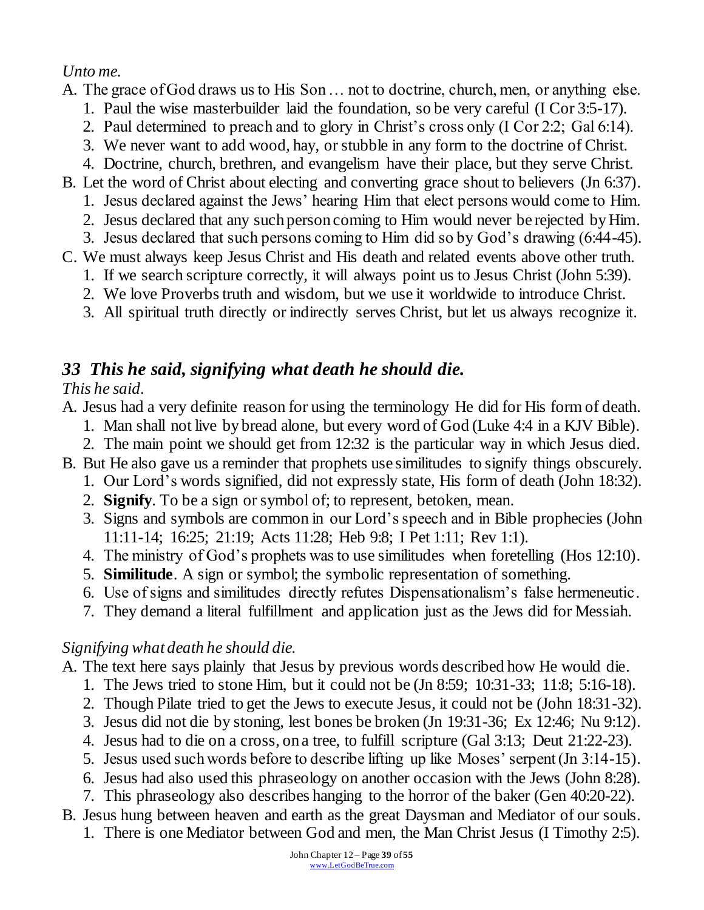*Unto me.*

A. The grace of God draws us to His Son … not to doctrine, church, men, or anything else.
   1. Paul the wise masterbuilder laid the foundation, so be very careful (I Cor 3:5-17).
   2. Paul determined to preach and to glory in Christ's cross only (I Cor 2:2; Gal 6:14).
   3. We never want to add wood, hay, or stubble in any form to the doctrine of Christ.
   4. Doctrine, church, brethren, and evangelism have their place, but they serve Christ.

B. Let the word of Christ about electing and converting grace shout to believers (Jn 6:37).
   1. Jesus declared against the Jews' hearing Him that elect persons would come to Him.
   2. Jesus declared that any such person coming to Him would never be rejected by Him.
   3. Jesus declared that such persons coming to Him did so by God's drawing (6:44-45).

C. We must always keep Jesus Christ and His death and related events above other truth.
   1. If we search scripture correctly, it will always point us to Jesus Christ (John 5:39).
   2. We love Proverbs truth and wisdom, but we use it worldwide to introduce Christ.
   3. All spiritual truth directly or indirectly serves Christ, but let us always recognize it.

## *33 This he said, signifying what death he should die.*

*This he said.*

A. Jesus had a very definite reason for using the terminology He did for His form of death.
   1. Man shall not live by bread alone, but every word of God (Luke 4:4 in a KJV Bible).
   2. The main point we should get from 12:32 is the particular way in which Jesus died.

B. But He also gave us a reminder that prophets use similitudes to signify things obscurely.
   1. Our Lord's words signified, did not expressly state, His form of death (John 18:32).
   2. **Signify**. To be a sign or symbol of; to represent, betoken, mean.
   3. Signs and symbols are common in our Lord's speech and in Bible prophecies (John 11:11-14; 16:25; 21:19; Acts 11:28; Heb 9:8; I Pet 1:11; Rev 1:1).
   4. The ministry of God's prophets was to use similitudes when foretelling (Hos 12:10).
   5. **Similitude**. A sign or symbol; the symbolic representation of something.
   6. Use of signs and similitudes directly refutes Dispensationalism's false hermeneutic.
   7. They demand a literal fulfillment and application just as the Jews did for Messiah.

*Signifying what death he should die.*

A. The text here says plainly that Jesus by previous words described how He would die.
   1. The Jews tried to stone Him, but it could not be (Jn 8:59; 10:31-33; 11:8; 5:16-18).
   2. Though Pilate tried to get the Jews to execute Jesus, it could not be (John 18:31-32).
   3. Jesus did not die by stoning, lest bones be broken (Jn 19:31-36; Ex 12:46; Nu 9:12).
   4. Jesus had to die on a cross, on a tree, to fulfill scripture (Gal 3:13; Deut 21:22-23).
   5. Jesus used such words before to describe lifting up like Moses' serpent (Jn 3:14-15).
   6. Jesus had also used this phraseology on another occasion with the Jews (John 8:28).
   7. This phraseology also describes hanging to the horror of the baker (Gen 40:20-22).

B. Jesus hung between heaven and earth as the great Daysman and Mediator of our souls.
   1. There is one Mediator between God and men, the Man Christ Jesus (I Timothy 2:5).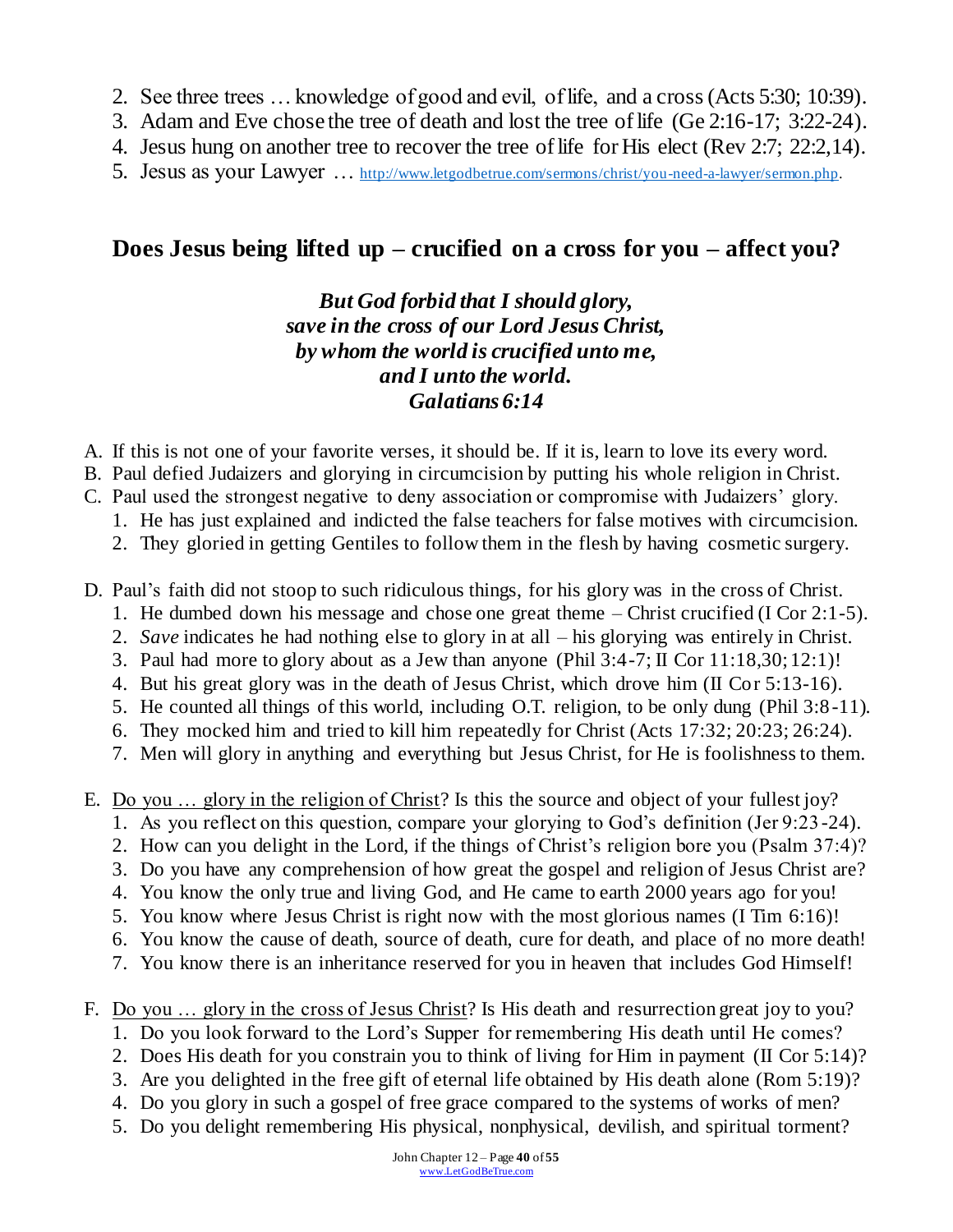2. See three trees … knowledge of good and evil, of life, and a cross (Acts 5:30; 10:39).
3. Adam and Eve chose the tree of death and lost the tree of life (Ge 2:16-17; 3:22-24).
4. Jesus hung on another tree to recover the tree of life for His elect (Rev 2:7; 22:2,14).
5. Jesus as your Lawyer … http://www.letgodbetrue.com/sermons/christ/you-need-a-lawyer/sermon.php.

## Does Jesus being lifted up – crucified on a cross for you – affect you?

***But God forbid that I should glory,***
***save in the cross of our Lord Jesus Christ,***
***by whom the world is crucified unto me,***
***and I unto the world.***
***Galatians 6:14***

A. If this is not one of your favorite verses, it should be. If it is, learn to love its every word.
B. Paul defied Judaizers and glorying in circumcision by putting his whole religion in Christ.
C. Paul used the strongest negative to deny association or compromise with Judaizers' glory.
   1. He has just explained and indicted the false teachers for false motives with circumcision.
   2. They gloried in getting Gentiles to follow them in the flesh by having cosmetic surgery.

D. Paul's faith did not stoop to such ridiculous things, for his glory was in the cross of Christ.
   1. He dumbed down his message and chose one great theme – Christ crucified (I Cor 2:1-5).
   2. *Save* indicates he had nothing else to glory in at all – his glorying was entirely in Christ.
   3. Paul had more to glory about as a Jew than anyone (Phil 3:4-7; II Cor 11:18,30; 12:1)!
   4. But his great glory was in the death of Jesus Christ, which drove him (II Cor 5:13-16).
   5. He counted all things of this world, including O.T. religion, to be only dung (Phil 3:8-11).
   6. They mocked him and tried to kill him repeatedly for Christ (Acts 17:32; 20:23; 26:24).
   7. Men will glory in anything and everything but Jesus Christ, for He is foolishness to them.

E. <u>Do you … glory in the religion of Christ</u>? Is this the source and object of your fullest joy?
   1. As you reflect on this question, compare your glorying to God's definition (Jer 9:23-24).
   2. How can you delight in the Lord, if the things of Christ's religion bore you (Psalm 37:4)?
   3. Do you have any comprehension of how great the gospel and religion of Jesus Christ are?
   4. You know the only true and living God, and He came to earth 2000 years ago for you!
   5. You know where Jesus Christ is right now with the most glorious names (I Tim 6:16)!
   6. You know the cause of death, source of death, cure for death, and place of no more death!
   7. You know there is an inheritance reserved for you in heaven that includes God Himself!

F. <u>Do you … glory in the cross of Jesus Christ</u>? Is His death and resurrection great joy to you?
   1. Do you look forward to the Lord's Supper for remembering His death until He comes?
   2. Does His death for you constrain you to think of living for Him in payment (II Cor 5:14)?
   3. Are you delighted in the free gift of eternal life obtained by His death alone (Rom 5:19)?
   4. Do you glory in such a gospel of free grace compared to the systems of works of men?
   5. Do you delight remembering His physical, nonphysical, devilish, and spiritual torment?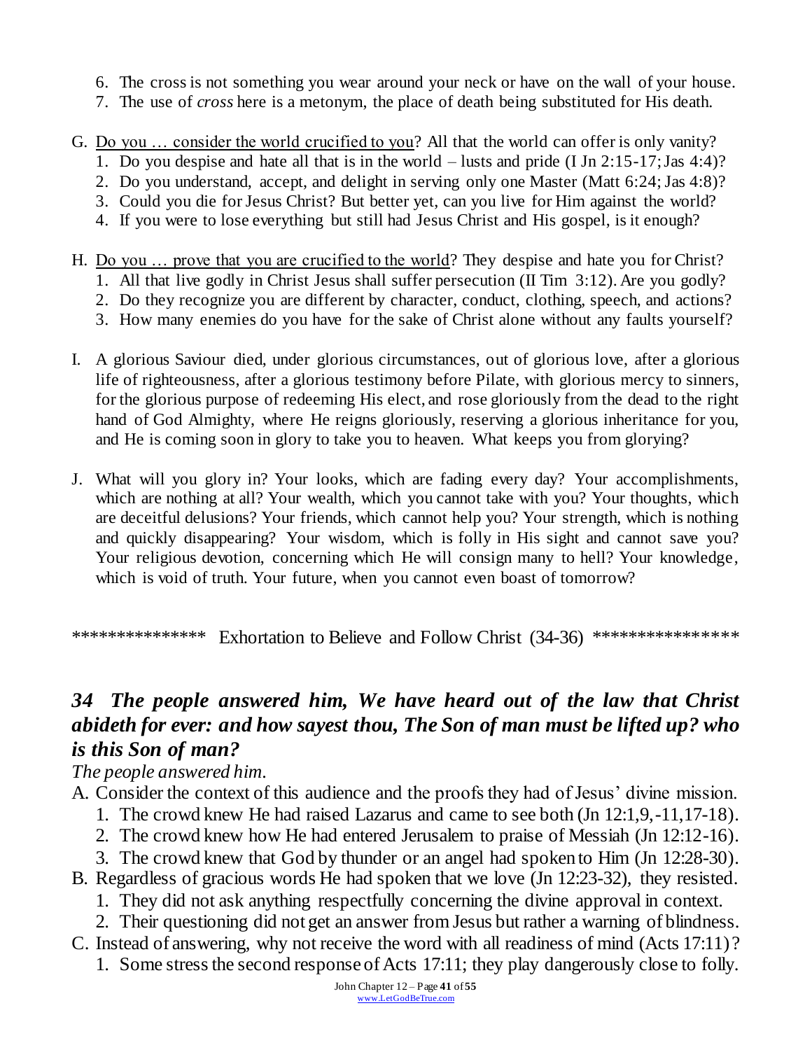6. The cross is not something you wear around your neck or have on the wall of your house.
7. The use of *cross* here is a metonym, the place of death being substituted for His death.

G. Do you … consider the world crucified to you? All that the world can offer is only vanity?
   1. Do you despise and hate all that is in the world – lusts and pride (I Jn 2:15-17; Jas 4:4)?
   2. Do you understand, accept, and delight in serving only one Master (Matt 6:24; Jas 4:8)?
   3. Could you die for Jesus Christ? But better yet, can you live for Him against the world?
   4. If you were to lose everything but still had Jesus Christ and His gospel, is it enough?

H. Do you … prove that you are crucified to the world? They despise and hate you for Christ?
   1. All that live godly in Christ Jesus shall suffer persecution (II Tim 3:12). Are you godly?
   2. Do they recognize you are different by character, conduct, clothing, speech, and actions?
   3. How many enemies do you have for the sake of Christ alone without any faults yourself?

I. A glorious Saviour died, under glorious circumstances, out of glorious love, after a glorious life of righteousness, after a glorious testimony before Pilate, with glorious mercy to sinners, for the glorious purpose of redeeming His elect, and rose gloriously from the dead to the right hand of God Almighty, where He reigns gloriously, reserving a glorious inheritance for you, and He is coming soon in glory to take you to heaven. What keeps you from glorying?

J. What will you glory in? Your looks, which are fading every day? Your accomplishments, which are nothing at all? Your wealth, which you cannot take with you? Your thoughts, which are deceitful delusions? Your friends, which cannot help you? Your strength, which is nothing and quickly disappearing? Your wisdom, which is folly in His sight and cannot save you? Your religious devotion, concerning which He will consign many to hell? Your knowledge, which is void of truth. Your future, when you cannot even boast of tomorrow?

*************** Exhortation to Believe and Follow Christ (34-36) ****************

## *34 The people answered him, We have heard out of the law that Christ abideth for ever: and how sayest thou, The Son of man must be lifted up? who is this Son of man?*

*The people answered him.*

A. Consider the context of this audience and the proofs they had of Jesus' divine mission.
   1. The crowd knew He had raised Lazarus and came to see both (Jn 12:1,9,-11,17-18).
   2. The crowd knew how He had entered Jerusalem to praise of Messiah (Jn 12:12-16).
   3. The crowd knew that God by thunder or an angel had spoken to Him (Jn 12:28-30).
B. Regardless of gracious words He had spoken that we love (Jn 12:23-32), they resisted.
   1. They did not ask anything respectfully concerning the divine approval in context.
   2. Their questioning did not get an answer from Jesus but rather a warning of blindness.
C. Instead of answering, why not receive the word with all readiness of mind (Acts 17:11)?
   1. Some stress the second response of Acts 17:11; they play dangerously close to folly.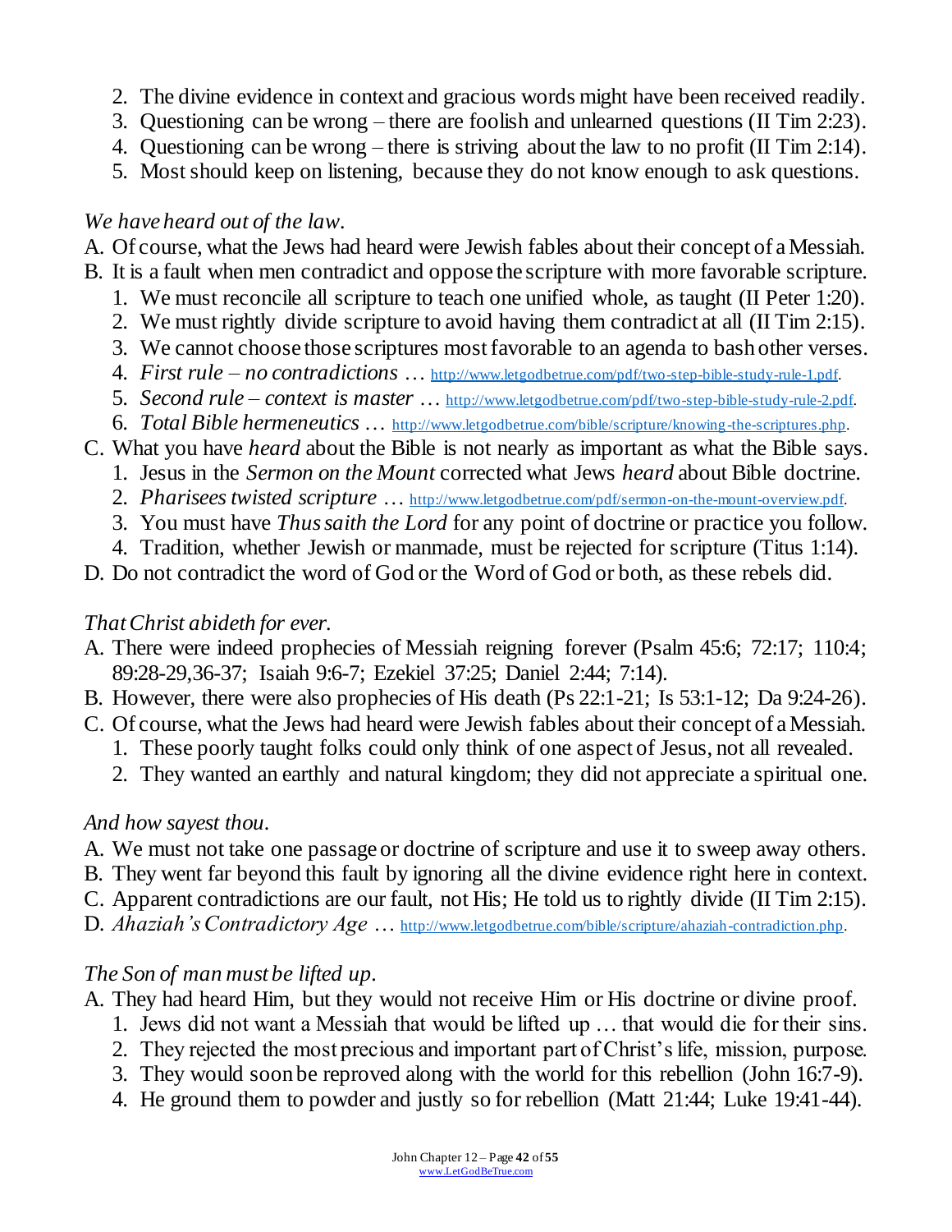2. The divine evidence in context and gracious words might have been received readily.
3. Questioning can be wrong – there are foolish and unlearned questions (II Tim 2:23).
4. Questioning can be wrong – there is striving about the law to no profit (II Tim 2:14).
5. Most should keep on listening, because they do not know enough to ask questions.

*We have heard out of the law.*

A. Of course, what the Jews had heard were Jewish fables about their concept of a Messiah.
B. It is a fault when men contradict and oppose the scripture with more favorable scripture.
   1. We must reconcile all scripture to teach one unified whole, as taught (II Peter 1:20).
   2. We must rightly divide scripture to avoid having them contradict at all (II Tim 2:15).
   3. We cannot choose those scriptures most favorable to an agenda to bash other verses.
   4. *First rule – no contradictions* … http://www.letgodbetrue.com/pdf/two-step-bible-study-rule-1.pdf.
   5. *Second rule – context is master* … http://www.letgodbetrue.com/pdf/two-step-bible-study-rule-2.pdf.
   6. *Total Bible hermeneutics* … http://www.letgodbetrue.com/bible/scripture/knowing-the-scriptures.php.
C. What you have *heard* about the Bible is not nearly as important as what the Bible says.
   1. Jesus in the *Sermon on the Mount* corrected what Jews *heard* about Bible doctrine.
   2. *Pharisees twisted scripture* … http://www.letgodbetrue.com/pdf/sermon-on-the-mount-overview.pdf.
   3. You must have *Thus saith the Lord* for any point of doctrine or practice you follow.
   4. Tradition, whether Jewish or manmade, must be rejected for scripture (Titus 1:14).
D. Do not contradict the word of God or the Word of God or both, as these rebels did.

*That Christ abideth for ever.*

A. There were indeed prophecies of Messiah reigning forever (Psalm 45:6; 72:17; 110:4; 89:28-29,36-37; Isaiah 9:6-7; Ezekiel 37:25; Daniel 2:44; 7:14).
B. However, there were also prophecies of His death (Ps 22:1-21; Is 53:1-12; Da 9:24-26).
C. Of course, what the Jews had heard were Jewish fables about their concept of a Messiah.
   1. These poorly taught folks could only think of one aspect of Jesus, not all revealed.
   2. They wanted an earthly and natural kingdom; they did not appreciate a spiritual one.

*And how sayest thou.*

A. We must not take one passage or doctrine of scripture and use it to sweep away others.
B. They went far beyond this fault by ignoring all the divine evidence right here in context.
C. Apparent contradictions are our fault, not His; He told us to rightly divide (II Tim 2:15).
D. *Ahaziah's Contradictory Age* … http://www.letgodbetrue.com/bible/scripture/ahaziah-contradiction.php.

*The Son of man must be lifted up.*

A. They had heard Him, but they would not receive Him or His doctrine or divine proof.
   1. Jews did not want a Messiah that would be lifted up … that would die for their sins.
   2. They rejected the most precious and important part of Christ's life, mission, purpose.
   3. They would soon be reproved along with the world for this rebellion (John 16:7-9).
   4. He ground them to powder and justly so for rebellion (Matt 21:44; Luke 19:41-44).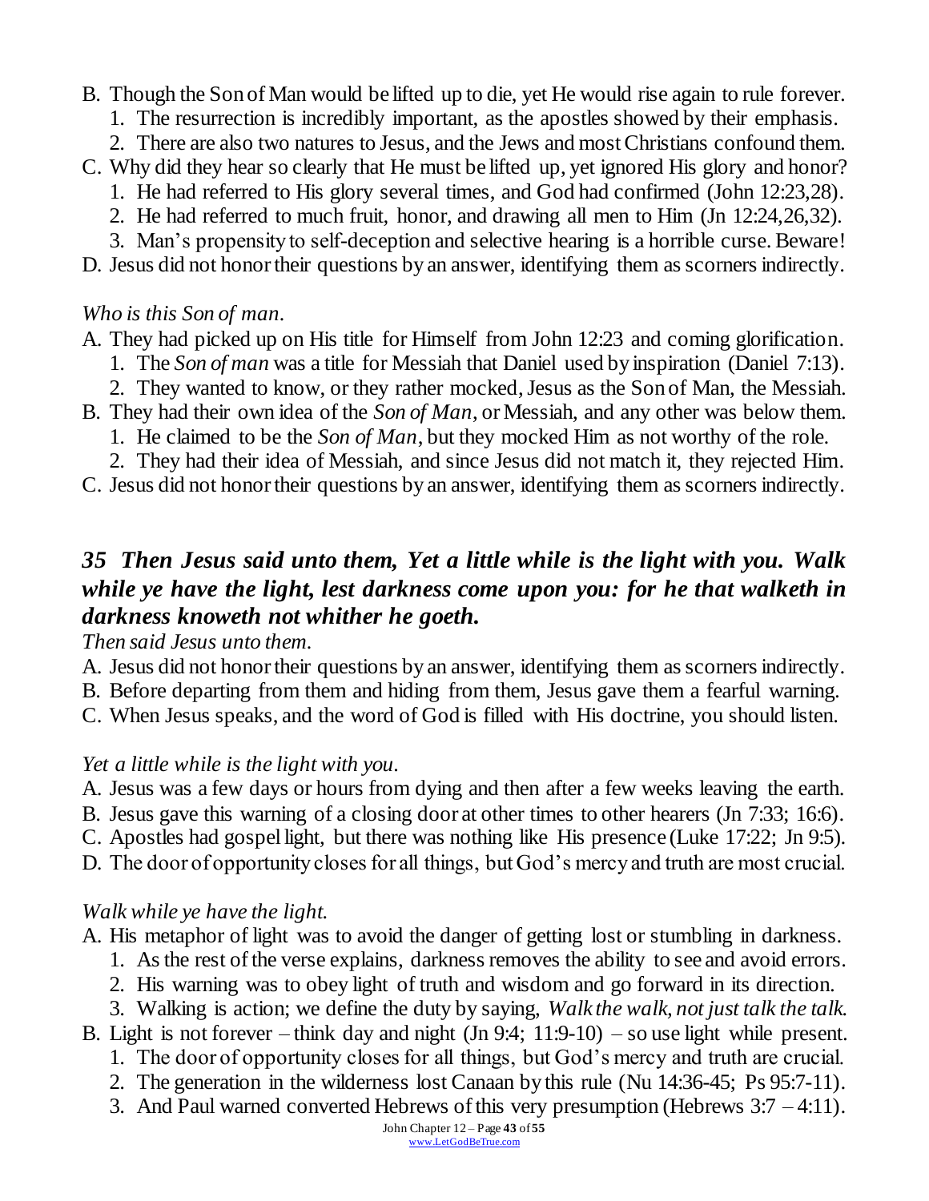B. Though the Son of Man would be lifted up to die, yet He would rise again to rule forever.
   1. The resurrection is incredibly important, as the apostles showed by their emphasis.
   2. There are also two natures to Jesus, and the Jews and most Christians confound them.
C. Why did they hear so clearly that He must be lifted up, yet ignored His glory and honor?
   1. He had referred to His glory several times, and God had confirmed (John 12:23,28).
   2. He had referred to much fruit, honor, and drawing all men to Him (Jn 12:24,26,32).
   3. Man's propensity to self-deception and selective hearing is a horrible curse. Beware!
D. Jesus did not honor their questions by an answer, identifying them as scorners indirectly.

*Who is this Son of man.*

A. They had picked up on His title for Himself from John 12:23 and coming glorification.
   1. The *Son of man* was a title for Messiah that Daniel used by inspiration (Daniel 7:13).
   2. They wanted to know, or they rather mocked, Jesus as the Son of Man, the Messiah.
B. They had their own idea of the *Son of Man*, or Messiah, and any other was below them.
   1. He claimed to be the *Son of Man*, but they mocked Him as not worthy of the role.
   2. They had their idea of Messiah, and since Jesus did not match it, they rejected Him.
C. Jesus did not honor their questions by an answer, identifying them as scorners indirectly.

## *35 Then Jesus said unto them, Yet a little while is the light with you. Walk while ye have the light, lest darkness come upon you: for he that walketh in darkness knoweth not whither he goeth.*

*Then said Jesus unto them.*

A. Jesus did not honor their questions by an answer, identifying them as scorners indirectly.
B. Before departing from them and hiding from them, Jesus gave them a fearful warning.
C. When Jesus speaks, and the word of God is filled with His doctrine, you should listen.

*Yet a little while is the light with you.*

A. Jesus was a few days or hours from dying and then after a few weeks leaving the earth.
B. Jesus gave this warning of a closing door at other times to other hearers (Jn 7:33; 16:6).
C. Apostles had gospel light, but there was nothing like His presence (Luke 17:22; Jn 9:5).
D. The door of opportunity closes for all things, but God's mercy and truth are most crucial.

*Walk while ye have the light.*

A. His metaphor of light was to avoid the danger of getting lost or stumbling in darkness.
   1. As the rest of the verse explains, darkness removes the ability to see and avoid errors.
   2. His warning was to obey light of truth and wisdom and go forward in its direction.
   3. Walking is action; we define the duty by saying, *Walk the walk, not just talk the talk.*
B. Light is not forever – think day and night (Jn 9:4; 11:9-10) – so use light while present.
   1. The door of opportunity closes for all things, but God's mercy and truth are crucial.
   2. The generation in the wilderness lost Canaan by this rule (Nu 14:36-45; Ps 95:7-11).
   3. And Paul warned converted Hebrews of this very presumption (Hebrews 3:7 – 4:11).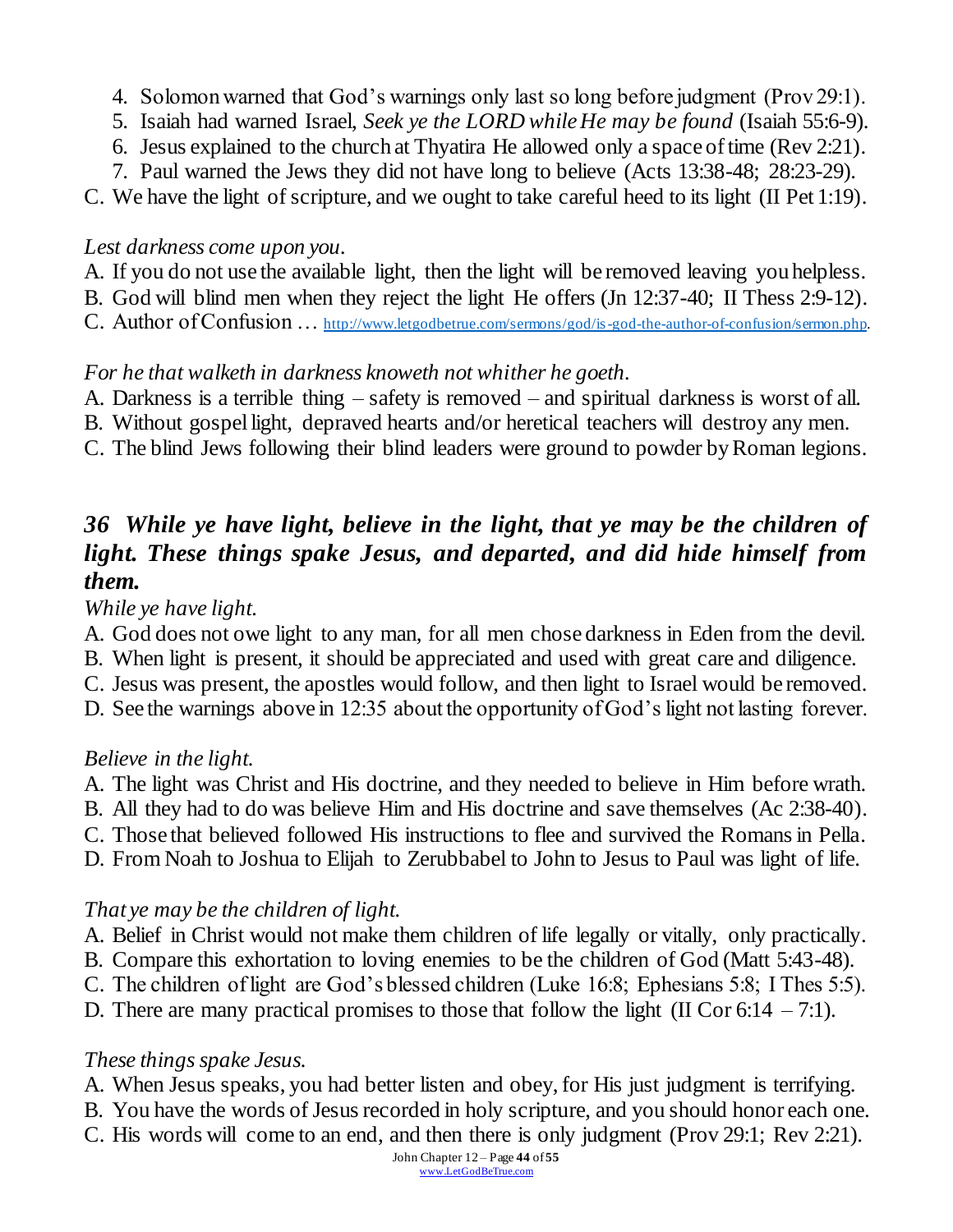4. Solomon warned that God's warnings only last so long before judgment (Prov 29:1).
5. Isaiah had warned Israel, *Seek ye the LORD while He may be found* (Isaiah 55:6-9).
6. Jesus explained to the church at Thyatira He allowed only a space of time (Rev 2:21).
7. Paul warned the Jews they did not have long to believe (Acts 13:38-48; 28:23-29).

C. We have the light of scripture, and we ought to take careful heed to its light (II Pet 1:19).

*Lest darkness come upon you.*

A. If you do not use the available light, then the light will be removed leaving you helpless.
B. God will blind men when they reject the light He offers (Jn 12:37-40; II Thess 2:9-12).
C. Author of Confusion … http://www.letgodbetrue.com/sermons/god/is-god-the-author-of-confusion/sermon.php.

*For he that walketh in darkness knoweth not whither he goeth.*

A. Darkness is a terrible thing – safety is removed – and spiritual darkness is worst of all.
B. Without gospel light, depraved hearts and/or heretical teachers will destroy any men.
C. The blind Jews following their blind leaders were ground to powder by Roman legions.

### *36 While ye have light, believe in the light, that ye may be the children of light. These things spake Jesus, and departed, and did hide himself from them.*

*While ye have light.*

A. God does not owe light to any man, for all men chose darkness in Eden from the devil.
B. When light is present, it should be appreciated and used with great care and diligence.
C. Jesus was present, the apostles would follow, and then light to Israel would be removed.
D. See the warnings above in 12:35 about the opportunity of God's light not lasting forever.

*Believe in the light.*

A. The light was Christ and His doctrine, and they needed to believe in Him before wrath.
B. All they had to do was believe Him and His doctrine and save themselves (Ac 2:38-40).
C. Those that believed followed His instructions to flee and survived the Romans in Pella.
D. From Noah to Joshua to Elijah to Zerubbabel to John to Jesus to Paul was light of life.

*That ye may be the children of light.*

A. Belief in Christ would not make them children of life legally or vitally, only practically.
B. Compare this exhortation to loving enemies to be the children of God (Matt 5:43-48).
C. The children of light are God's blessed children (Luke 16:8; Ephesians 5:8; I Thes 5:5).
D. There are many practical promises to those that follow the light (II Cor 6:14 – 7:1).

*These things spake Jesus.*

A. When Jesus speaks, you had better listen and obey, for His just judgment is terrifying.
B. You have the words of Jesus recorded in holy scripture, and you should honor each one.
C. His words will come to an end, and then there is only judgment (Prov 29:1; Rev 2:21).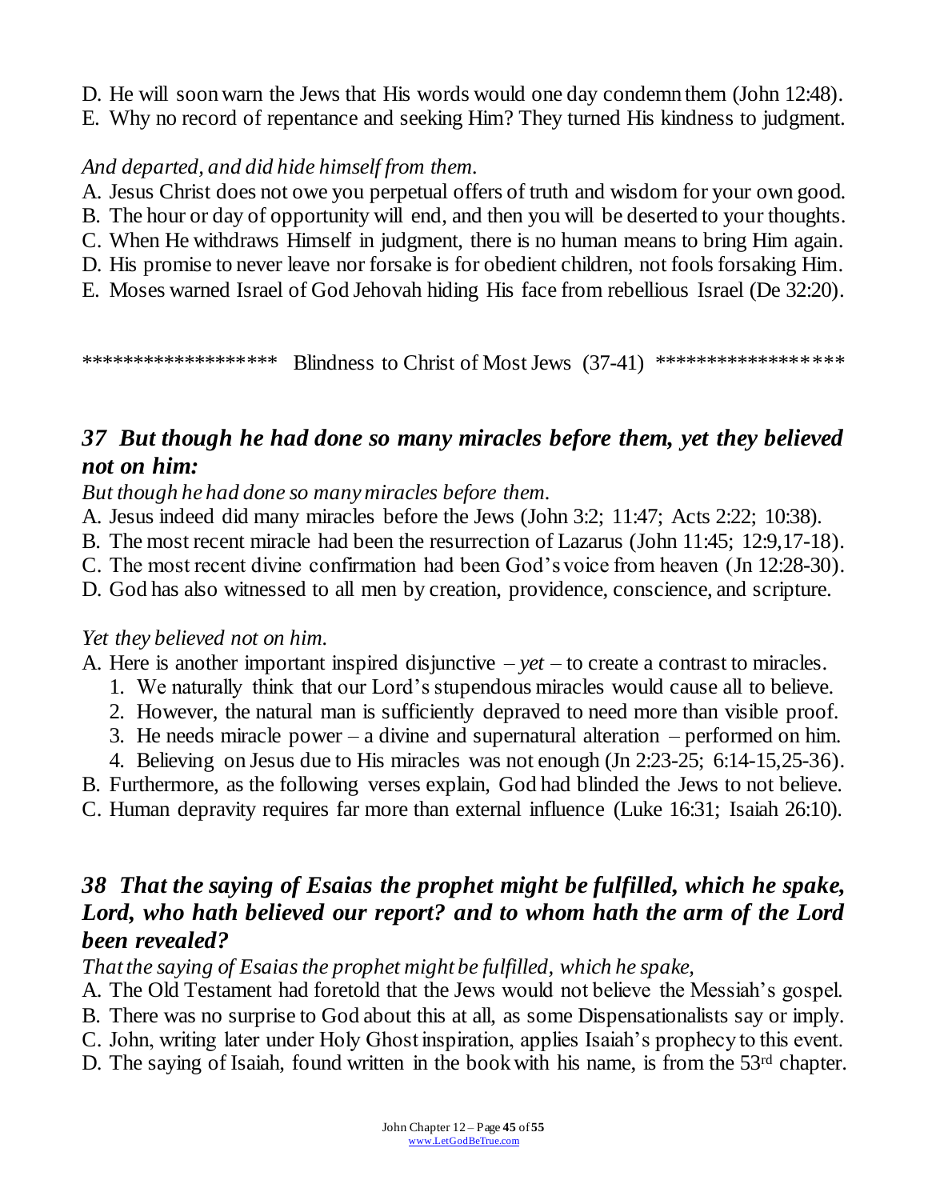D. He will soon warn the Jews that His words would one day condemn them (John 12:48).
E. Why no record of repentance and seeking Him? They turned His kindness to judgment.

*And departed, and did hide himself from them.*

A. Jesus Christ does not owe you perpetual offers of truth and wisdom for your own good.
B. The hour or day of opportunity will end, and then you will be deserted to your thoughts.
C. When He withdraws Himself in judgment, there is no human means to bring Him again.
D. His promise to never leave nor forsake is for obedient children, not fools forsaking Him.
E. Moses warned Israel of God Jehovah hiding His face from rebellious Israel (De 32:20).

****************** Blindness to Christ of Most Jews (37-41) ******************

### *37 But though he had done so many miracles before them, yet they believed not on him:*

*But though he had done so many miracles before them.*

A. Jesus indeed did many miracles before the Jews (John 3:2; 11:47; Acts 2:22; 10:38).
B. The most recent miracle had been the resurrection of Lazarus (John 11:45; 12:9,17-18).
C. The most recent divine confirmation had been God's voice from heaven (Jn 12:28-30).
D. God has also witnessed to all men by creation, providence, conscience, and scripture.

*Yet they believed not on him.*

A. Here is another important inspired disjunctive – *yet* – to create a contrast to miracles.
   1. We naturally think that our Lord's stupendous miracles would cause all to believe.
   2. However, the natural man is sufficiently depraved to need more than visible proof.
   3. He needs miracle power – a divine and supernatural alteration – performed on him.
   4. Believing on Jesus due to His miracles was not enough (Jn 2:23-25; 6:14-15,25-36).
B. Furthermore, as the following verses explain, God had blinded the Jews to not believe.
C. Human depravity requires far more than external influence (Luke 16:31; Isaiah 26:10).

### *38 That the saying of Esaias the prophet might be fulfilled, which he spake, Lord, who hath believed our report? and to whom hath the arm of the Lord been revealed?*

*That the saying of Esaias the prophet might be fulfilled, which he spake,*

A. The Old Testament had foretold that the Jews would not believe the Messiah's gospel.
B. There was no surprise to God about this at all, as some Dispensationalists say or imply.
C. John, writing later under Holy Ghost inspiration, applies Isaiah's prophecy to this event.
D. The saying of Isaiah, found written in the book with his name, is from the 53rd chapter.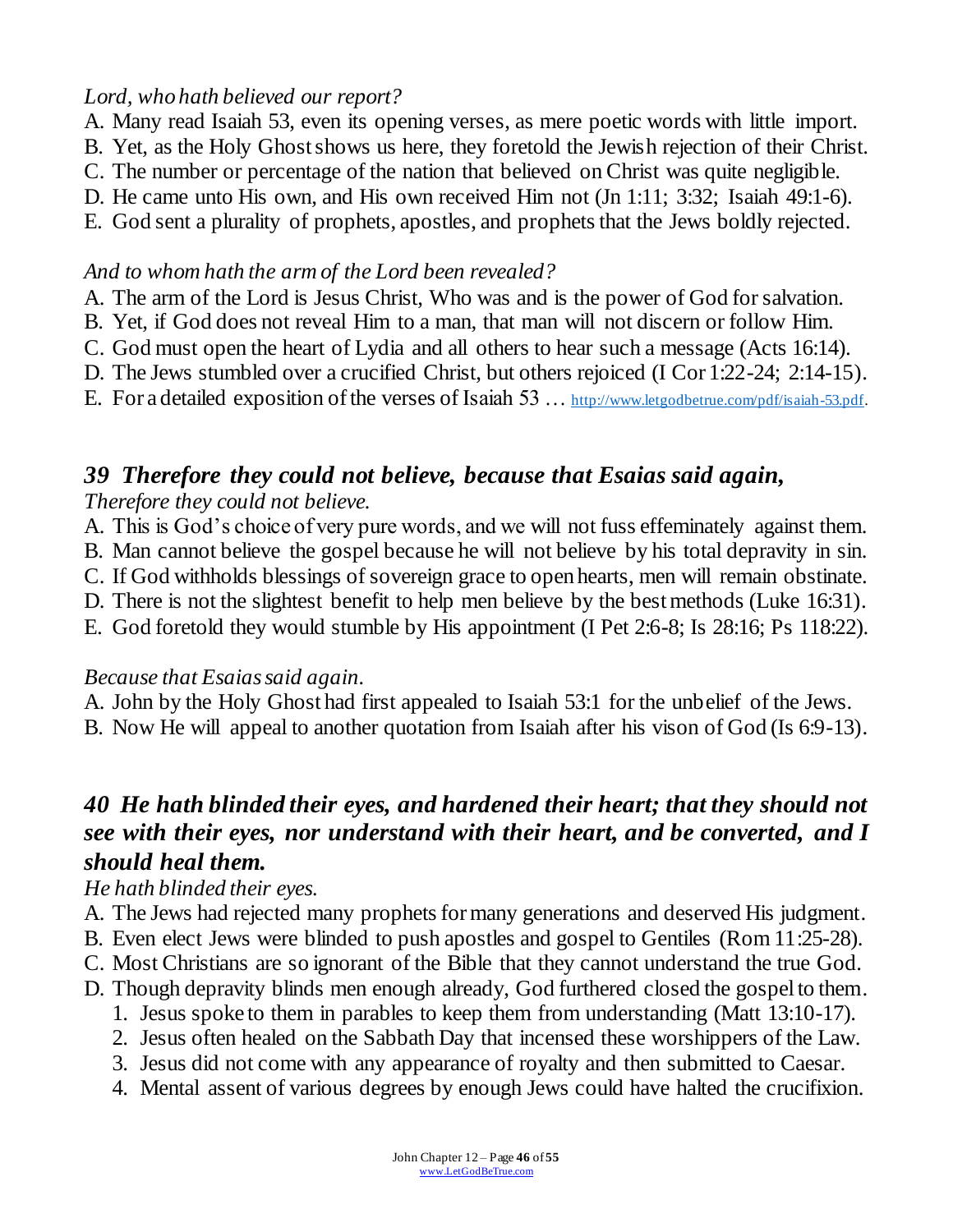*Lord, who hath believed our report?*

A. Many read Isaiah 53, even its opening verses, as mere poetic words with little import.
B. Yet, as the Holy Ghost shows us here, they foretold the Jewish rejection of their Christ.
C. The number or percentage of the nation that believed on Christ was quite negligible.
D. He came unto His own, and His own received Him not (Jn 1:11; 3:32; Isaiah 49:1-6).
E. God sent a plurality of prophets, apostles, and prophets that the Jews boldly rejected.

*And to whom hath the arm of the Lord been revealed?*

A. The arm of the Lord is Jesus Christ, Who was and is the power of God for salvation.
B. Yet, if God does not reveal Him to a man, that man will not discern or follow Him.
C. God must open the heart of Lydia and all others to hear such a message (Acts 16:14).
D. The Jews stumbled over a crucified Christ, but others rejoiced (I Cor 1:22-24; 2:14-15).
E. For a detailed exposition of the verses of Isaiah 53 … http://www.letgodbetrue.com/pdf/isaiah-53.pdf.

### *39 Therefore they could not believe, because that Esaias said again,*

*Therefore they could not believe.*

A. This is God's choice of very pure words, and we will not fuss effeminately against them.
B. Man cannot believe the gospel because he will not believe by his total depravity in sin.
C. If God withholds blessings of sovereign grace to open hearts, men will remain obstinate.
D. There is not the slightest benefit to help men believe by the best methods (Luke 16:31).
E. God foretold they would stumble by His appointment (I Pet 2:6-8; Is 28:16; Ps 118:22).

*Because that Esaias said again.*

A. John by the Holy Ghost had first appealed to Isaiah 53:1 for the unbelief of the Jews.
B. Now He will appeal to another quotation from Isaiah after his vison of God (Is 6:9-13).

### *40 He hath blinded their eyes, and hardened their heart; that they should not see with their eyes, nor understand with their heart, and be converted, and I should heal them.*

*He hath blinded their eyes.*

A. The Jews had rejected many prophets for many generations and deserved His judgment.
B. Even elect Jews were blinded to push apostles and gospel to Gentiles (Rom 11:25-28).
C. Most Christians are so ignorant of the Bible that they cannot understand the true God.
D. Though depravity blinds men enough already, God furthered closed the gospel to them.
   1. Jesus spoke to them in parables to keep them from understanding (Matt 13:10-17).
   2. Jesus often healed on the Sabbath Day that incensed these worshippers of the Law.
   3. Jesus did not come with any appearance of royalty and then submitted to Caesar.
   4. Mental assent of various degrees by enough Jews could have halted the crucifixion.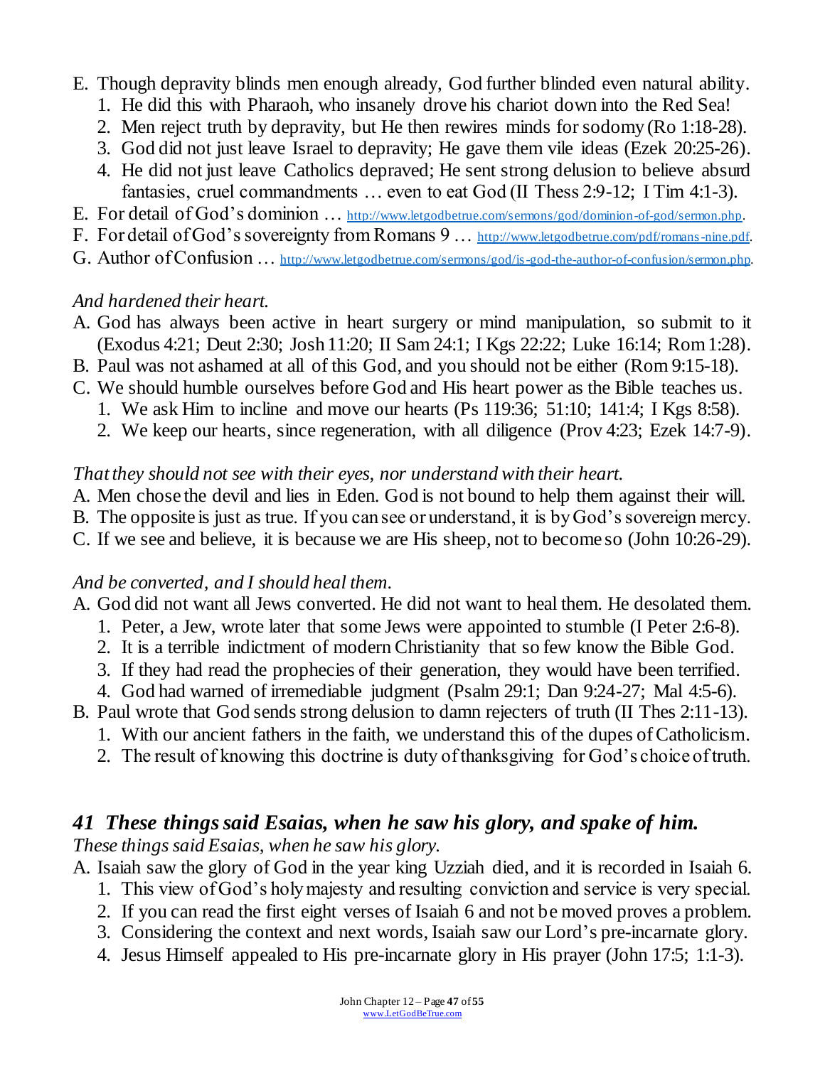E. Though depravity blinds men enough already, God further blinded even natural ability.
   1. He did this with Pharaoh, who insanely drove his chariot down into the Red Sea!
   2. Men reject truth by depravity, but He then rewires minds for sodomy (Ro 1:18-28).
   3. God did not just leave Israel to depravity; He gave them vile ideas (Ezek 20:25-26).
   4. He did not just leave Catholics depraved; He sent strong delusion to believe absurd fantasies, cruel commandments … even to eat God (II Thess 2:9-12; I Tim 4:1-3).

E. For detail of God's dominion … http://www.letgodbetrue.com/sermons/god/dominion-of-god/sermon.php.

F. For detail of God's sovereignty from Romans 9 … http://www.letgodbetrue.com/pdf/romans-nine.pdf.

G. Author of Confusion … http://www.letgodbetrue.com/sermons/god/is-god-the-author-of-confusion/sermon.php.

*And hardened their heart.*

A. God has always been active in heart surgery or mind manipulation, so submit to it (Exodus 4:21; Deut 2:30; Josh 11:20; II Sam 24:1; I Kgs 22:22; Luke 16:14; Rom 1:28).

B. Paul was not ashamed at all of this God, and you should not be either (Rom 9:15-18).

C. We should humble ourselves before God and His heart power as the Bible teaches us.
   1. We ask Him to incline and move our hearts (Ps 119:36; 51:10; 141:4; I Kgs 8:58).
   2. We keep our hearts, since regeneration, with all diligence (Prov 4:23; Ezek 14:7-9).

*That they should not see with their eyes, nor understand with their heart.*

A. Men chose the devil and lies in Eden. God is not bound to help them against their will.

B. The opposite is just as true. If you can see or understand, it is by God's sovereign mercy.

C. If we see and believe, it is because we are His sheep, not to become so (John 10:26-29).

*And be converted, and I should heal them.*

A. God did not want all Jews converted. He did not want to heal them. He desolated them.
   1. Peter, a Jew, wrote later that some Jews were appointed to stumble (I Peter 2:6-8).
   2. It is a terrible indictment of modern Christianity that so few know the Bible God.
   3. If they had read the prophecies of their generation, they would have been terrified.
   4. God had warned of irremediable judgment (Psalm 29:1; Dan 9:24-27; Mal 4:5-6).

B. Paul wrote that God sends strong delusion to damn rejecters of truth (II Thes 2:11-13).
   1. With our ancient fathers in the faith, we understand this of the dupes of Catholicism.
   2. The result of knowing this doctrine is duty of thanksgiving for God's choice of truth.

### *41 These things said Esaias, when he saw his glory, and spake of him.*

*These things said Esaias, when he saw his glory.*

A. Isaiah saw the glory of God in the year king Uzziah died, and it is recorded in Isaiah 6.
   1. This view of God's holy majesty and resulting conviction and service is very special.
   2. If you can read the first eight verses of Isaiah 6 and not be moved proves a problem.
   3. Considering the context and next words, Isaiah saw our Lord's pre-incarnate glory.
   4. Jesus Himself appealed to His pre-incarnate glory in His prayer (John 17:5; 1:1-3).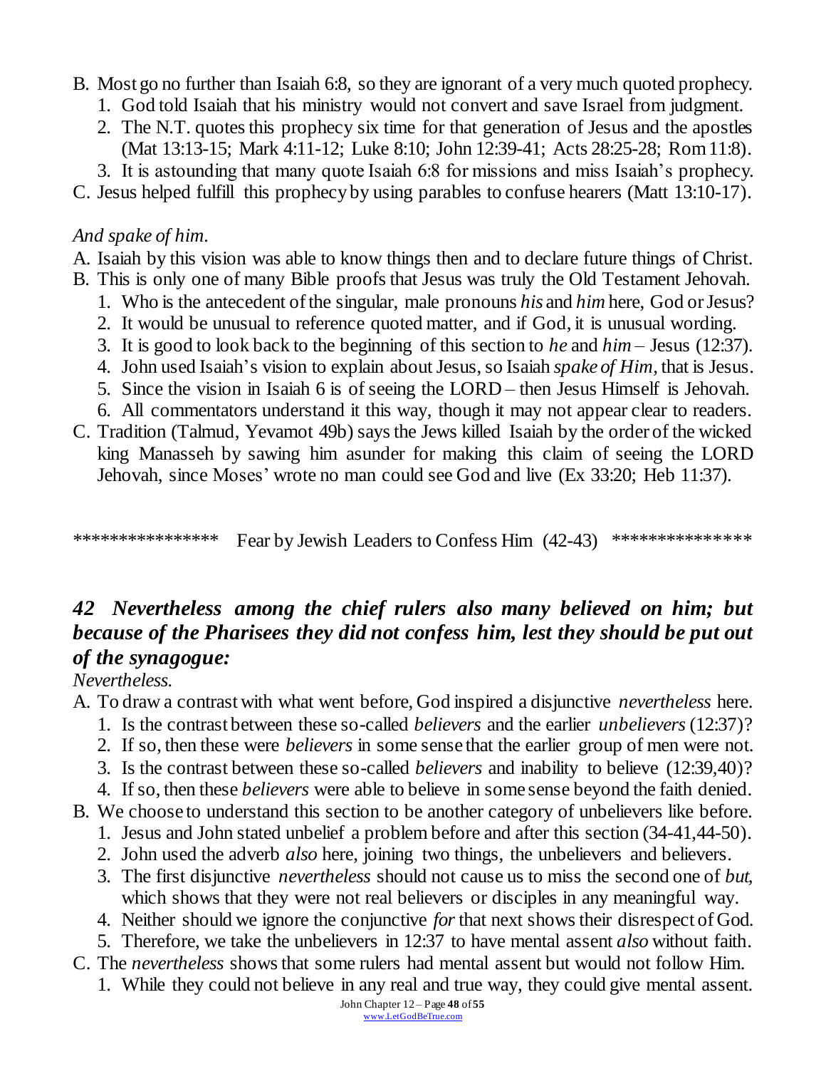B. Most go no further than Isaiah 6:8, so they are ignorant of a very much quoted prophecy.
   1. God told Isaiah that his ministry would not convert and save Israel from judgment.
   2. The N.T. quotes this prophecy six time for that generation of Jesus and the apostles (Mat 13:13-15; Mark 4:11-12; Luke 8:10; John 12:39-41; Acts 28:25-28; Rom 11:8).
   3. It is astounding that many quote Isaiah 6:8 for missions and miss Isaiah's prophecy.

C. Jesus helped fulfill this prophecy by using parables to confuse hearers (Matt 13:10-17).

*And spake of him.*

A. Isaiah by this vision was able to know things then and to declare future things of Christ.

B. This is only one of many Bible proofs that Jesus was truly the Old Testament Jehovah.
   1. Who is the antecedent of the singular, male pronouns *his* and *him* here, God or Jesus?
   2. It would be unusual to reference quoted matter, and if God, it is unusual wording.
   3. It is good to look back to the beginning of this section to *he* and *him* – Jesus (12:37).
   4. John used Isaiah's vision to explain about Jesus, so Isaiah *spake of Him,* that is Jesus.
   5. Since the vision in Isaiah 6 is of seeing the LORD – then Jesus Himself is Jehovah.
   6. All commentators understand it this way, though it may not appear clear to readers.

C. Tradition (Talmud, Yevamot 49b) says the Jews killed Isaiah by the order of the wicked king Manasseh by sawing him asunder for making this claim of seeing the LORD Jehovah, since Moses' wrote no man could see God and live (Ex 33:20; Heb 11:37).

**************** Fear by Jewish Leaders to Confess Him (42-43) ***************

### *42 Nevertheless among the chief rulers also many believed on him; but because of the Pharisees they did not confess him, lest they should be put out of the synagogue:*

*Nevertheless.*

A. To draw a contrast with what went before, God inspired a disjunctive *nevertheless* here.
   1. Is the contrast between these so-called *believers* and the earlier *unbelievers* (12:37)?
   2. If so, then these were *believers* in some sense that the earlier group of men were not.
   3. Is the contrast between these so-called *believers* and inability to believe (12:39,40)?
   4. If so, then these *believers* were able to believe in some sense beyond the faith denied.

B. We choose to understand this section to be another category of unbelievers like before.
   1. Jesus and John stated unbelief a problem before and after this section (34-41,44-50).
   2. John used the adverb *also* here, joining two things, the unbelievers and believers.
   3. The first disjunctive *nevertheless* should not cause us to miss the second one of *but*, which shows that they were not real believers or disciples in any meaningful way.
   4. Neither should we ignore the conjunctive *for* that next shows their disrespect of God.
   5. Therefore, we take the unbelievers in 12:37 to have mental assent *also* without faith.

C. The *nevertheless* shows that some rulers had mental assent but would not follow Him.
   1. While they could not believe in any real and true way, they could give mental assent.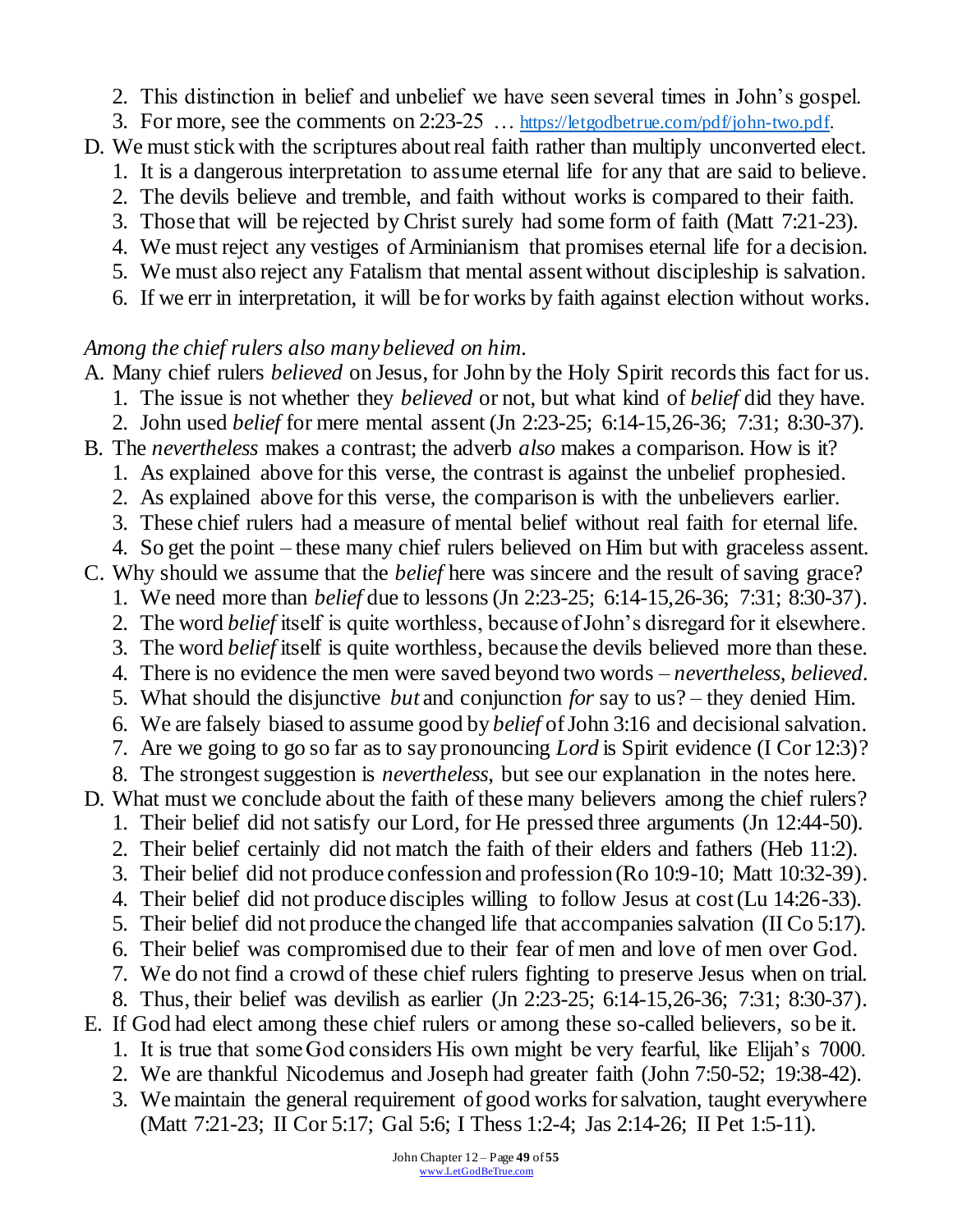2. This distinction in belief and unbelief we have seen several times in John's gospel.
3. For more, see the comments on 2:23-25 … https://letgodbetrue.com/pdf/john-two.pdf.

D. We must stick with the scriptures about real faith rather than multiply unconverted elect.
1. It is a dangerous interpretation to assume eternal life for any that are said to believe.
2. The devils believe and tremble, and faith without works is compared to their faith.
3. Those that will be rejected by Christ surely had some form of faith (Matt 7:21-23).
4. We must reject any vestiges of Arminianism that promises eternal life for a decision.
5. We must also reject any Fatalism that mental assent without discipleship is salvation.
6. If we err in interpretation, it will be for works by faith against election without works.

*Among the chief rulers also many believed on him.*

A. Many chief rulers *believed* on Jesus, for John by the Holy Spirit records this fact for us.
1. The issue is not whether they *believed* or not, but what kind of *belief* did they have.
2. John used *belief* for mere mental assent (Jn 2:23-25; 6:14-15,26-36; 7:31; 8:30-37).

B. The *nevertheless* makes a contrast; the adverb *also* makes a comparison. How is it?
1. As explained above for this verse, the contrast is against the unbelief prophesied.
2. As explained above for this verse, the comparison is with the unbelievers earlier.
3. These chief rulers had a measure of mental belief without real faith for eternal life.
4. So get the point – these many chief rulers believed on Him but with graceless assent.

C. Why should we assume that the *belief* here was sincere and the result of saving grace?
1. We need more than *belief* due to lessons (Jn 2:23-25; 6:14-15,26-36; 7:31; 8:30-37).
2. The word *belief* itself is quite worthless, because of John's disregard for it elsewhere.
3. The word *belief* itself is quite worthless, because the devils believed more than these.
4. There is no evidence the men were saved beyond two words – *nevertheless, believed*.
5. What should the disjunctive *but* and conjunction *for* say to us? – they denied Him.
6. We are falsely biased to assume good by *belief* of John 3:16 and decisional salvation.
7. Are we going to go so far as to say pronouncing *Lord* is Spirit evidence (I Cor 12:3)?
8. The strongest suggestion is *nevertheless,* but see our explanation in the notes here.

D. What must we conclude about the faith of these many believers among the chief rulers?
1. Their belief did not satisfy our Lord, for He pressed three arguments (Jn 12:44-50).
2. Their belief certainly did not match the faith of their elders and fathers (Heb 11:2).
3. Their belief did not produce confession and profession (Ro 10:9-10; Matt 10:32-39).
4. Their belief did not produce disciples willing to follow Jesus at cost (Lu 14:26-33).
5. Their belief did not produce the changed life that accompanies salvation (II Co 5:17).
6. Their belief was compromised due to their fear of men and love of men over God.
7. We do not find a crowd of these chief rulers fighting to preserve Jesus when on trial.
8. Thus, their belief was devilish as earlier (Jn 2:23-25; 6:14-15,26-36; 7:31; 8:30-37).

E. If God had elect among these chief rulers or among these so-called believers, so be it.
1. It is true that some God considers His own might be very fearful, like Elijah's 7000.
2. We are thankful Nicodemus and Joseph had greater faith (John 7:50-52; 19:38-42).
3. We maintain the general requirement of good works for salvation, taught everywhere (Matt 7:21-23; II Cor 5:17; Gal 5:6; I Thess 1:2-4; Jas 2:14-26; II Pet 1:5-11).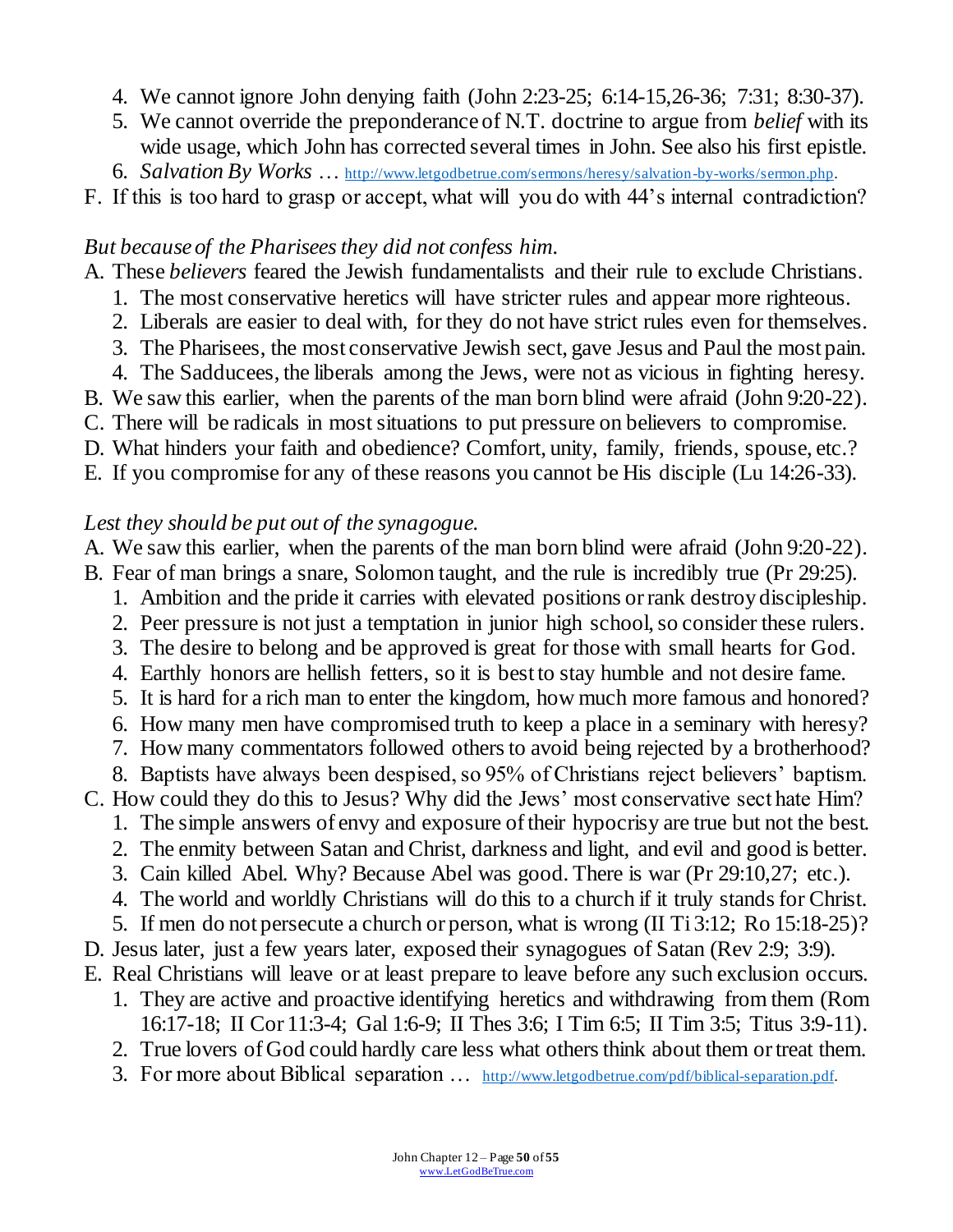4. We cannot ignore John denying faith (John 2:23-25; 6:14-15,26-36; 7:31; 8:30-37).
5. We cannot override the preponderance of N.T. doctrine to argue from *belief* with its wide usage, which John has corrected several times in John. See also his first epistle.
6. *Salvation By Works* … http://www.letgodbetrue.com/sermons/heresy/salvation-by-works/sermon.php.

F. If this is too hard to grasp or accept, what will you do with 44's internal contradiction?

*But because of the Pharisees they did not confess him.*

A. These *believers* feared the Jewish fundamentalists and their rule to exclude Christians.
   1. The most conservative heretics will have stricter rules and appear more righteous.
   2. Liberals are easier to deal with, for they do not have strict rules even for themselves.
   3. The Pharisees, the most conservative Jewish sect, gave Jesus and Paul the most pain.
   4. The Sadducees, the liberals among the Jews, were not as vicious in fighting heresy.
B. We saw this earlier, when the parents of the man born blind were afraid (John 9:20-22).
C. There will be radicals in most situations to put pressure on believers to compromise.
D. What hinders your faith and obedience? Comfort, unity, family, friends, spouse, etc.?
E. If you compromise for any of these reasons you cannot be His disciple (Lu 14:26-33).

*Lest they should be put out of the synagogue.*

A. We saw this earlier, when the parents of the man born blind were afraid (John 9:20-22).
B. Fear of man brings a snare, Solomon taught, and the rule is incredibly true (Pr 29:25).
   1. Ambition and the pride it carries with elevated positions or rank destroy discipleship.
   2. Peer pressure is not just a temptation in junior high school, so consider these rulers.
   3. The desire to belong and be approved is great for those with small hearts for God.
   4. Earthly honors are hellish fetters, so it is best to stay humble and not desire fame.
   5. It is hard for a rich man to enter the kingdom, how much more famous and honored?
   6. How many men have compromised truth to keep a place in a seminary with heresy?
   7. How many commentators followed others to avoid being rejected by a brotherhood?
   8. Baptists have always been despised, so 95% of Christians reject believers' baptism.
C. How could they do this to Jesus? Why did the Jews' most conservative sect hate Him?
   1. The simple answers of envy and exposure of their hypocrisy are true but not the best.
   2. The enmity between Satan and Christ, darkness and light, and evil and good is better.
   3. Cain killed Abel. Why? Because Abel was good. There is war (Pr 29:10,27; etc.).
   4. The world and worldly Christians will do this to a church if it truly stands for Christ.
   5. If men do not persecute a church or person, what is wrong (II Ti 3:12; Ro 15:18-25)?
D. Jesus later, just a few years later, exposed their synagogues of Satan (Rev 2:9; 3:9).
E. Real Christians will leave or at least prepare to leave before any such exclusion occurs.
   1. They are active and proactive identifying heretics and withdrawing from them (Rom 16:17-18; II Cor 11:3-4; Gal 1:6-9; II Thes 3:6; I Tim 6:5; II Tim 3:5; Titus 3:9-11).
   2. True lovers of God could hardly care less what others think about them or treat them.
   3. For more about Biblical separation … http://www.letgodbetrue.com/pdf/biblical-separation.pdf.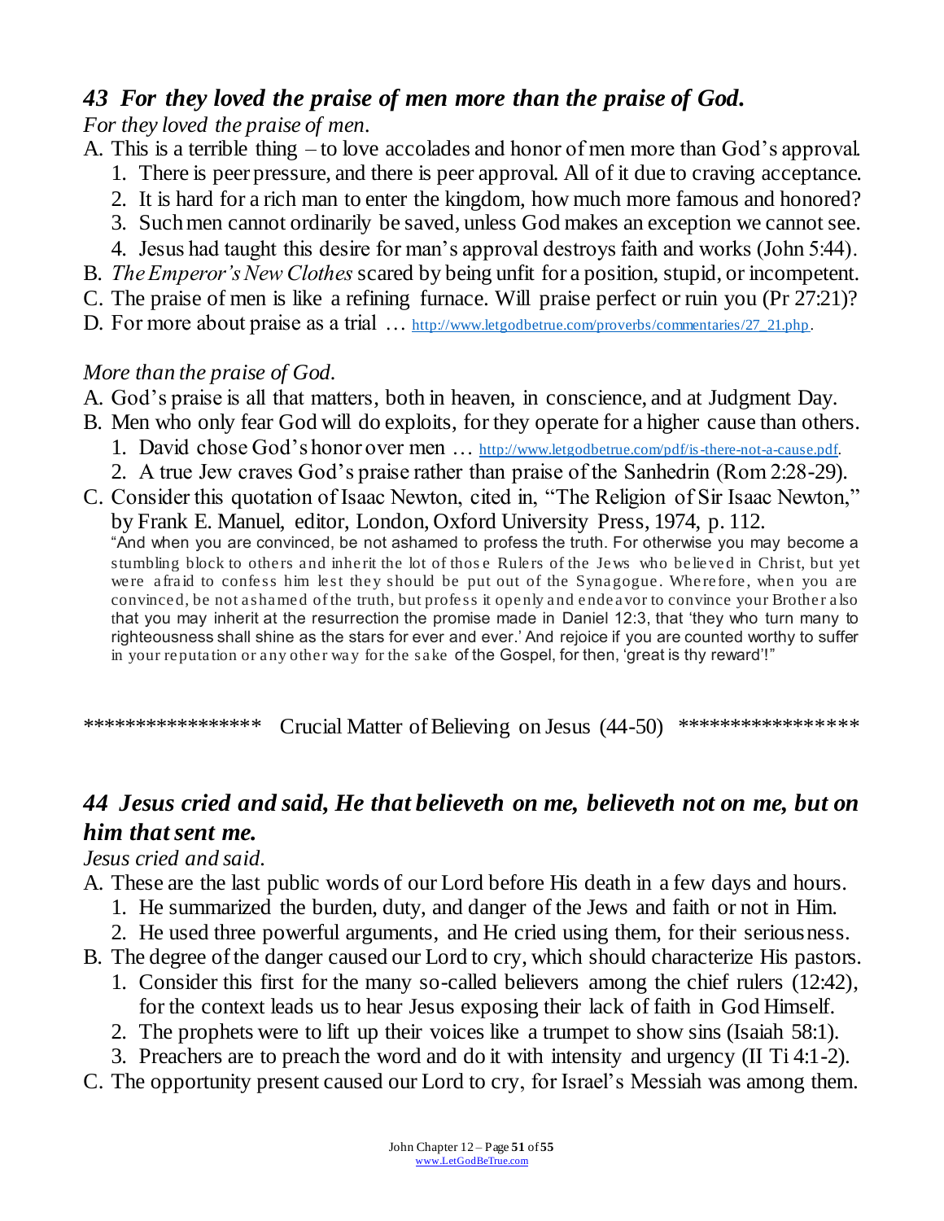## *43 For they loved the praise of men more than the praise of God.*

*For they loved the praise of men.*

A. This is a terrible thing – to love accolades and honor of men more than God's approval.
   1. There is peer pressure, and there is peer approval. All of it due to craving acceptance.
   2. It is hard for a rich man to enter the kingdom, how much more famous and honored?
   3. Such men cannot ordinarily be saved, unless God makes an exception we cannot see.
   4. Jesus had taught this desire for man's approval destroys faith and works (John 5:44).

B. *The Emperor's New Clothes* scared by being unfit for a position, stupid, or incompetent.

C. The praise of men is like a refining furnace. Will praise perfect or ruin you (Pr 27:21)?

D. For more about praise as a trial … http://www.letgodbetrue.com/proverbs/commentaries/27_21.php.

*More than the praise of God.*

A. God's praise is all that matters, both in heaven, in conscience, and at Judgment Day.

B. Men who only fear God will do exploits, for they operate for a higher cause than others.
   1. David chose God's honor over men … http://www.letgodbetrue.com/pdf/is-there-not-a-cause.pdf.
   2. A true Jew craves God's praise rather than praise of the Sanhedrin (Rom 2:28-29).

C. Consider this quotation of Isaac Newton, cited in, "The Religion of Sir Isaac Newton," by Frank E. Manuel, editor, London, Oxford University Press, 1974, p. 112.

> "And when you are convinced, be not ashamed to profess the truth. For otherwise you may become a stumbling block to others and inherit the lot of those Rulers of the Jews who believed in Christ, but yet were afraid to confess him lest they should be put out of the Synagogue. Wherefore, when you are convinced, be not ashamed of the truth, but profess it openly and endeavor to convince your Brother also that you may inherit at the resurrection the promise made in Daniel 12:3, that 'they who turn many to righteousness shall shine as the stars for ever and ever.' And rejoice if you are counted worthy to suffer in your reputation or any other way for the sake of the Gospel, for then, 'great is thy reward'!"

***************** Crucial Matter of Believing on Jesus (44-50) *****************

## *44 Jesus cried and said, He that believeth on me, believeth not on me, but on him that sent me.*

*Jesus cried and said.*

A. These are the last public words of our Lord before His death in a few days and hours.
   1. He summarized the burden, duty, and danger of the Jews and faith or not in Him.
   2. He used three powerful arguments, and He cried using them, for their seriousness.

B. The degree of the danger caused our Lord to cry, which should characterize His pastors.
   1. Consider this first for the many so-called believers among the chief rulers (12:42), for the context leads us to hear Jesus exposing their lack of faith in God Himself.
   2. The prophets were to lift up their voices like a trumpet to show sins (Isaiah 58:1).
   3. Preachers are to preach the word and do it with intensity and urgency (II Ti 4:1-2).

C. The opportunity present caused our Lord to cry, for Israel's Messiah was among them.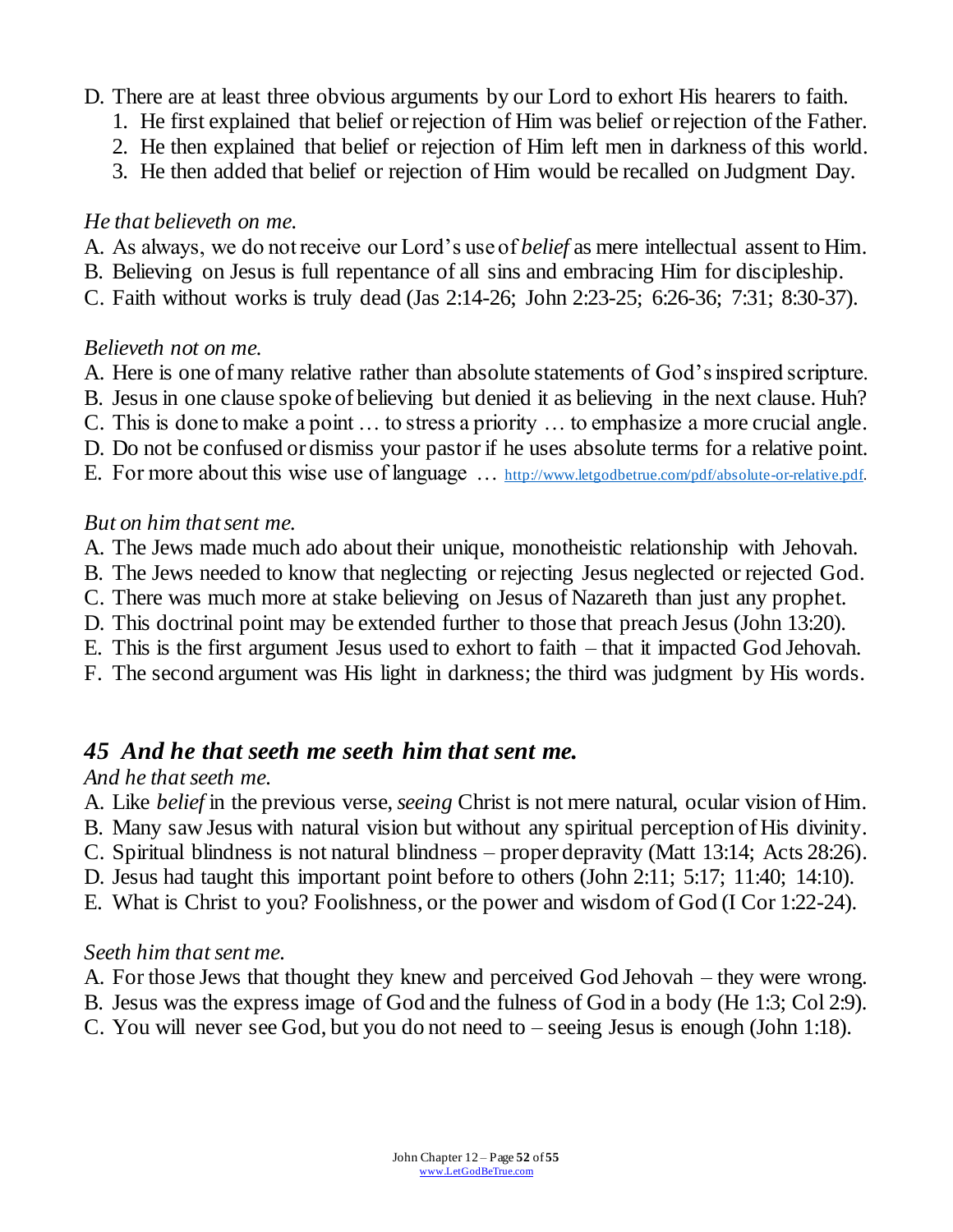D. There are at least three obvious arguments by our Lord to exhort His hearers to faith.
   1. He first explained that belief or rejection of Him was belief or rejection of the Father.
   2. He then explained that belief or rejection of Him left men in darkness of this world.
   3. He then added that belief or rejection of Him would be recalled on Judgment Day.

*He that believeth on me.*

A. As always, we do not receive our Lord's use of *belief* as mere intellectual assent to Him.
B. Believing on Jesus is full repentance of all sins and embracing Him for discipleship.
C. Faith without works is truly dead (Jas 2:14-26; John 2:23-25; 6:26-36; 7:31; 8:30-37).

*Believeth not on me.*

A. Here is one of many relative rather than absolute statements of God's inspired scripture.
B. Jesus in one clause spoke of believing but denied it as believing in the next clause. Huh?
C. This is done to make a point … to stress a priority … to emphasize a more crucial angle.
D. Do not be confused or dismiss your pastor if he uses absolute terms for a relative point.
E. For more about this wise use of language … http://www.letgodbetrue.com/pdf/absolute-or-relative.pdf.

*But on him that sent me.*

A. The Jews made much ado about their unique, monotheistic relationship with Jehovah.
B. The Jews needed to know that neglecting or rejecting Jesus neglected or rejected God.
C. There was much more at stake believing on Jesus of Nazareth than just any prophet.
D. This doctrinal point may be extended further to those that preach Jesus (John 13:20).
E. This is the first argument Jesus used to exhort to faith – that it impacted God Jehovah.
F. The second argument was His light in darkness; the third was judgment by His words.

## *45 And he that seeth me seeth him that sent me.*

*And he that seeth me.*

A. Like *belief* in the previous verse, *seeing* Christ is not mere natural, ocular vision of Him.
B. Many saw Jesus with natural vision but without any spiritual perception of His divinity.
C. Spiritual blindness is not natural blindness – proper depravity (Matt 13:14; Acts 28:26).
D. Jesus had taught this important point before to others (John 2:11; 5:17; 11:40; 14:10).
E. What is Christ to you? Foolishness, or the power and wisdom of God (I Cor 1:22-24).

*Seeth him that sent me.*

A. For those Jews that thought they knew and perceived God Jehovah – they were wrong.
B. Jesus was the express image of God and the fulness of God in a body (He 1:3; Col 2:9).
C. You will never see God, but you do not need to – seeing Jesus is enough (John 1:18).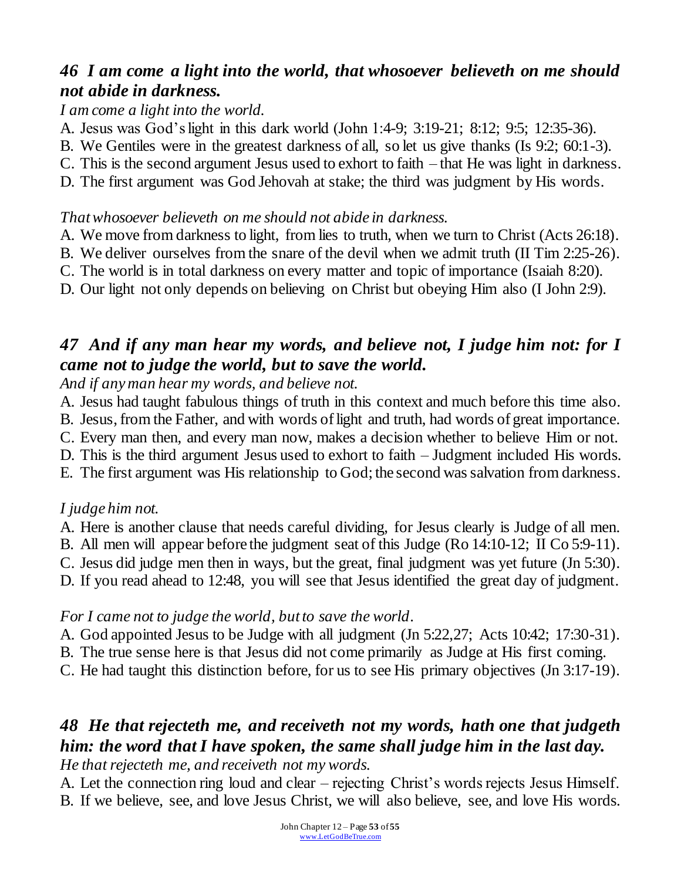### *46 I am come a light into the world, that whosoever believeth on me should not abide in darkness.*

*I am come a light into the world.*

A. Jesus was God's light in this dark world (John 1:4-9; 3:19-21; 8:12; 9:5; 12:35-36).
B. We Gentiles were in the greatest darkness of all, so let us give thanks (Is 9:2; 60:1-3).
C. This is the second argument Jesus used to exhort to faith – that He was light in darkness.
D. The first argument was God Jehovah at stake; the third was judgment by His words.

*That whosoever believeth on me should not abide in darkness.*

A. We move from darkness to light, from lies to truth, when we turn to Christ (Acts 26:18).
B. We deliver ourselves from the snare of the devil when we admit truth (II Tim 2:25-26).
C. The world is in total darkness on every matter and topic of importance (Isaiah 8:20).
D. Our light not only depends on believing on Christ but obeying Him also (I John 2:9).

### *47 And if any man hear my words, and believe not, I judge him not: for I came not to judge the world, but to save the world.*

*And if any man hear my words, and believe not.*

A. Jesus had taught fabulous things of truth in this context and much before this time also.
B. Jesus, from the Father, and with words of light and truth, had words of great importance.
C. Every man then, and every man now, makes a decision whether to believe Him or not.
D. This is the third argument Jesus used to exhort to faith – Judgment included His words.
E. The first argument was His relationship to God; the second was salvation from darkness.

*I judge him not.*

A. Here is another clause that needs careful dividing, for Jesus clearly is Judge of all men.
B. All men will appear before the judgment seat of this Judge (Ro 14:10-12; II Co 5:9-11).
C. Jesus did judge men then in ways, but the great, final judgment was yet future (Jn 5:30).
D. If you read ahead to 12:48, you will see that Jesus identified the great day of judgment.

*For I came not to judge the world, but to save the world.*

A. God appointed Jesus to be Judge with all judgment (Jn 5:22,27; Acts 10:42; 17:30-31).
B. The true sense here is that Jesus did not come primarily as Judge at His first coming.
C. He had taught this distinction before, for us to see His primary objectives (Jn 3:17-19).

### *48 He that rejecteth me, and receiveth not my words, hath one that judgeth him: the word that I have spoken, the same shall judge him in the last day.*

*He that rejecteth me, and receiveth not my words.*

A. Let the connection ring loud and clear – rejecting Christ's words rejects Jesus Himself.
B. If we believe, see, and love Jesus Christ, we will also believe, see, and love His words.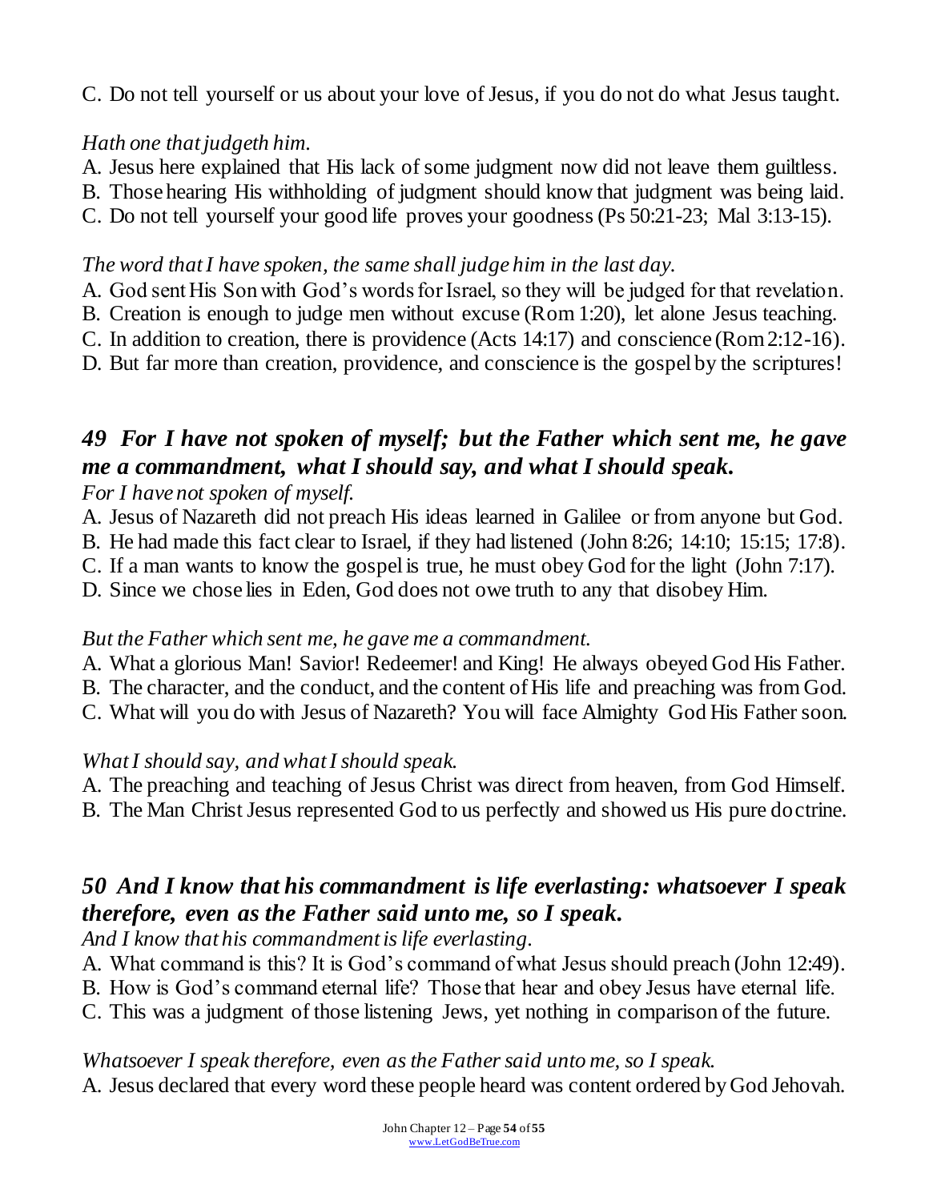C. Do not tell yourself or us about your love of Jesus, if you do not do what Jesus taught.

*Hath one that judgeth him.*

A. Jesus here explained that His lack of some judgment now did not leave them guiltless.
B. Those hearing His withholding of judgment should know that judgment was being laid.
C. Do not tell yourself your good life proves your goodness (Ps 50:21-23; Mal 3:13-15).

*The word that I have spoken, the same shall judge him in the last day.*

A. God sent His Son with God's words for Israel, so they will be judged for that revelation.
B. Creation is enough to judge men without excuse (Rom 1:20), let alone Jesus teaching.
C. In addition to creation, there is providence (Acts 14:17) and conscience (Rom 2:12-16).
D. But far more than creation, providence, and conscience is the gospel by the scriptures!

### *49 For I have not spoken of myself; but the Father which sent me, he gave me a commandment, what I should say, and what I should speak.*

*For I have not spoken of myself.*

A. Jesus of Nazareth did not preach His ideas learned in Galilee or from anyone but God.
B. He had made this fact clear to Israel, if they had listened (John 8:26; 14:10; 15:15; 17:8).
C. If a man wants to know the gospel is true, he must obey God for the light (John 7:17).
D. Since we chose lies in Eden, God does not owe truth to any that disobey Him.

*But the Father which sent me, he gave me a commandment.*

A. What a glorious Man! Savior! Redeemer! and King! He always obeyed God His Father.
B. The character, and the conduct, and the content of His life and preaching was from God.
C. What will you do with Jesus of Nazareth? You will face Almighty God His Father soon.

*What I should say, and what I should speak.*

A. The preaching and teaching of Jesus Christ was direct from heaven, from God Himself.
B. The Man Christ Jesus represented God to us perfectly and showed us His pure doctrine.

### *50 And I know that his commandment is life everlasting: whatsoever I speak therefore, even as the Father said unto me, so I speak.*

*And I know that his commandment is life everlasting.*

A. What command is this? It is God's command of what Jesus should preach (John 12:49).
B. How is God's command eternal life? Those that hear and obey Jesus have eternal life.
C. This was a judgment of those listening Jews, yet nothing in comparison of the future.

*Whatsoever I speak therefore, even as the Father said unto me, so I speak.*

A. Jesus declared that every word these people heard was content ordered by God Jehovah.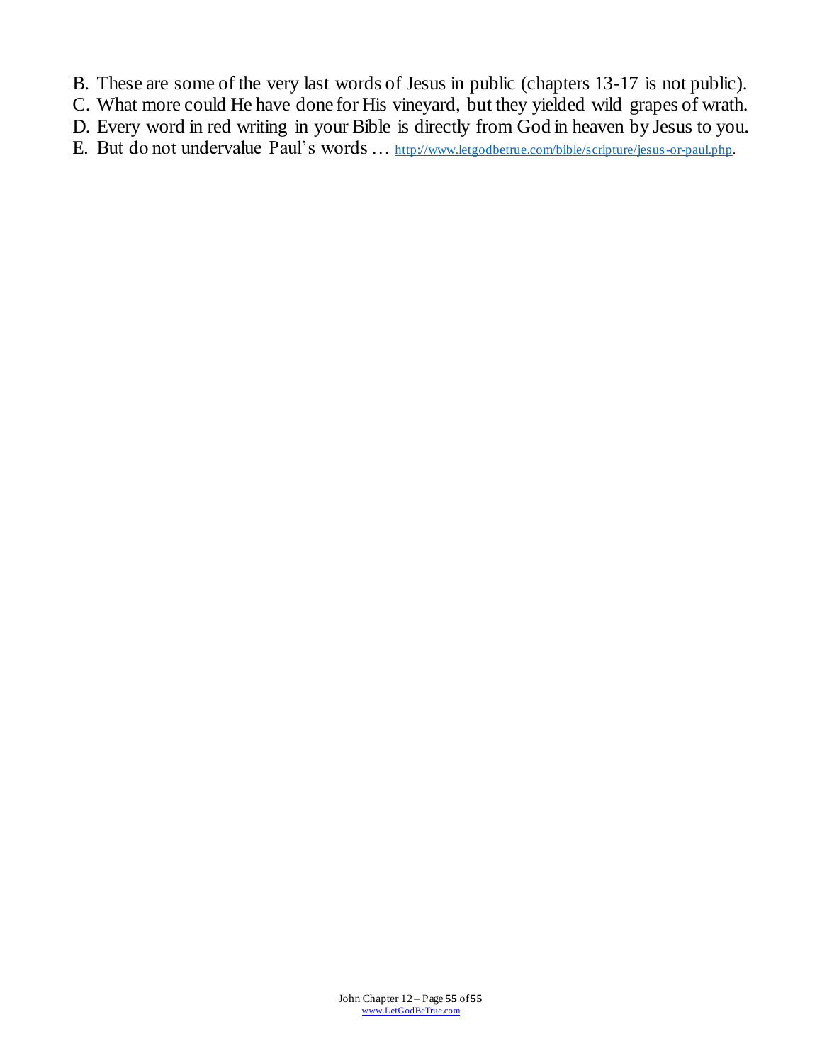B. These are some of the very last words of Jesus in public (chapters 13-17 is not public).
C. What more could He have done for His vineyard, but they yielded wild grapes of wrath.
D. Every word in red writing in your Bible is directly from God in heaven by Jesus to you.
E. But do not undervalue Paul's words … http://www.letgodbetrue.com/bible/scripture/jesus-or-paul.php.